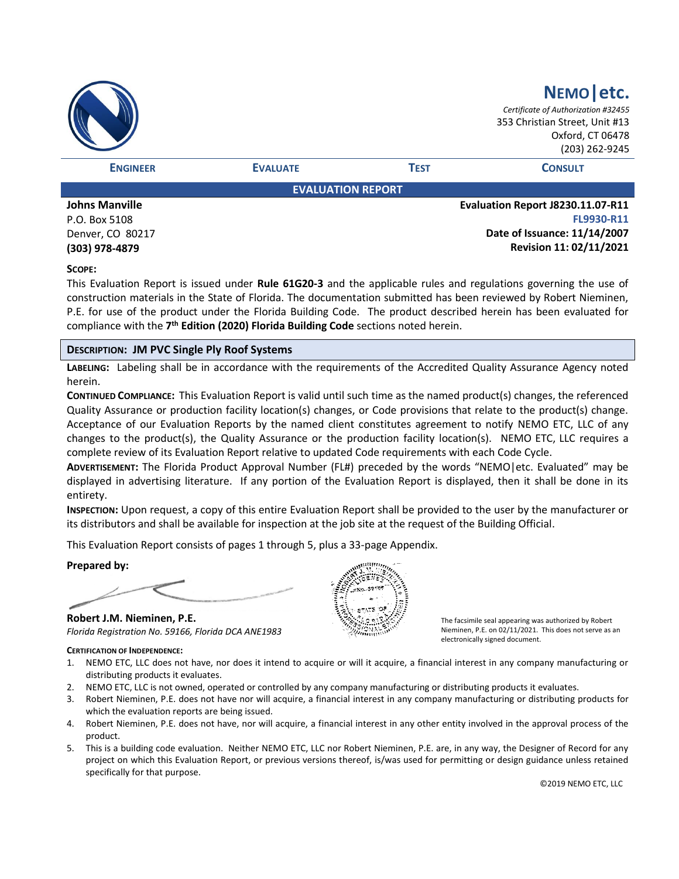# NEMO|etc.

*Certificate of Authorization #32455*
353 Christian Street, Unit #13
Oxford, CT 06478
(203) 262-9245

**ENGINEER** **EVALUATE** **TEST** **CONSULT**

## EVALUATION REPORT

**Johns Manville**
P.O. Box 5108
Denver, CO 80217
**(303) 978-4879**

**Evaluation Report J8230.11.07-R11**
**FL9930-R11**
**Date of Issuance: 11/14/2007**
**Revision 11: 02/11/2021**

**SCOPE:**

This Evaluation Report is issued under **Rule 61G20-3** and the applicable rules and regulations governing the use of construction materials in the State of Florida. The documentation submitted has been reviewed by Robert Nieminen, P.E. for use of the product under the Florida Building Code. The product described herein has been evaluated for compliance with the **7th Edition (2020) Florida Building Code** sections noted herein.

### DESCRIPTION: JM PVC Single Ply Roof Systems

**LABELING:** Labeling shall be in accordance with the requirements of the Accredited Quality Assurance Agency noted herein.

**CONTINUED COMPLIANCE:** This Evaluation Report is valid until such time as the named product(s) changes, the referenced Quality Assurance or production facility location(s) changes, or Code provisions that relate to the product(s) change. Acceptance of our Evaluation Reports by the named client constitutes agreement to notify NEMO ETC, LLC of any changes to the product(s), the Quality Assurance or the production facility location(s). NEMO ETC, LLC requires a complete review of its Evaluation Report relative to updated Code requirements with each Code Cycle.

**ADVERTISEMENT:** The Florida Product Approval Number (FL#) preceded by the words "NEMO|etc. Evaluated" may be displayed in advertising literature. If any portion of the Evaluation Report is displayed, then it shall be done in its entirety.

**INSPECTION:** Upon request, a copy of this entire Evaluation Report shall be provided to the user by the manufacturer or its distributors and shall be available for inspection at the job site at the request of the Building Official.

This Evaluation Report consists of pages 1 through 5, plus a 33-page Appendix.

**Prepared by:**

**Robert J.M. Nieminen, P.E.**
*Florida Registration No. 59166, Florida DCA ANE1983*

The facsimile seal appearing was authorized by Robert Nieminen, P.E. on 02/11/2021. This does not serve as an electronically signed document.

**CERTIFICATION OF INDEPENDENCE:**

1. NEMO ETC, LLC does not have, nor does it intend to acquire or will it acquire, a financial interest in any company manufacturing or distributing products it evaluates.
2. NEMO ETC, LLC is not owned, operated or controlled by any company manufacturing or distributing products it evaluates.
3. Robert Nieminen, P.E. does not have nor will acquire, a financial interest in any company manufacturing or distributing products for which the evaluation reports are being issued.
4. Robert Nieminen, P.E. does not have, nor will acquire, a financial interest in any other entity involved in the approval process of the product.
5. This is a building code evaluation. Neither NEMO ETC, LLC nor Robert Nieminen, P.E. are, in any way, the Designer of Record for any project on which this Evaluation Report, or previous versions thereof, is/was used for permitting or design guidance unless retained specifically for that purpose.

©2019 NEMO ETC, LLC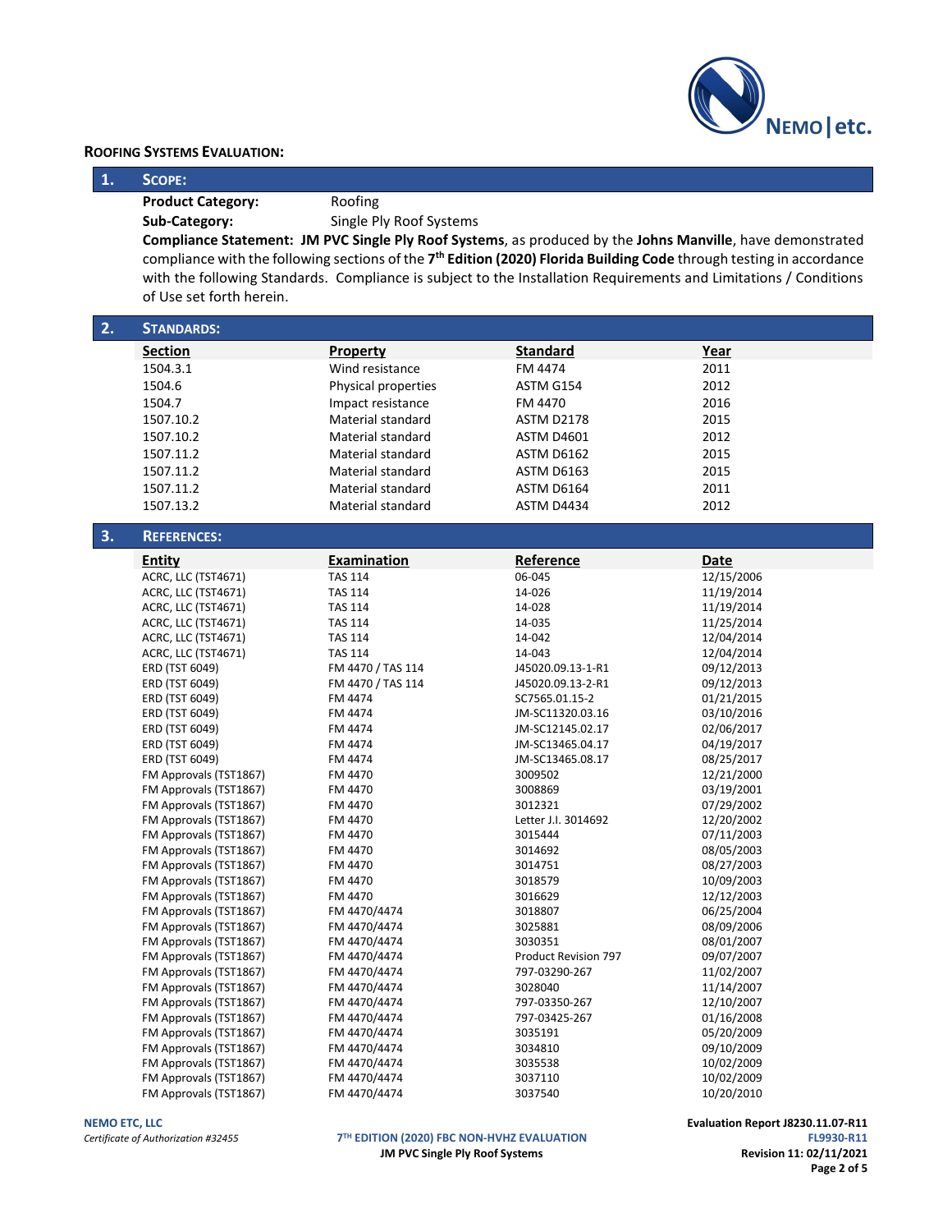## ROOFING SYSTEMS EVALUATION:

### 1. SCOPE:

**Product Category:** Roofing

**Sub-Category:** Single Ply Roof Systems

**Compliance Statement:** **JM PVC Single Ply Roof Systems**, as produced by the **Johns Manville**, have demonstrated compliance with the following sections of the **7th Edition (2020) Florida Building Code** through testing in accordance with the following Standards. Compliance is subject to the Installation Requirements and Limitations / Conditions of Use set forth herein.

### 2. STANDARDS:

| Section | Property | Standard | Year |
|---|---|---|---|
| 1504.3.1 | Wind resistance | FM 4474 | 2011 |
| 1504.6 | Physical properties | ASTM G154 | 2012 |
| 1504.7 | Impact resistance | FM 4470 | 2016 |
| 1507.10.2 | Material standard | ASTM D2178 | 2015 |
| 1507.10.2 | Material standard | ASTM D4601 | 2012 |
| 1507.11.2 | Material standard | ASTM D6162 | 2015 |
| 1507.11.2 | Material standard | ASTM D6163 | 2015 |
| 1507.11.2 | Material standard | ASTM D6164 | 2011 |
| 1507.13.2 | Material standard | ASTM D4434 | 2012 |

### 3. REFERENCES:

| Entity | Examination | Reference | Date |
|---|---|---|---|
| ACRC, LLC (TST4671) | TAS 114 | 06-045 | 12/15/2006 |
| ACRC, LLC (TST4671) | TAS 114 | 14-026 | 11/19/2014 |
| ACRC, LLC (TST4671) | TAS 114 | 14-028 | 11/19/2014 |
| ACRC, LLC (TST4671) | TAS 114 | 14-035 | 11/25/2014 |
| ACRC, LLC (TST4671) | TAS 114 | 14-042 | 12/04/2014 |
| ACRC, LLC (TST4671) | TAS 114 | 14-043 | 12/04/2014 |
| ERD (TST 6049) | FM 4470 / TAS 114 | J45020.09.13-1-R1 | 09/12/2013 |
| ERD (TST 6049) | FM 4470 / TAS 114 | J45020.09.13-2-R1 | 09/12/2013 |
| ERD (TST 6049) | FM 4474 | SC7565.01.15-2 | 01/21/2015 |
| ERD (TST 6049) | FM 4474 | JM-SC11320.03.16 | 03/10/2016 |
| ERD (TST 6049) | FM 4474 | JM-SC12145.02.17 | 02/06/2017 |
| ERD (TST 6049) | FM 4474 | JM-SC13465.04.17 | 04/19/2017 |
| ERD (TST 6049) | FM 4474 | JM-SC13465.08.17 | 08/25/2017 |
| FM Approvals (TST1867) | FM 4470 | 3009502 | 12/21/2000 |
| FM Approvals (TST1867) | FM 4470 | 3008869 | 03/19/2001 |
| FM Approvals (TST1867) | FM 4470 | 3012321 | 07/29/2002 |
| FM Approvals (TST1867) | FM 4470 | Letter J.I. 3014692 | 12/20/2002 |
| FM Approvals (TST1867) | FM 4470 | 3015444 | 07/11/2003 |
| FM Approvals (TST1867) | FM 4470 | 3014692 | 08/05/2003 |
| FM Approvals (TST1867) | FM 4470 | 3014751 | 08/27/2003 |
| FM Approvals (TST1867) | FM 4470 | 3018579 | 10/09/2003 |
| FM Approvals (TST1867) | FM 4470 | 3016629 | 12/12/2003 |
| FM Approvals (TST1867) | FM 4470/4474 | 3018807 | 06/25/2004 |
| FM Approvals (TST1867) | FM 4470/4474 | 3025881 | 08/09/2006 |
| FM Approvals (TST1867) | FM 4470/4474 | 3030351 | 08/01/2007 |
| FM Approvals (TST1867) | FM 4470/4474 | Product Revision 797 | 09/07/2007 |
| FM Approvals (TST1867) | FM 4470/4474 | 797-03290-267 | 11/02/2007 |
| FM Approvals (TST1867) | FM 4470/4474 | 3028040 | 11/14/2007 |
| FM Approvals (TST1867) | FM 4470/4474 | 797-03350-267 | 12/10/2007 |
| FM Approvals (TST1867) | FM 4470/4474 | 797-03425-267 | 01/16/2008 |
| FM Approvals (TST1867) | FM 4470/4474 | 3035191 | 05/20/2009 |
| FM Approvals (TST1867) | FM 4470/4474 | 3034810 | 09/10/2009 |
| FM Approvals (TST1867) | FM 4470/4474 | 3035538 | 10/02/2009 |
| FM Approvals (TST1867) | FM 4470/4474 | 3037110 | 10/02/2009 |
| FM Approvals (TST1867) | FM 4470/4474 | 3037540 | 10/20/2010 |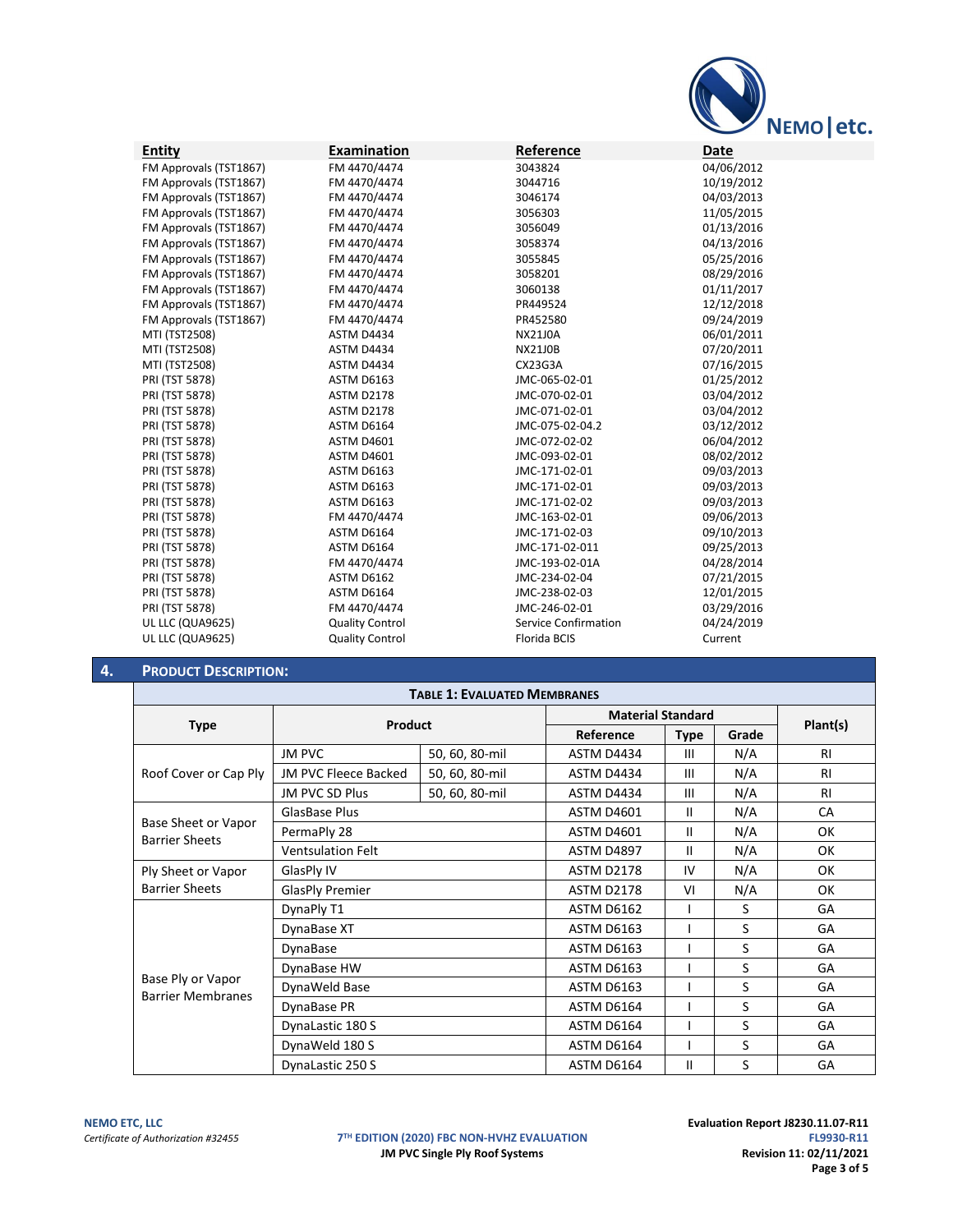| Entity | Examination | Reference | Date |
|---|---|---|---|
| FM Approvals (TST1867) | FM 4470/4474 | 3043824 | 04/06/2012 |
| FM Approvals (TST1867) | FM 4470/4474 | 3044716 | 10/19/2012 |
| FM Approvals (TST1867) | FM 4470/4474 | 3046174 | 04/03/2013 |
| FM Approvals (TST1867) | FM 4470/4474 | 3056303 | 11/05/2015 |
| FM Approvals (TST1867) | FM 4470/4474 | 3056049 | 01/13/2016 |
| FM Approvals (TST1867) | FM 4470/4474 | 3058374 | 04/13/2016 |
| FM Approvals (TST1867) | FM 4470/4474 | 3055845 | 05/25/2016 |
| FM Approvals (TST1867) | FM 4470/4474 | 3058201 | 08/29/2016 |
| FM Approvals (TST1867) | FM 4470/4474 | 3060138 | 01/11/2017 |
| FM Approvals (TST1867) | FM 4470/4474 | PR449524 | 12/12/2018 |
| FM Approvals (TST1867) | FM 4470/4474 | PR452580 | 09/24/2019 |
| MTI (TST2508) | ASTM D4434 | NX21J0A | 06/01/2011 |
| MTI (TST2508) | ASTM D4434 | NX21J0B | 07/20/2011 |
| MTI (TST2508) | ASTM D4434 | CX23G3A | 07/16/2015 |
| PRI (TST 5878) | ASTM D6163 | JMC-065-02-01 | 01/25/2012 |
| PRI (TST 5878) | ASTM D2178 | JMC-070-02-01 | 03/04/2012 |
| PRI (TST 5878) | ASTM D2178 | JMC-071-02-01 | 03/04/2012 |
| PRI (TST 5878) | ASTM D6164 | JMC-075-02-04.2 | 03/12/2012 |
| PRI (TST 5878) | ASTM D4601 | JMC-072-02-02 | 06/04/2012 |
| PRI (TST 5878) | ASTM D4601 | JMC-093-02-01 | 08/02/2012 |
| PRI (TST 5878) | ASTM D6163 | JMC-171-02-01 | 09/03/2013 |
| PRI (TST 5878) | ASTM D6163 | JMC-171-02-01 | 09/03/2013 |
| PRI (TST 5878) | ASTM D6163 | JMC-171-02-02 | 09/03/2013 |
| PRI (TST 5878) | FM 4470/4474 | JMC-163-02-01 | 09/06/2013 |
| PRI (TST 5878) | ASTM D6164 | JMC-171-02-03 | 09/10/2013 |
| PRI (TST 5878) | ASTM D6164 | JMC-171-02-011 | 09/25/2013 |
| PRI (TST 5878) | FM 4470/4474 | JMC-193-02-01A | 04/28/2014 |
| PRI (TST 5878) | ASTM D6162 | JMC-234-02-04 | 07/21/2015 |
| PRI (TST 5878) | ASTM D6164 | JMC-238-02-03 | 12/01/2015 |
| PRI (TST 5878) | FM 4470/4474 | JMC-246-02-01 | 03/29/2016 |
| UL LLC (QUA9625) | Quality Control | Service Confirmation | 04/24/2019 |
| UL LLC (QUA9625) | Quality Control | Florida BCIS | Current |

## 4. PRODUCT DESCRIPTION:

**TABLE 1: EVALUATED MEMBRANES**

| Type | Product | | Material Standard | | | Plant(s) |
|---|---|---|---|---|---|---|
| | | | Reference | Type | Grade | |
| Roof Cover or Cap Ply | JM PVC | 50, 60, 80-mil | ASTM D4434 | III | N/A | RI |
| | JM PVC Fleece Backed | 50, 60, 80-mil | ASTM D4434 | III | N/A | RI |
| | JM PVC SD Plus | 50, 60, 80-mil | ASTM D4434 | III | N/A | RI |
| Base Sheet or Vapor Barrier Sheets | GlasBase Plus | | ASTM D4601 | II | N/A | CA |
| | PermaPly 28 | | ASTM D4601 | II | N/A | OK |
| | Ventsulation Felt | | ASTM D4897 | II | N/A | OK |
| Ply Sheet or Vapor Barrier Sheets | GlasPly IV | | ASTM D2178 | IV | N/A | OK |
| | GlasPly Premier | | ASTM D2178 | VI | N/A | OK |
| Base Ply or Vapor Barrier Membranes | DynaPly T1 | | ASTM D6162 | I | S | GA |
| | DynaBase XT | | ASTM D6163 | I | S | GA |
| | DynaBase | | ASTM D6163 | I | S | GA |
| | DynaBase HW | | ASTM D6163 | I | S | GA |
| | DynaWeld Base | | ASTM D6163 | I | S | GA |
| | DynaBase PR | | ASTM D6164 | I | S | GA |
| | DynaLastic 180 S | | ASTM D6164 | I | S | GA |
| | DynaWeld 180 S | | ASTM D6164 | I | S | GA |
| | DynaLastic 250 S | | ASTM D6164 | II | S | GA |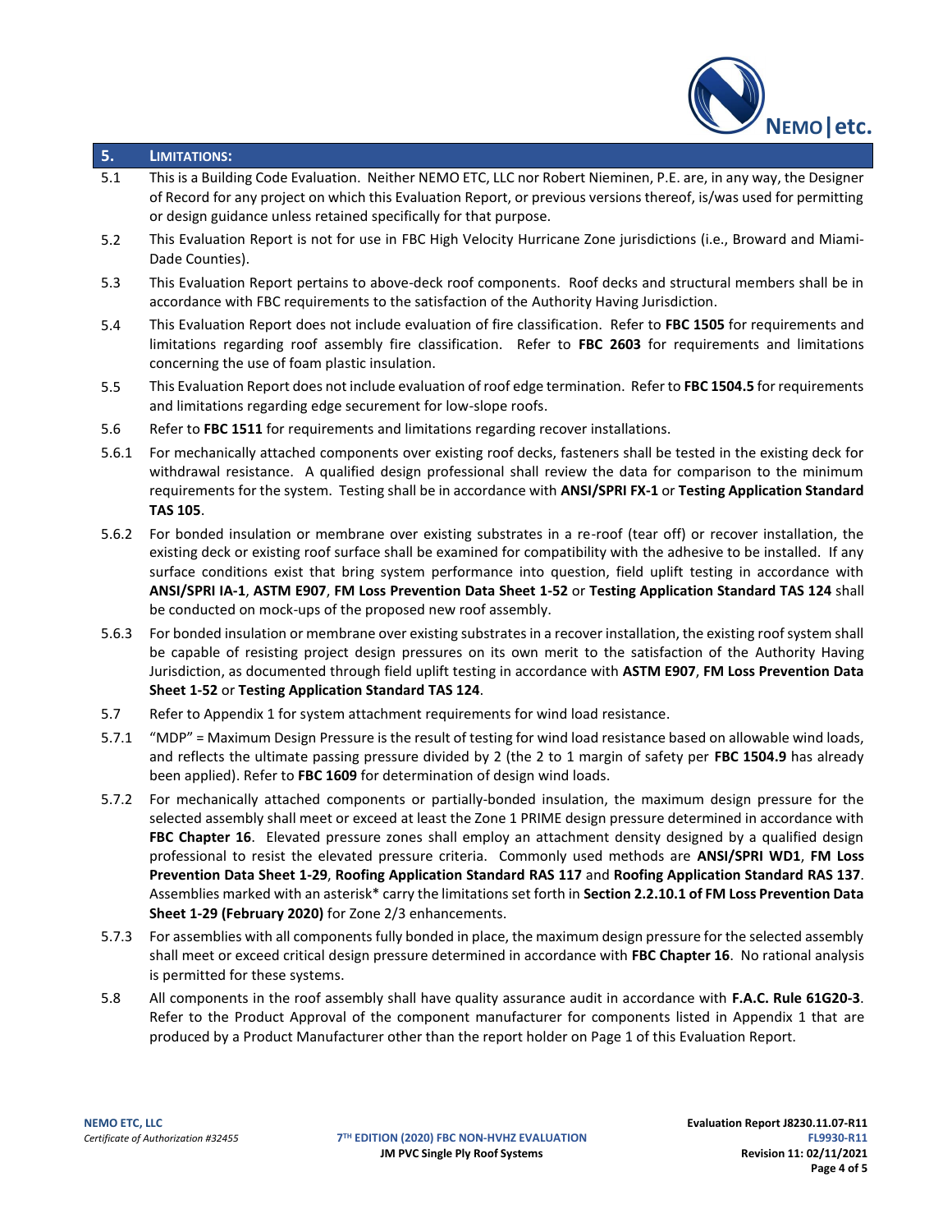## 5. LIMITATIONS:

5.1 This is a Building Code Evaluation. Neither NEMO ETC, LLC nor Robert Nieminen, P.E. are, in any way, the Designer of Record for any project on which this Evaluation Report, or previous versions thereof, is/was used for permitting or design guidance unless retained specifically for that purpose.

5.2 This Evaluation Report is not for use in FBC High Velocity Hurricane Zone jurisdictions (i.e., Broward and Miami-Dade Counties).

5.3 This Evaluation Report pertains to above-deck roof components. Roof decks and structural members shall be in accordance with FBC requirements to the satisfaction of the Authority Having Jurisdiction.

5.4 This Evaluation Report does not include evaluation of fire classification. Refer to **FBC 1505** for requirements and limitations regarding roof assembly fire classification. Refer to **FBC 2603** for requirements and limitations concerning the use of foam plastic insulation.

5.5 This Evaluation Report does not include evaluation of roof edge termination. Refer to **FBC 1504.5** for requirements and limitations regarding edge securement for low-slope roofs.

5.6 Refer to **FBC 1511** for requirements and limitations regarding recover installations.

5.6.1 For mechanically attached components over existing roof decks, fasteners shall be tested in the existing deck for withdrawal resistance. A qualified design professional shall review the data for comparison to the minimum requirements for the system. Testing shall be in accordance with **ANSI/SPRI FX-1** or **Testing Application Standard TAS 105**.

5.6.2 For bonded insulation or membrane over existing substrates in a re-roof (tear off) or recover installation, the existing deck or existing roof surface shall be examined for compatibility with the adhesive to be installed. If any surface conditions exist that bring system performance into question, field uplift testing in accordance with **ANSI/SPRI IA-1**, **ASTM E907**, **FM Loss Prevention Data Sheet 1-52** or **Testing Application Standard TAS 124** shall be conducted on mock-ups of the proposed new roof assembly.

5.6.3 For bonded insulation or membrane over existing substrates in a recover installation, the existing roof system shall be capable of resisting project design pressures on its own merit to the satisfaction of the Authority Having Jurisdiction, as documented through field uplift testing in accordance with **ASTM E907**, **FM Loss Prevention Data Sheet 1-52** or **Testing Application Standard TAS 124**.

5.7 Refer to Appendix 1 for system attachment requirements for wind load resistance.

5.7.1 "MDP" = Maximum Design Pressure is the result of testing for wind load resistance based on allowable wind loads, and reflects the ultimate passing pressure divided by 2 (the 2 to 1 margin of safety per **FBC 1504.9** has already been applied). Refer to **FBC 1609** for determination of design wind loads.

5.7.2 For mechanically attached components or partially-bonded insulation, the maximum design pressure for the selected assembly shall meet or exceed at least the Zone 1 PRIME design pressure determined in accordance with **FBC Chapter 16**. Elevated pressure zones shall employ an attachment density designed by a qualified design professional to resist the elevated pressure criteria. Commonly used methods are **ANSI/SPRI WD1**, **FM Loss Prevention Data Sheet 1-29**, **Roofing Application Standard RAS 117** and **Roofing Application Standard RAS 137**. Assemblies marked with an asterisk* carry the limitations set forth in **Section 2.2.10.1 of FM Loss Prevention Data Sheet 1-29 (February 2020)** for Zone 2/3 enhancements.

5.7.3 For assemblies with all components fully bonded in place, the maximum design pressure for the selected assembly shall meet or exceed critical design pressure determined in accordance with **FBC Chapter 16**. No rational analysis is permitted for these systems.

5.8 All components in the roof assembly shall have quality assurance audit in accordance with **F.A.C. Rule 61G20-3**. Refer to the Product Approval of the component manufacturer for components listed in Appendix 1 that are produced by a Product Manufacturer other than the report holder on Page 1 of this Evaluation Report.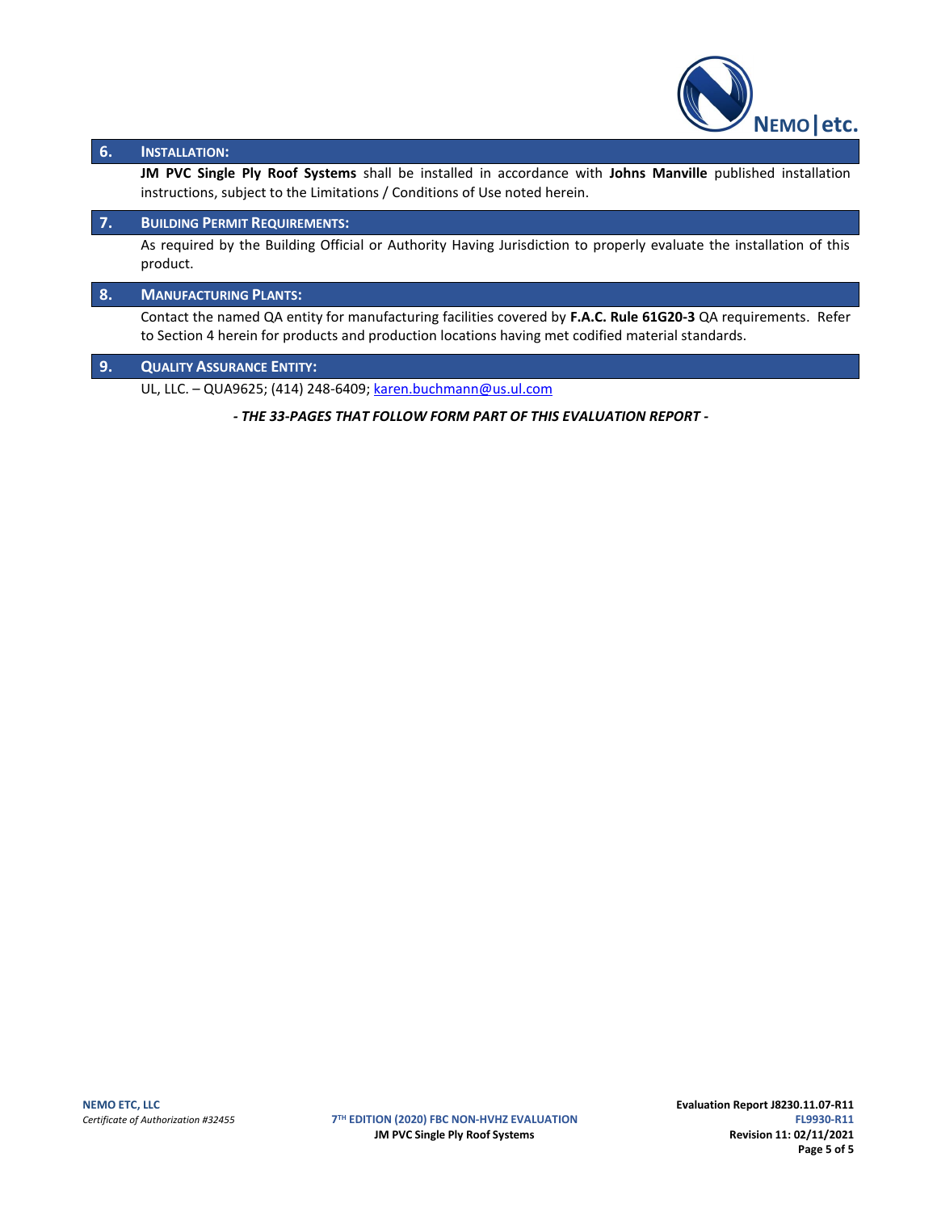## 6. Installation:

**JM PVC Single Ply Roof Systems** shall be installed in accordance with **Johns Manville** published installation instructions, subject to the Limitations / Conditions of Use noted herein.

## 7. Building Permit Requirements:

As required by the Building Official or Authority Having Jurisdiction to properly evaluate the installation of this product.

## 8. Manufacturing Plants:

Contact the named QA entity for manufacturing facilities covered by **F.A.C. Rule 61G20-3** QA requirements. Refer to Section 4 herein for products and production locations having met codified material standards.

## 9. Quality Assurance Entity:

UL, LLC. – QUA9625; (414) 248-6409; karen.buchmann@us.ul.com

***- THE 33-PAGES THAT FOLLOW FORM PART OF THIS EVALUATION REPORT -***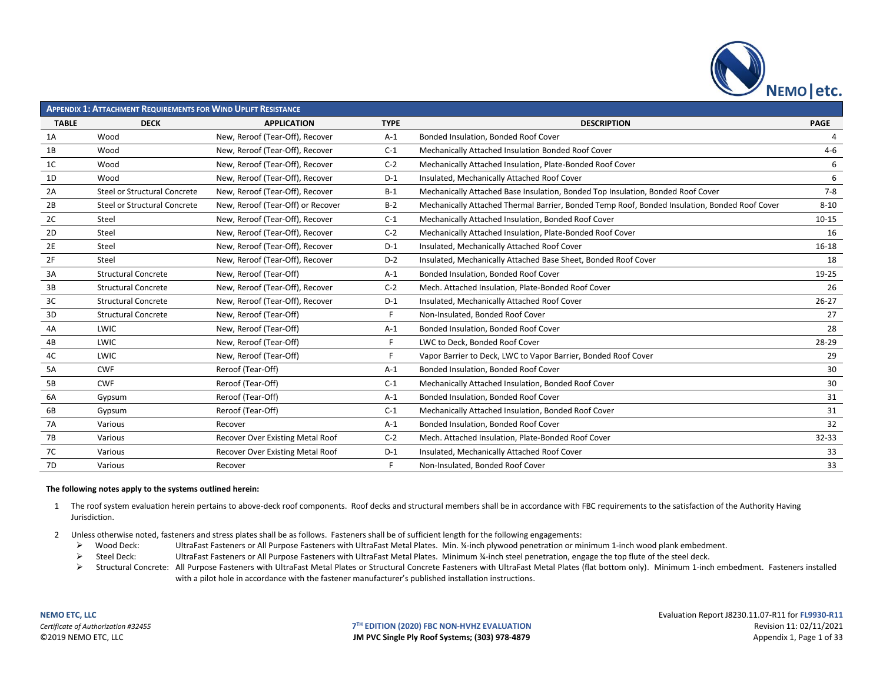## Appendix 1: Attachment Requirements for Wind Uplift Resistance

| TABLE | DECK | APPLICATION | TYPE | DESCRIPTION | PAGE |
|---|---|---|---|---|---|
| 1A | Wood | New, Reroof (Tear-Off), Recover | A-1 | Bonded Insulation, Bonded Roof Cover | 4 |
| 1B | Wood | New, Reroof (Tear-Off), Recover | C-1 | Mechanically Attached Insulation Bonded Roof Cover | 4-6 |
| 1C | Wood | New, Reroof (Tear-Off), Recover | C-2 | Mechanically Attached Insulation, Plate-Bonded Roof Cover | 6 |
| 1D | Wood | New, Reroof (Tear-Off), Recover | D-1 | Insulated, Mechanically Attached Roof Cover | 6 |
| 2A | Steel or Structural Concrete | New, Reroof (Tear-Off), Recover | B-1 | Mechanically Attached Base Insulation, Bonded Top Insulation, Bonded Roof Cover | 7-8 |
| 2B | Steel or Structural Concrete | New, Reroof (Tear-Off) or Recover | B-2 | Mechanically Attached Thermal Barrier, Bonded Temp Roof, Bonded Insulation, Bonded Roof Cover | 8-10 |
| 2C | Steel | New, Reroof (Tear-Off), Recover | C-1 | Mechanically Attached Insulation, Bonded Roof Cover | 10-15 |
| 2D | Steel | New, Reroof (Tear-Off), Recover | C-2 | Mechanically Attached Insulation, Plate-Bonded Roof Cover | 16 |
| 2E | Steel | New, Reroof (Tear-Off), Recover | D-1 | Insulated, Mechanically Attached Roof Cover | 16-18 |
| 2F | Steel | New, Reroof (Tear-Off), Recover | D-2 | Insulated, Mechanically Attached Base Sheet, Bonded Roof Cover | 18 |
| 3A | Structural Concrete | New, Reroof (Tear-Off) | A-1 | Bonded Insulation, Bonded Roof Cover | 19-25 |
| 3B | Structural Concrete | New, Reroof (Tear-Off), Recover | C-2 | Mech. Attached Insulation, Plate-Bonded Roof Cover | 26 |
| 3C | Structural Concrete | New, Reroof (Tear-Off), Recover | D-1 | Insulated, Mechanically Attached Roof Cover | 26-27 |
| 3D | Structural Concrete | New, Reroof (Tear-Off) | F | Non-Insulated, Bonded Roof Cover | 27 |
| 4A | LWIC | New, Reroof (Tear-Off) | A-1 | Bonded Insulation, Bonded Roof Cover | 28 |
| 4B | LWIC | New, Reroof (Tear-Off) | F | LWC to Deck, Bonded Roof Cover | 28-29 |
| 4C | LWIC | New, Reroof (Tear-Off) | F | Vapor Barrier to Deck, LWC to Vapor Barrier, Bonded Roof Cover | 29 |
| 5A | CWF | Reroof (Tear-Off) | A-1 | Bonded Insulation, Bonded Roof Cover | 30 |
| 5B | CWF | Reroof (Tear-Off) | C-1 | Mechanically Attached Insulation, Bonded Roof Cover | 30 |
| 6A | Gypsum | Reroof (Tear-Off) | A-1 | Bonded Insulation, Bonded Roof Cover | 31 |
| 6B | Gypsum | Reroof (Tear-Off) | C-1 | Mechanically Attached Insulation, Bonded Roof Cover | 31 |
| 7A | Various | Recover | A-1 | Bonded Insulation, Bonded Roof Cover | 32 |
| 7B | Various | Recover Over Existing Metal Roof | C-2 | Mech. Attached Insulation, Plate-Bonded Roof Cover | 32-33 |
| 7C | Various | Recover Over Existing Metal Roof | D-1 | Insulated, Mechanically Attached Roof Cover | 33 |
| 7D | Various | Recover | F | Non-Insulated, Bonded Roof Cover | 33 |

**The following notes apply to the systems outlined herein:**

1. The roof system evaluation herein pertains to above-deck roof components. Roof decks and structural members shall be in accordance with FBC requirements to the satisfaction of the Authority Having Jurisdiction.
2. Unless otherwise noted, fasteners and stress plates shall be as follows. Fasteners shall be of sufficient length for the following engagements:
   - Wood Deck: UltraFast Fasteners or All Purpose Fasteners with UltraFast Metal Plates. Min. ¾-inch plywood penetration or minimum 1-inch wood plank embedment.
   - Steel Deck: UltraFast Fasteners or All Purpose Fasteners with UltraFast Metal Plates. Minimum ¾-inch steel penetration, engage the top flute of the steel deck.
   - Structural Concrete: All Purpose Fasteners with UltraFast Metal Plates or Structural Concrete Fasteners with UltraFast Metal Plates (flat bottom only). Minimum 1-inch embedment. Fasteners installed with a pilot hole in accordance with the fastener manufacturer's published installation instructions.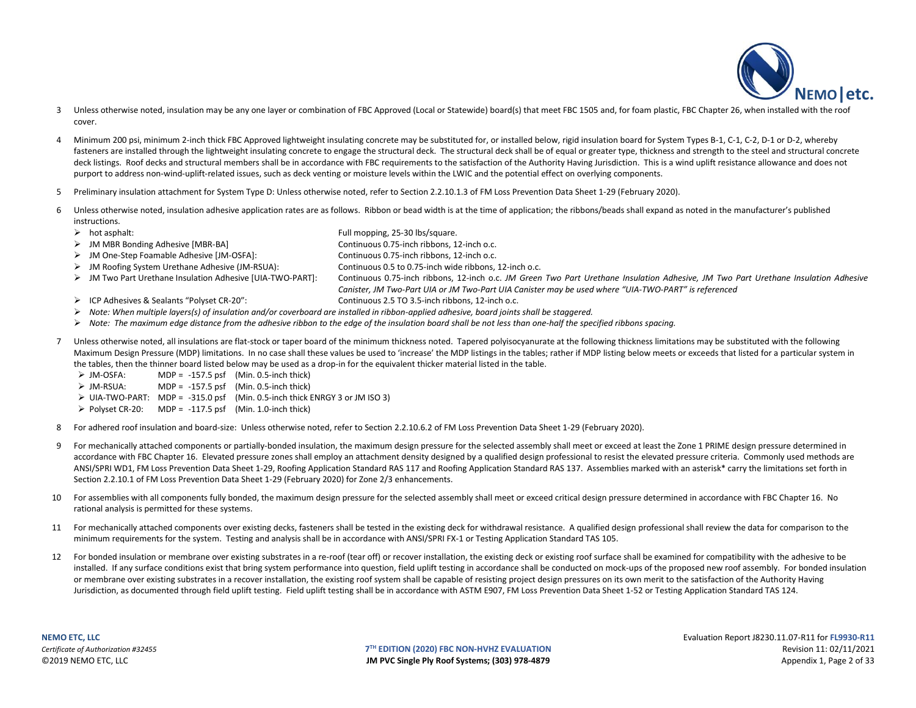3 Unless otherwise noted, insulation may be any one layer or combination of FBC Approved (Local or Statewide) board(s) that meet FBC 1505 and, for foam plastic, FBC Chapter 26, when installed with the roof cover.

4 Minimum 200 psi, minimum 2-inch thick FBC Approved lightweight insulating concrete may be substituted for, or installed below, rigid insulation board for System Types B-1, C-1, C-2, D-1 or D-2, whereby fasteners are installed through the lightweight insulating concrete to engage the structural deck. The structural deck shall be of equal or greater type, thickness and strength to the steel and structural concrete deck listings. Roof decks and structural members shall be in accordance with FBC requirements to the satisfaction of the Authority Having Jurisdiction. This is a wind uplift resistance allowance and does not purport to address non-wind-uplift-related issues, such as deck venting or moisture levels within the LWIC and the potential effect on overlying components.

5 Preliminary insulation attachment for System Type D: Unless otherwise noted, refer to Section 2.2.10.1.3 of FM Loss Prevention Data Sheet 1-29 (February 2020).

6 Unless otherwise noted, insulation adhesive application rates are as follows. Ribbon or bead width is at the time of application; the ribbons/beads shall expand as noted in the manufacturer's published instructions.

- hot asphalt: Full mopping, 25-30 lbs/square.
- JM MBR Bonding Adhesive [MBR-BA] Continuous 0.75-inch ribbons, 12-inch o.c.
- JM One-Step Foamable Adhesive [JM-OSFA]: Continuous 0.75-inch ribbons, 12-inch o.c.
- JM Roofing System Urethane Adhesive (JM-RSUA): Continuous 0.5 to 0.75-inch wide ribbons, 12-inch o.c.
- JM Two Part Urethane Insulation Adhesive [UIA-TWO-PART]: Continuous 0.75-inch ribbons, 12-inch o.c. *JM Green Two Part Urethane Insulation Adhesive, JM Two Part Urethane Insulation Adhesive Canister, JM Two-Part UIA or JM Two-Part UIA Canister may be used where "UIA-TWO-PART" is referenced*
- ICP Adhesives & Sealants "Polyset CR-20": Continuous 2.5 TO 3.5-inch ribbons, 12-inch o.c.
- *Note: When multiple layers(s) of insulation and/or coverboard are installed in ribbon-applied adhesive, board joints shall be staggered.*
- *Note: The maximum edge distance from the adhesive ribbon to the edge of the insulation board shall be not less than one-half the specified ribbons spacing.*

7 Unless otherwise noted, all insulations are flat-stock or taper board of the minimum thickness noted. Tapered polyisocyanurate at the following thickness limitations may be substituted with the following Maximum Design Pressure (MDP) limitations. In no case shall these values be used to 'increase' the MDP listings in the tables; rather if MDP listing below meets or exceeds that listed for a particular system in the tables, then the thinner board listed below may be used as a drop-in for the equivalent thicker material listed in the table.

- JM-OSFA: MDP = -157.5 psf (Min. 0.5-inch thick)
- JM-RSUA: MDP = -157.5 psf (Min. 0.5-inch thick)
- UIA-TWO-PART: MDP = -315.0 psf (Min. 0.5-inch thick ENRGY 3 or JM ISO 3)
- Polyset CR-20: MDP = -117.5 psf (Min. 1.0-inch thick)

8 For adhered roof insulation and board-size: Unless otherwise noted, refer to Section 2.2.10.6.2 of FM Loss Prevention Data Sheet 1-29 (February 2020).

9 For mechanically attached components or partially-bonded insulation, the maximum design pressure for the selected assembly shall meet or exceed at least the Zone 1 PRIME design pressure determined in accordance with FBC Chapter 16. Elevated pressure zones shall employ an attachment density designed by a qualified design professional to resist the elevated pressure criteria. Commonly used methods are ANSI/SPRI WD1, FM Loss Prevention Data Sheet 1-29, Roofing Application Standard RAS 117 and Roofing Application Standard RAS 137. Assemblies marked with an asterisk* carry the limitations set forth in Section 2.2.10.1 of FM Loss Prevention Data Sheet 1-29 (February 2020) for Zone 2/3 enhancements.

10 For assemblies with all components fully bonded, the maximum design pressure for the selected assembly shall meet or exceed critical design pressure determined in accordance with FBC Chapter 16. No rational analysis is permitted for these systems.

11 For mechanically attached components over existing decks, fasteners shall be tested in the existing deck for withdrawal resistance. A qualified design professional shall review the data for comparison to the minimum requirements for the system. Testing and analysis shall be in accordance with ANSI/SPRI FX-1 or Testing Application Standard TAS 105.

12 For bonded insulation or membrane over existing substrates in a re-roof (tear off) or recover installation, the existing deck or existing roof surface shall be examined for compatibility with the adhesive to be installed. If any surface conditions exist that bring system performance into question, field uplift testing in accordance shall be conducted on mock-ups of the proposed new roof assembly. For bonded insulation or membrane over existing substrates in a recover installation, the existing roof system shall be capable of resisting project design pressures on its own merit to the satisfaction of the Authority Having Jurisdiction, as documented through field uplift testing. Field uplift testing shall be in accordance with ASTM E907, FM Loss Prevention Data Sheet 1-52 or Testing Application Standard TAS 124.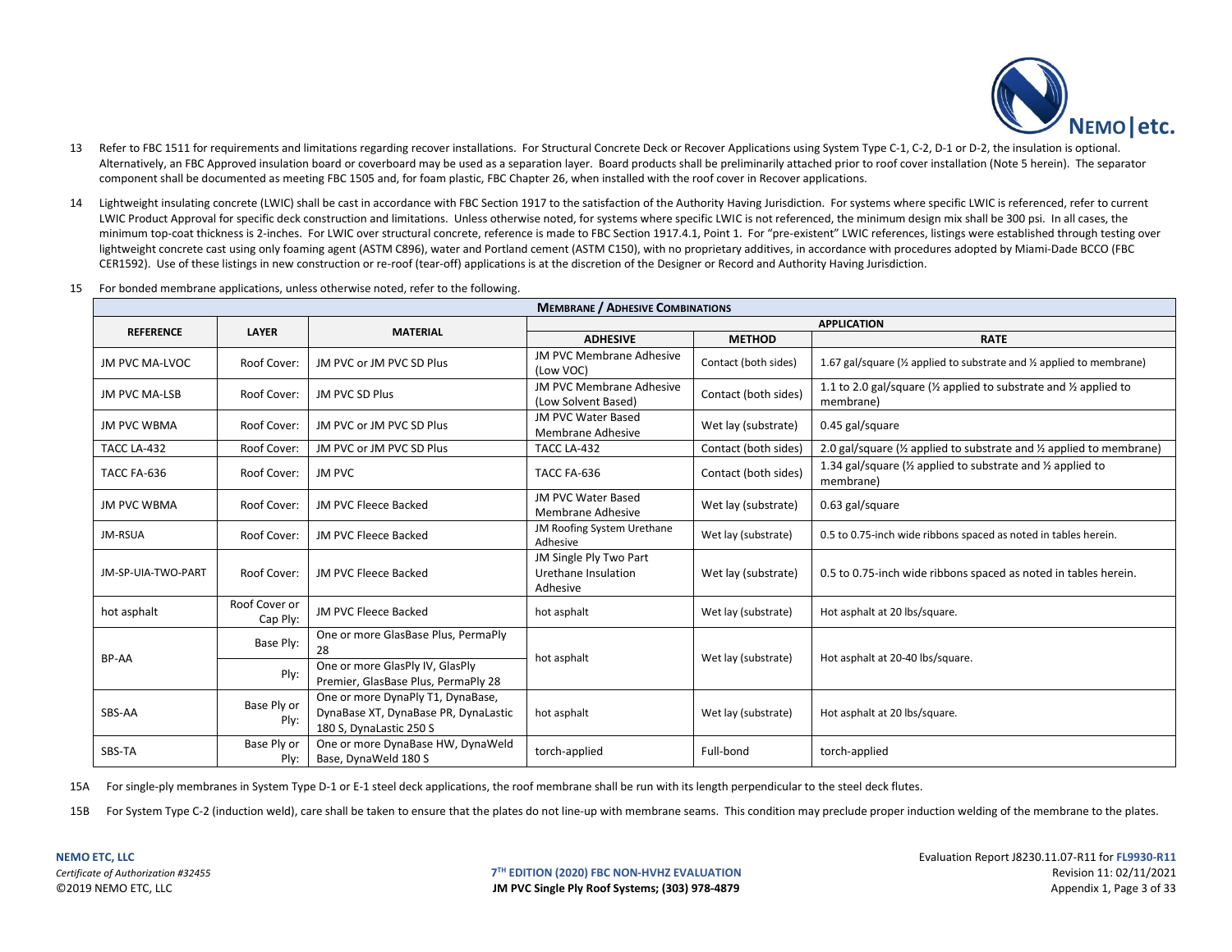13 Refer to FBC 1511 for requirements and limitations regarding recover installations. For Structural Concrete Deck or Recover Applications using System Type C-1, C-2, D-1 or D-2, the insulation is optional. Alternatively, an FBC Approved insulation board or coverboard may be used as a separation layer. Board products shall be preliminarily attached prior to roof cover installation (Note 5 herein). The separator component shall be documented as meeting FBC 1505 and, for foam plastic, FBC Chapter 26, when installed with the roof cover in Recover applications.

14 Lightweight insulating concrete (LWIC) shall be cast in accordance with FBC Section 1917 to the satisfaction of the Authority Having Jurisdiction. For systems where specific LWIC is referenced, refer to current LWIC Product Approval for specific deck construction and limitations. Unless otherwise noted, for systems where specific LWIC is not referenced, the minimum design mix shall be 300 psi. In all cases, the minimum top-coat thickness is 2-inches. For LWIC over structural concrete, reference is made to FBC Section 1917.4.1, Point 1. For "pre-existent" LWIC references, listings were established through testing over lightweight concrete cast using only foaming agent (ASTM C896), water and Portland cement (ASTM C150), with no proprietary additives, in accordance with procedures adopted by Miami-Dade BCCO (FBC CER1592). Use of these listings in new construction or re-roof (tear-off) applications is at the discretion of the Designer or Record and Authority Having Jurisdiction.

15 For bonded membrane applications, unless otherwise noted, refer to the following.

| **MEMBRANE / ADHESIVE COMBINATIONS** | | | | | |
|---|---|---|---|---|---|
| **REFERENCE** | **LAYER** | **MATERIAL** | **APPLICATION** | | |
| | | | **ADHESIVE** | **METHOD** | **RATE** |
| JM PVC MA-LVOC | Roof Cover: | JM PVC or JM PVC SD Plus | JM PVC Membrane Adhesive (Low VOC) | Contact (both sides) | 1.67 gal/square (½ applied to substrate and ½ applied to membrane) |
| JM PVC MA-LSB | Roof Cover: | JM PVC SD Plus | JM PVC Membrane Adhesive (Low Solvent Based) | Contact (both sides) | 1.1 to 2.0 gal/square (½ applied to substrate and ½ applied to membrane) |
| JM PVC WBMA | Roof Cover: | JM PVC or JM PVC SD Plus | JM PVC Water Based Membrane Adhesive | Wet lay (substrate) | 0.45 gal/square |
| TACC LA-432 | Roof Cover: | JM PVC or JM PVC SD Plus | TACC LA-432 | Contact (both sides) | 2.0 gal/square (½ applied to substrate and ½ applied to membrane) |
| TACC FA-636 | Roof Cover: | JM PVC | TACC FA-636 | Contact (both sides) | 1.34 gal/square (½ applied to substrate and ½ applied to membrane) |
| JM PVC WBMA | Roof Cover: | JM PVC Fleece Backed | JM PVC Water Based Membrane Adhesive | Wet lay (substrate) | 0.63 gal/square |
| JM-RSUA | Roof Cover: | JM PVC Fleece Backed | JM Roofing System Urethane Adhesive | Wet lay (substrate) | 0.5 to 0.75-inch wide ribbons spaced as noted in tables herein. |
| JM-SP-UIA-TWO-PART | Roof Cover: | JM PVC Fleece Backed | JM Single Ply Two Part Urethane Insulation Adhesive | Wet lay (substrate) | 0.5 to 0.75-inch wide ribbons spaced as noted in tables herein. |
| hot asphalt | Roof Cover or Cap Ply: | JM PVC Fleece Backed | hot asphalt | Wet lay (substrate) | Hot asphalt at 20 lbs/square. |
| BP-AA | Base Ply: | One or more GlasBase Plus, PermaPly 28 | hot asphalt | Wet lay (substrate) | Hot asphalt at 20-40 lbs/square. |
| | Ply: | One or more GlasPly IV, GlasPly Premier, GlasBase Plus, PermaPly 28 | | | |
| SBS-AA | Base Ply or Ply: | One or more DynaPly T1, DynaBase, DynaBase XT, DynaBase PR, DynaLastic 180 S, DynaLastic 250 S | hot asphalt | Wet lay (substrate) | Hot asphalt at 20 lbs/square. |
| SBS-TA | Base Ply or Ply: | One or more DynaBase HW, DynaWeld Base, DynaWeld 180 S | torch-applied | Full-bond | torch-applied |

15A For single-ply membranes in System Type D-1 or E-1 steel deck applications, the roof membrane shall be run with its length perpendicular to the steel deck flutes.

15B For System Type C-2 (induction weld), care shall be taken to ensure that the plates do not line-up with membrane seams. This condition may preclude proper induction welding of the membrane to the plates.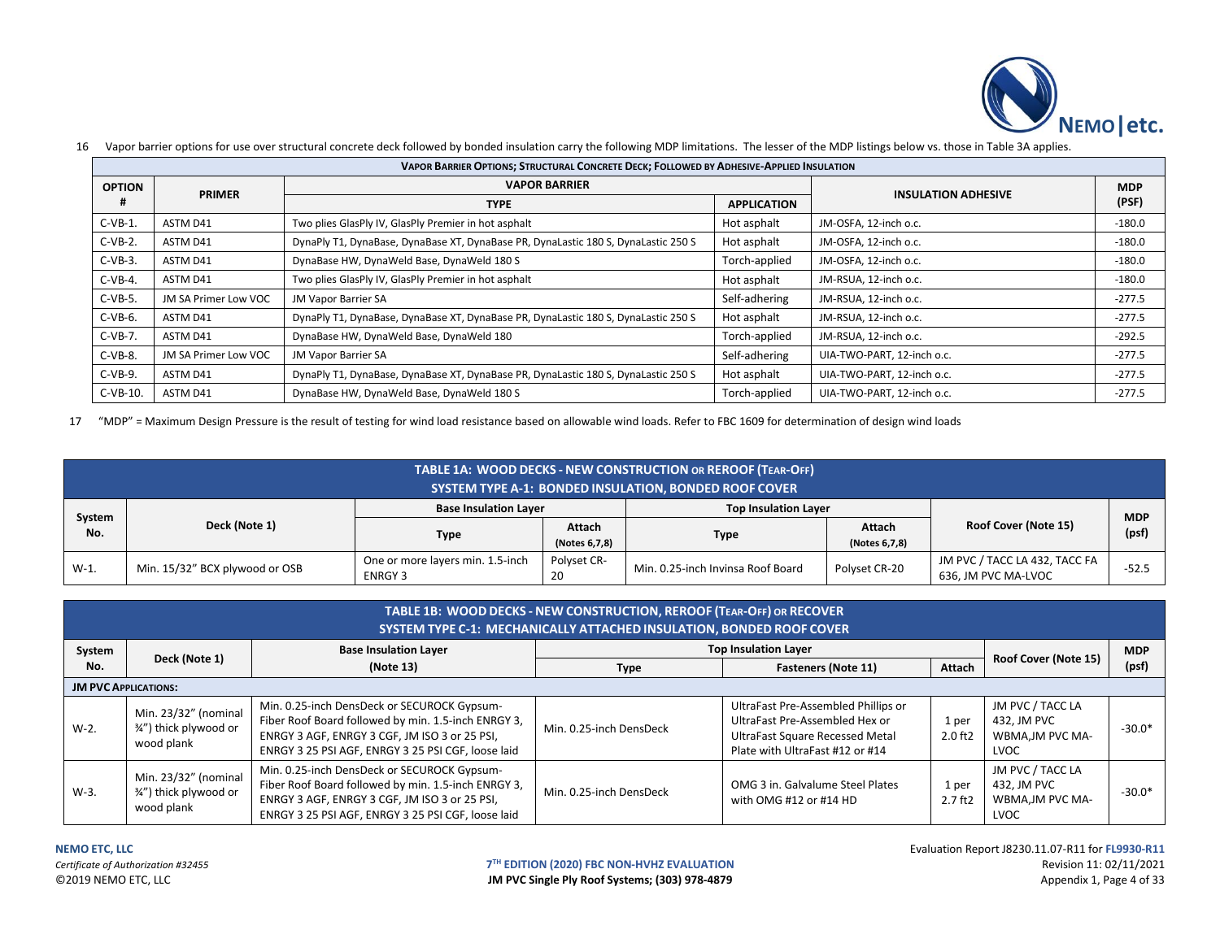16 Vapor barrier options for use over structural concrete deck followed by bonded insulation carry the following MDP limitations. The lesser of the MDP listings below vs. those in Table 3A applies.

| Vapor Barrier Options; Structural Concrete Deck; Followed by Adhesive-Applied Insulation | | | | | |
|---|---|---|---|---|---|
| **Option #** | **Primer** | **Vapor Barrier** | | **Insulation Adhesive** | **MDP (PSF)** |
| | | **Type** | **Application** | | |
| C-VB-1. | ASTM D41 | Two plies GlasPly IV, GlasPly Premier in hot asphalt | Hot asphalt | JM-OSFA, 12-inch o.c. | -180.0 |
| C-VB-2. | ASTM D41 | DynaPly T1, DynaBase, DynaBase XT, DynaBase PR, DynaLastic 180 S, DynaLastic 250 S | Hot asphalt | JM-OSFA, 12-inch o.c. | -180.0 |
| C-VB-3. | ASTM D41 | DynaBase HW, DynaWeld Base, DynaWeld 180 S | Torch-applied | JM-OSFA, 12-inch o.c. | -180.0 |
| C-VB-4. | ASTM D41 | Two plies GlasPly IV, GlasPly Premier in hot asphalt | Hot asphalt | JM-RSUA, 12-inch o.c. | -180.0 |
| C-VB-5. | JM SA Primer Low VOC | JM Vapor Barrier SA | Self-adhering | JM-RSUA, 12-inch o.c. | -277.5 |
| C-VB-6. | ASTM D41 | DynaPly T1, DynaBase, DynaBase XT, DynaBase PR, DynaLastic 180 S, DynaLastic 250 S | Hot asphalt | JM-RSUA, 12-inch o.c. | -277.5 |
| C-VB-7. | ASTM D41 | DynaBase HW, DynaWeld Base, DynaWeld 180 | Torch-applied | JM-RSUA, 12-inch o.c. | -292.5 |
| C-VB-8. | JM SA Primer Low VOC | JM Vapor Barrier SA | Self-adhering | UIA-TWO-PART, 12-inch o.c. | -277.5 |
| C-VB-9. | ASTM D41 | DynaPly T1, DynaBase, DynaBase XT, DynaBase PR, DynaLastic 180 S, DynaLastic 250 S | Hot asphalt | UIA-TWO-PART, 12-inch o.c. | -277.5 |
| C-VB-10. | ASTM D41 | DynaBase HW, DynaWeld Base, DynaWeld 180 S | Torch-applied | UIA-TWO-PART, 12-inch o.c. | -277.5 |

17 "MDP" = Maximum Design Pressure is the result of testing for wind load resistance based on allowable wind loads. Refer to FBC 1609 for determination of design wind loads

**TABLE 1A: WOOD DECKS - NEW CONSTRUCTION OR REROOF (TEAR-OFF)**
**SYSTEM TYPE A-1: BONDED INSULATION, BONDED ROOF COVER**

| System No. | Deck (Note 1) | Base Insulation Layer | | Top Insulation Layer | | Roof Cover (Note 15) | MDP (psf) |
|---|---|---|---|---|---|---|---|
| | | Type | Attach (Notes 6,7,8) | Type | Attach (Notes 6,7,8) | | |
| W-1. | Min. 15/32" BCX plywood or OSB | One or more layers min. 1.5-inch ENRGY 3 | Polyset CR-20 | Min. 0.25-inch Invinsa Roof Board | Polyset CR-20 | JM PVC / TACC LA 432, TACC FA 636, JM PVC MA-LVOC | -52.5 |

**TABLE 1B: WOOD DECKS - NEW CONSTRUCTION, REROOF (TEAR-OFF) OR RECOVER**
**SYSTEM TYPE C-1: MECHANICALLY ATTACHED INSULATION, BONDED ROOF COVER**

| System No. | Deck (Note 1) | Base Insulation Layer (Note 13) | Top Insulation Layer | | | Roof Cover (Note 15) | MDP (psf) |
|---|---|---|---|---|---|---|---|
| | | | Type | Fasteners (Note 11) | Attach | | |
| **JM PVC APPLICATIONS:** | | | | | | | |
| W-2. | Min. 23/32" (nominal ¾") thick plywood or wood plank | Min. 0.25-inch DensDeck or SECUROCK Gypsum-Fiber Roof Board followed by min. 1.5-inch ENRGY 3, ENRGY 3 AGF, ENRGY 3 CGF, JM ISO 3 or 25 PSI, ENRGY 3 25 PSI AGF, ENRGY 3 25 PSI CGF, loose laid | Min. 0.25-inch DensDeck | UltraFast Pre-Assembled Phillips or UltraFast Pre-Assembled Hex or UltraFast Square Recessed Metal Plate with UltraFast #12 or #14 | 1 per 2.0 ft2 | JM PVC / TACC LA 432, JM PVC WBMA,JM PVC MA-LVOC | -30.0* |
| W-3. | Min. 23/32" (nominal ¾") thick plywood or wood plank | Min. 0.25-inch DensDeck or SECUROCK Gypsum-Fiber Roof Board followed by min. 1.5-inch ENRGY 3, ENRGY 3 AGF, ENRGY 3 CGF, JM ISO 3 or 25 PSI, ENRGY 3 25 PSI AGF, ENRGY 3 25 PSI CGF, loose laid | Min. 0.25-inch DensDeck | OMG 3 in. Galvalume Steel Plates with OMG #12 or #14 HD | 1 per 2.7 ft2 | JM PVC / TACC LA 432, JM PVC WBMA,JM PVC MA-LVOC | -30.0* |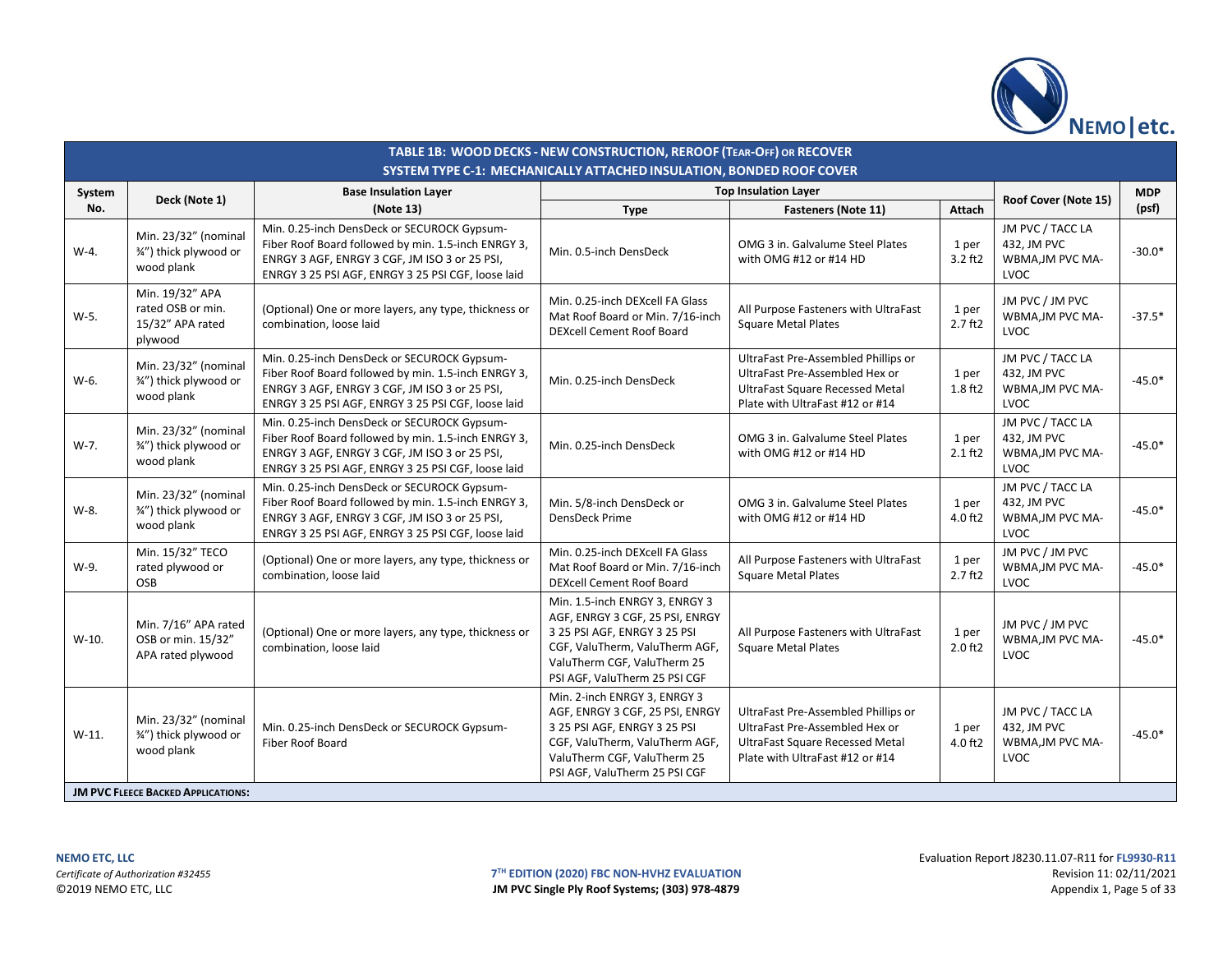| TABLE 1B: WOOD DECKS - NEW CONSTRUCTION, REROOF (TEAR-OFF) OR RECOVER<br>SYSTEM TYPE C-1: MECHANICALLY ATTACHED INSULATION, BONDED ROOF COVER | | | | | | | |
|---|---|---|---|---|---|---|---|
| System No. | Deck (Note 1) | Base Insulation Layer (Note 13) | Top Insulation Layer | | | Roof Cover (Note 15) | MDP (psf) |
| | | | Type | Fasteners (Note 11) | Attach | | |
| W-4. | Min. 23/32" (nominal ¾") thick plywood or wood plank | Min. 0.25-inch DensDeck or SECUROCK Gypsum-Fiber Roof Board followed by min. 1.5-inch ENRGY 3, ENRGY 3 AGF, ENRGY 3 CGF, JM ISO 3 or 25 PSI, ENRGY 3 25 PSI AGF, ENRGY 3 25 PSI CGF, loose laid | Min. 0.5-inch DensDeck | OMG 3 in. Galvalume Steel Plates with OMG #12 or #14 HD | 1 per 3.2 ft2 | JM PVC / TACC LA 432, JM PVC WBMA,JM PVC MA-LVOC | -30.0* |
| W-5. | Min. 19/32" APA rated OSB or min. 15/32" APA rated plywood | (Optional) One or more layers, any type, thickness or combination, loose laid | Min. 0.25-inch DEXcell FA Glass Mat Roof Board or Min. 7/16-inch DEXcell Cement Roof Board | All Purpose Fasteners with UltraFast Square Metal Plates | 1 per 2.7 ft2 | JM PVC / JM PVC WBMA,JM PVC MA-LVOC | -37.5* |
| W-6. | Min. 23/32" (nominal ¾") thick plywood or wood plank | Min. 0.25-inch DensDeck or SECUROCK Gypsum-Fiber Roof Board followed by min. 1.5-inch ENRGY 3, ENRGY 3 AGF, ENRGY 3 CGF, JM ISO 3 or 25 PSI, ENRGY 3 25 PSI AGF, ENRGY 3 25 PSI CGF, loose laid | Min. 0.25-inch DensDeck | UltraFast Pre-Assembled Phillips or UltraFast Pre-Assembled Hex or UltraFast Square Recessed Metal Plate with UltraFast #12 or #14 | 1 per 1.8 ft2 | JM PVC / TACC LA 432, JM PVC WBMA,JM PVC MA-LVOC | -45.0* |
| W-7. | Min. 23/32" (nominal ¾") thick plywood or wood plank | Min. 0.25-inch DensDeck or SECUROCK Gypsum-Fiber Roof Board followed by min. 1.5-inch ENRGY 3, ENRGY 3 AGF, ENRGY 3 CGF, JM ISO 3 or 25 PSI, ENRGY 3 25 PSI AGF, ENRGY 3 25 PSI CGF, loose laid | Min. 0.25-inch DensDeck | OMG 3 in. Galvalume Steel Plates with OMG #12 or #14 HD | 1 per 2.1 ft2 | JM PVC / TACC LA 432, JM PVC WBMA,JM PVC MA-LVOC | -45.0* |
| W-8. | Min. 23/32" (nominal ¾") thick plywood or wood plank | Min. 0.25-inch DensDeck or SECUROCK Gypsum-Fiber Roof Board followed by min. 1.5-inch ENRGY 3, ENRGY 3 AGF, ENRGY 3 CGF, JM ISO 3 or 25 PSI, ENRGY 3 25 PSI AGF, ENRGY 3 25 PSI CGF, loose laid | Min. 5/8-inch DensDeck or DensDeck Prime | OMG 3 in. Galvalume Steel Plates with OMG #12 or #14 HD | 1 per 4.0 ft2 | JM PVC / TACC LA 432, JM PVC WBMA,JM PVC MA-LVOC | -45.0* |
| W-9. | Min. 15/32" TECO rated plywood or OSB | (Optional) One or more layers, any type, thickness or combination, loose laid | Min. 0.25-inch DEXcell FA Glass Mat Roof Board or Min. 7/16-inch DEXcell Cement Roof Board | All Purpose Fasteners with UltraFast Square Metal Plates | 1 per 2.7 ft2 | JM PVC / JM PVC WBMA,JM PVC MA-LVOC | -45.0* |
| W-10. | Min. 7/16" APA rated OSB or min. 15/32" APA rated plywood | (Optional) One or more layers, any type, thickness or combination, loose laid | Min. 1.5-inch ENRGY 3, ENRGY 3 AGF, ENRGY 3 CGF, 25 PSI, ENRGY 3 25 PSI AGF, ENRGY 3 25 PSI CGF, ValuTherm, ValuTherm AGF, ValuTherm CGF, ValuTherm 25 PSI AGF, ValuTherm 25 PSI CGF | All Purpose Fasteners with UltraFast Square Metal Plates | 1 per 2.0 ft2 | JM PVC / JM PVC WBMA,JM PVC MA-LVOC | -45.0* |
| W-11. | Min. 23/32" (nominal ¾") thick plywood or wood plank | Min. 0.25-inch DensDeck or SECUROCK Gypsum-Fiber Roof Board | Min. 2-inch ENRGY 3, ENRGY 3 AGF, ENRGY 3 CGF, 25 PSI, ENRGY 3 25 PSI AGF, ENRGY 3 25 PSI CGF, ValuTherm, ValuTherm AGF, ValuTherm CGF, ValuTherm 25 PSI AGF, ValuTherm 25 PSI CGF | UltraFast Pre-Assembled Phillips or UltraFast Pre-Assembled Hex or UltraFast Square Recessed Metal Plate with UltraFast #12 or #14 | 1 per 4.0 ft2 | JM PVC / TACC LA 432, JM PVC WBMA,JM PVC MA-LVOC | -45.0* |
| **JM PVC FLEECE BACKED APPLICATIONS:** | | | | | | | |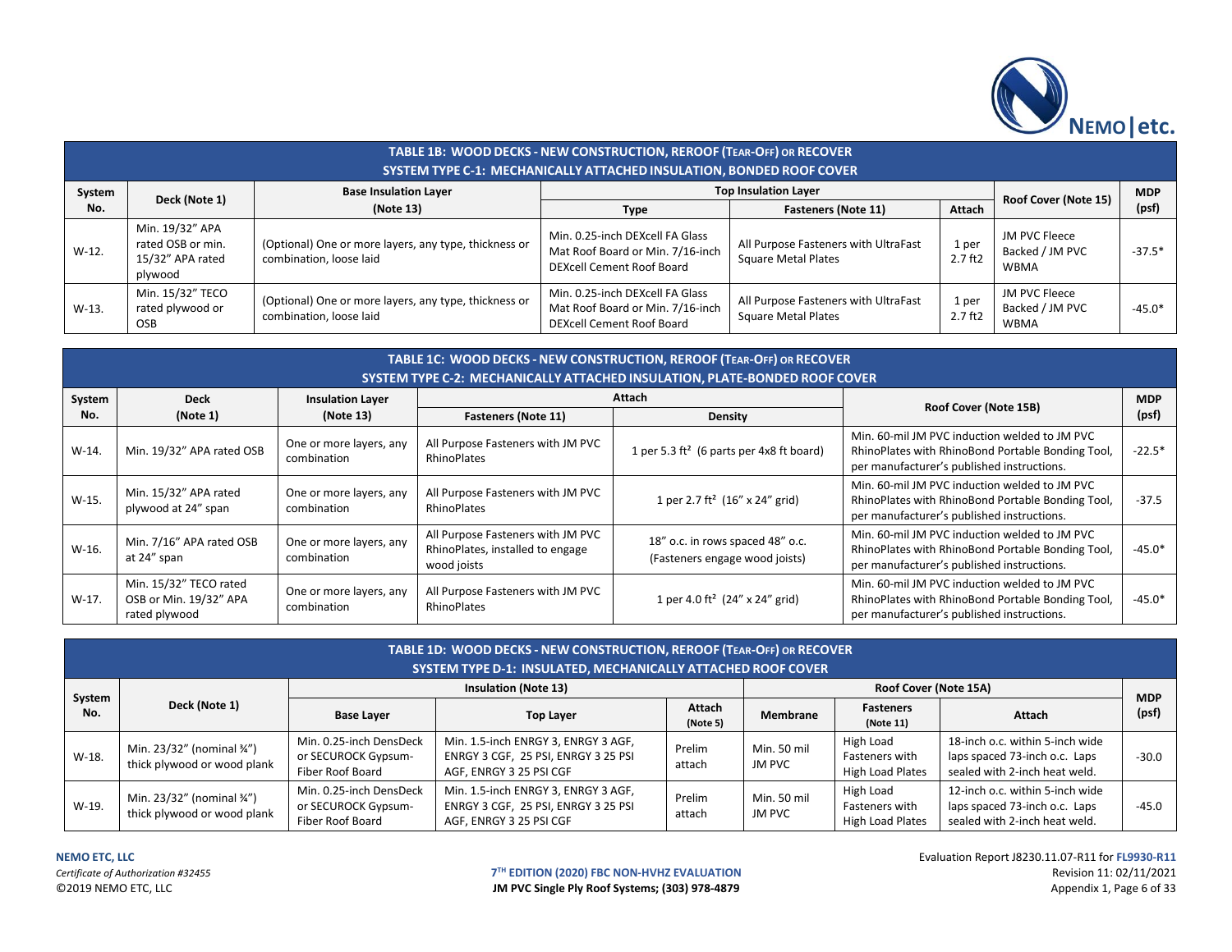| TABLE 1B: WOOD DECKS - NEW CONSTRUCTION, REROOF (TEAR-OFF) OR RECOVER<br>SYSTEM TYPE C-1: MECHANICALLY ATTACHED INSULATION, BONDED ROOF COVER | | | | | | | |
|---|---|---|---|---|---|---|---|
| System No. | Deck (Note 1) | Base Insulation Layer (Note 13) | Top Insulation Layer | | | Roof Cover (Note 15) | MDP (psf) |
| | | | Type | Fasteners (Note 11) | Attach | | |
| W-12. | Min. 19/32" APA rated OSB or min. 15/32" APA rated plywood | (Optional) One or more layers, any type, thickness or combination, loose laid | Min. 0.25-inch DEXcell FA Glass Mat Roof Board or Min. 7/16-inch DEXcell Cement Roof Board | All Purpose Fasteners with UltraFast Square Metal Plates | 1 per 2.7 ft2 | JM PVC Fleece Backed / JM PVC WBMA | -37.5* |
| W-13. | Min. 15/32" TECO rated plywood or OSB | (Optional) One or more layers, any type, thickness or combination, loose laid | Min. 0.25-inch DEXcell FA Glass Mat Roof Board or Min. 7/16-inch DEXcell Cement Roof Board | All Purpose Fasteners with UltraFast Square Metal Plates | 1 per 2.7 ft2 | JM PVC Fleece Backed / JM PVC WBMA | -45.0* |

| TABLE 1C: WOOD DECKS - NEW CONSTRUCTION, REROOF (TEAR-OFF) OR RECOVER<br>SYSTEM TYPE C-2: MECHANICALLY ATTACHED INSULATION, PLATE-BONDED ROOF COVER | | | | | | |
|---|---|---|---|---|---|---|
| System No. | Deck (Note 1) | Insulation Layer (Note 13) | Attach | | Roof Cover (Note 15B) | MDP (psf) |
| | | | Fasteners (Note 11) | Density | | |
| W-14. | Min. 19/32" APA rated OSB | One or more layers, any combination | All Purpose Fasteners with JM PVC RhinoPlates | 1 per 5.3 ft² (6 parts per 4x8 ft board) | Min. 60-mil JM PVC induction welded to JM PVC RhinoPlates with RhinoBond Portable Bonding Tool, per manufacturer's published instructions. | -22.5* |
| W-15. | Min. 15/32" APA rated plywood at 24" span | One or more layers, any combination | All Purpose Fasteners with JM PVC RhinoPlates | 1 per 2.7 ft² (16" x 24" grid) | Min. 60-mil JM PVC induction welded to JM PVC RhinoPlates with RhinoBond Portable Bonding Tool, per manufacturer's published instructions. | -37.5 |
| W-16. | Min. 7/16" APA rated OSB at 24" span | One or more layers, any combination | All Purpose Fasteners with JM PVC RhinoPlates, installed to engage wood joists | 18" o.c. in rows spaced 48" o.c. (Fasteners engage wood joists) | Min. 60-mil JM PVC induction welded to JM PVC RhinoPlates with RhinoBond Portable Bonding Tool, per manufacturer's published instructions. | -45.0* |
| W-17. | Min. 15/32" TECO rated OSB or Min. 19/32" APA rated plywood | One or more layers, any combination | All Purpose Fasteners with JM PVC RhinoPlates | 1 per 4.0 ft² (24" x 24" grid) | Min. 60-mil JM PVC induction welded to JM PVC RhinoPlates with RhinoBond Portable Bonding Tool, per manufacturer's published instructions. | -45.0* |

| TABLE 1D: WOOD DECKS - NEW CONSTRUCTION, REROOF (TEAR-OFF) OR RECOVER<br>SYSTEM TYPE D-1: INSULATED, MECHANICALLY ATTACHED ROOF COVER | | | | | | | | |
|---|---|---|---|---|---|---|---|---|
| System No. | Deck (Note 1) | Insulation (Note 13) | | | Roof Cover (Note 15A) | | | MDP (psf) |
| | | Base Layer | Top Layer | Attach (Note 5) | Membrane | Fasteners (Note 11) | Attach | |
| W-18. | Min. 23/32" (nominal ¾") thick plywood or wood plank | Min. 0.25-inch DensDeck or SECUROCK Gypsum-Fiber Roof Board | Min. 1.5-inch ENRGY 3, ENRGY 3 AGF, ENRGY 3 CGF, 25 PSI, ENRGY 3 25 PSI AGF, ENRGY 3 25 PSI CGF | Prelim attach | Min. 50 mil JM PVC | High Load Fasteners with High Load Plates | 18-inch o.c. within 5-inch wide laps spaced 73-inch o.c. Laps sealed with 2-inch heat weld. | -30.0 |
| W-19. | Min. 23/32" (nominal ¾") thick plywood or wood plank | Min. 0.25-inch DensDeck or SECUROCK Gypsum-Fiber Roof Board | Min. 1.5-inch ENRGY 3, ENRGY 3 AGF, ENRGY 3 CGF, 25 PSI, ENRGY 3 25 PSI AGF, ENRGY 3 25 PSI CGF | Prelim attach | Min. 50 mil JM PVC | High Load Fasteners with High Load Plates | 12-inch o.c. within 5-inch wide laps spaced 73-inch o.c. Laps sealed with 2-inch heat weld. | -45.0 |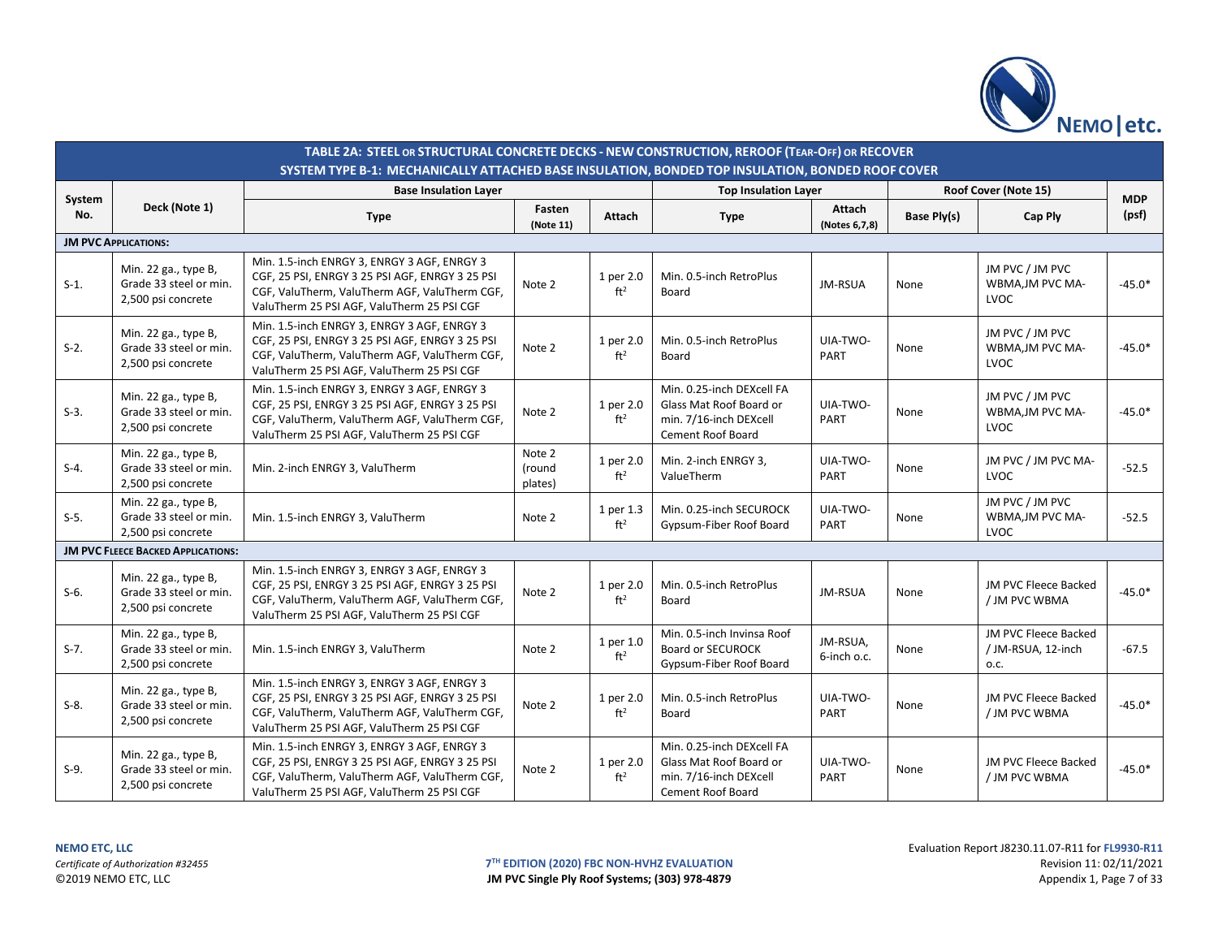| TABLE 2A: STEEL OR STRUCTURAL CONCRETE DECKS - NEW CONSTRUCTION, REROOF (TEAR-OFF) OR RECOVER<br>SYSTEM TYPE B-1: MECHANICALLY ATTACHED BASE INSULATION, BONDED TOP INSULATION, BONDED ROOF COVER | | | | | | | | | |
|---|---|---|---|---|---|---|---|---|---|
| System No. | Deck (Note 1) | Base Insulation Layer | | | Top Insulation Layer | | Roof Cover (Note 15) | | MDP (psf) |
| | | Type | Fasten (Note 11) | Attach | Type | Attach (Notes 6,7,8) | Base Ply(s) | Cap Ply | |
| **JM PVC APPLICATIONS:** | | | | | | | | | |
| S-1. | Min. 22 ga., type B, Grade 33 steel or min. 2,500 psi concrete | Min. 1.5-inch ENRGY 3, ENRGY 3 AGF, ENRGY 3 CGF, 25 PSI, ENRGY 3 25 PSI AGF, ENRGY 3 25 PSI CGF, ValuTherm, ValuTherm AGF, ValuTherm CGF, ValuTherm 25 PSI AGF, ValuTherm 25 PSI CGF | Note 2 | 1 per 2.0 ft² | Min. 0.5-inch RetroPlus Board | JM-RSUA | None | JM PVC / JM PVC WBMA,JM PVC MA-LVOC | -45.0* |
| S-2. | Min. 22 ga., type B, Grade 33 steel or min. 2,500 psi concrete | Min. 1.5-inch ENRGY 3, ENRGY 3 AGF, ENRGY 3 CGF, 25 PSI, ENRGY 3 25 PSI AGF, ENRGY 3 25 PSI CGF, ValuTherm, ValuTherm AGF, ValuTherm CGF, ValuTherm 25 PSI AGF, ValuTherm 25 PSI CGF | Note 2 | 1 per 2.0 ft² | Min. 0.5-inch RetroPlus Board | UIA-TWO-PART | None | JM PVC / JM PVC WBMA,JM PVC MA-LVOC | -45.0* |
| S-3. | Min. 22 ga., type B, Grade 33 steel or min. 2,500 psi concrete | Min. 1.5-inch ENRGY 3, ENRGY 3 AGF, ENRGY 3 CGF, 25 PSI, ENRGY 3 25 PSI AGF, ENRGY 3 25 PSI CGF, ValuTherm, ValuTherm AGF, ValuTherm CGF, ValuTherm 25 PSI AGF, ValuTherm 25 PSI CGF | Note 2 | 1 per 2.0 ft² | Min. 0.25-inch DEXcell FA Glass Mat Roof Board or min. 7/16-inch DEXcell Cement Roof Board | UIA-TWO-PART | None | JM PVC / JM PVC WBMA,JM PVC MA-LVOC | -45.0* |
| S-4. | Min. 22 ga., type B, Grade 33 steel or min. 2,500 psi concrete | Min. 2-inch ENRGY 3, ValuTherm | Note 2 (round plates) | 1 per 2.0 ft² | Min. 2-inch ENRGY 3, ValueTherm | UIA-TWO-PART | None | JM PVC / JM PVC MA-LVOC | -52.5 |
| S-5. | Min. 22 ga., type B, Grade 33 steel or min. 2,500 psi concrete | Min. 1.5-inch ENRGY 3, ValuTherm | Note 2 | 1 per 1.3 ft² | Min. 0.25-inch SECUROCK Gypsum-Fiber Roof Board | UIA-TWO-PART | None | JM PVC / JM PVC WBMA,JM PVC MA-LVOC | -52.5 |
| **JM PVC FLEECE BACKED APPLICATIONS:** | | | | | | | | | |
| S-6. | Min. 22 ga., type B, Grade 33 steel or min. 2,500 psi concrete | Min. 1.5-inch ENRGY 3, ENRGY 3 AGF, ENRGY 3 CGF, 25 PSI, ENRGY 3 25 PSI AGF, ENRGY 3 25 PSI CGF, ValuTherm, ValuTherm AGF, ValuTherm CGF, ValuTherm 25 PSI AGF, ValuTherm 25 PSI CGF | Note 2 | 1 per 2.0 ft² | Min. 0.5-inch RetroPlus Board | JM-RSUA | None | JM PVC Fleece Backed / JM PVC WBMA | -45.0* |
| S-7. | Min. 22 ga., type B, Grade 33 steel or min. 2,500 psi concrete | Min. 1.5-inch ENRGY 3, ValuTherm | Note 2 | 1 per 1.0 ft² | Min. 0.5-inch Invinsa Roof Board or SECUROCK Gypsum-Fiber Roof Board | JM-RSUA, 6-inch o.c. | None | JM PVC Fleece Backed / JM-RSUA, 12-inch o.c. | -67.5 |
| S-8. | Min. 22 ga., type B, Grade 33 steel or min. 2,500 psi concrete | Min. 1.5-inch ENRGY 3, ENRGY 3 AGF, ENRGY 3 CGF, 25 PSI, ENRGY 3 25 PSI AGF, ENRGY 3 25 PSI CGF, ValuTherm, ValuTherm AGF, ValuTherm CGF, ValuTherm 25 PSI AGF, ValuTherm 25 PSI CGF | Note 2 | 1 per 2.0 ft² | Min. 0.5-inch RetroPlus Board | UIA-TWO-PART | None | JM PVC Fleece Backed / JM PVC WBMA | -45.0* |
| S-9. | Min. 22 ga., type B, Grade 33 steel or min. 2,500 psi concrete | Min. 1.5-inch ENRGY 3, ENRGY 3 AGF, ENRGY 3 CGF, 25 PSI, ENRGY 3 25 PSI AGF, ENRGY 3 25 PSI CGF, ValuTherm, ValuTherm AGF, ValuTherm CGF, ValuTherm 25 PSI AGF, ValuTherm 25 PSI CGF | Note 2 | 1 per 2.0 ft² | Min. 0.25-inch DEXcell FA Glass Mat Roof Board or min. 7/16-inch DEXcell Cement Roof Board | UIA-TWO-PART | None | JM PVC Fleece Backed / JM PVC WBMA | -45.0* |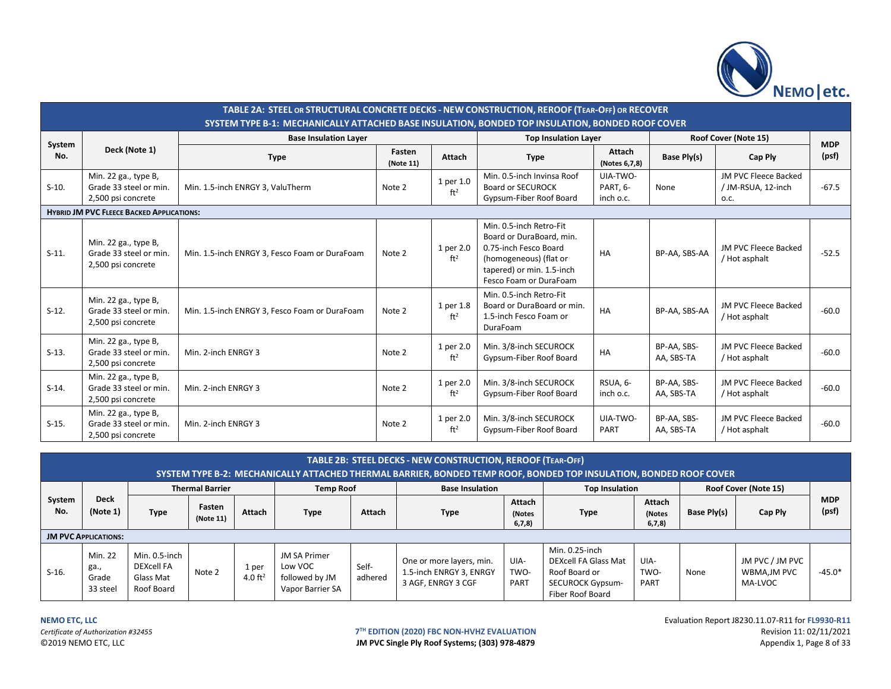**TABLE 2A: STEEL OR STRUCTURAL CONCRETE DECKS - NEW CONSTRUCTION, REROOF (TEAR-OFF) OR RECOVER**
**SYSTEM TYPE B-1: MECHANICALLY ATTACHED BASE INSULATION, BONDED TOP INSULATION, BONDED ROOF COVER**

| System No. | Deck (Note 1) | Base Insulation Layer | | | Top Insulation Layer | | Roof Cover (Note 15) | | MDP (psf) |
|---|---|---|---|---|---|---|---|---|---|
| | | Type | Fasten (Note 11) | Attach | Type | Attach (Notes 6,7,8) | Base Ply(s) | Cap Ply | |
| S-10. | Min. 22 ga., type B, Grade 33 steel or min. 2,500 psi concrete | Min. 1.5-inch ENRGY 3, ValuTherm | Note 2 | 1 per 1.0 ft² | Min. 0.5-inch Invinsa Roof Board or SECUROCK Gypsum-Fiber Roof Board | UIA-TWO-PART, 6-inch o.c. | None | JM PVC Fleece Backed / JM-RSUA, 12-inch o.c. | -67.5 |
| **HYBRID JM PVC FLEECE BACKED APPLICATIONS:** | | | | | | | | | |
| S-11. | Min. 22 ga., type B, Grade 33 steel or min. 2,500 psi concrete | Min. 1.5-inch ENRGY 3, Fesco Foam or DuraFoam | Note 2 | 1 per 2.0 ft² | Min. 0.5-inch Retro-Fit Board or DuraBoard, min. 0.75-inch Fesco Board (homogeneous) (flat or tapered) or min. 1.5-inch Fesco Foam or DuraFoam | HA | BP-AA, SBS-AA | JM PVC Fleece Backed / Hot asphalt | -52.5 |
| S-12. | Min. 22 ga., type B, Grade 33 steel or min. 2,500 psi concrete | Min. 1.5-inch ENRGY 3, Fesco Foam or DuraFoam | Note 2 | 1 per 1.8 ft² | Min. 0.5-inch Retro-Fit Board or DuraBoard or min. 1.5-inch Fesco Foam or DuraFoam | HA | BP-AA, SBS-AA | JM PVC Fleece Backed / Hot asphalt | -60.0 |
| S-13. | Min. 22 ga., type B, Grade 33 steel or min. 2,500 psi concrete | Min. 2-inch ENRGY 3 | Note 2 | 1 per 2.0 ft² | Min. 3/8-inch SECUROCK Gypsum-Fiber Roof Board | HA | BP-AA, SBS-AA, SBS-TA | JM PVC Fleece Backed / Hot asphalt | -60.0 |
| S-14. | Min. 22 ga., type B, Grade 33 steel or min. 2,500 psi concrete | Min. 2-inch ENRGY 3 | Note 2 | 1 per 2.0 ft² | Min. 3/8-inch SECUROCK Gypsum-Fiber Roof Board | RSUA, 6-inch o.c. | BP-AA, SBS-AA, SBS-TA | JM PVC Fleece Backed / Hot asphalt | -60.0 |
| S-15. | Min. 22 ga., type B, Grade 33 steel or min. 2,500 psi concrete | Min. 2-inch ENRGY 3 | Note 2 | 1 per 2.0 ft² | Min. 3/8-inch SECUROCK Gypsum-Fiber Roof Board | UIA-TWO-PART | BP-AA, SBS-AA, SBS-TA | JM PVC Fleece Backed / Hot asphalt | -60.0 |

**TABLE 2B: STEEL DECKS - NEW CONSTRUCTION, REROOF (TEAR-OFF)**
**SYSTEM TYPE B-2: MECHANICALLY ATTACHED THERMAL BARRIER, BONDED TEMP ROOF, BONDED TOP INSULATION, BONDED ROOF COVER**

| System No. | Deck (Note 1) | Thermal Barrier | | | Temp Roof | | Base Insulation | | Top Insulation | | Roof Cover (Note 15) | | MDP (psf) |
|---|---|---|---|---|---|---|---|---|---|---|---|---|---|
| | | Type | Fasten (Note 11) | Attach | Type | Attach | Type | Attach (Notes 6,7,8) | Type | Attach (Notes 6,7,8) | Base Ply(s) | Cap Ply | |
| **JM PVC APPLICATIONS:** | | | | | | | | | | | | | |
| S-16. | Min. 22 ga., Grade 33 steel | Min. 0.5-inch DEXcell FA Glass Mat Roof Board | Note 2 | 1 per 4.0 ft² | JM SA Primer Low VOC followed by JM Vapor Barrier SA | Self-adhered | One or more layers, min. 1.5-inch ENRGY 3, ENRGY 3 AGF, ENRGY 3 CGF | UIA-TWO-PART | Min. 0.25-inch DEXcell FA Glass Mat Roof Board or SECUROCK Gypsum-Fiber Roof Board | UIA-TWO-PART | None | JM PVC / JM PVC WBMA,JM PVC MA-LVOC | -45.0* |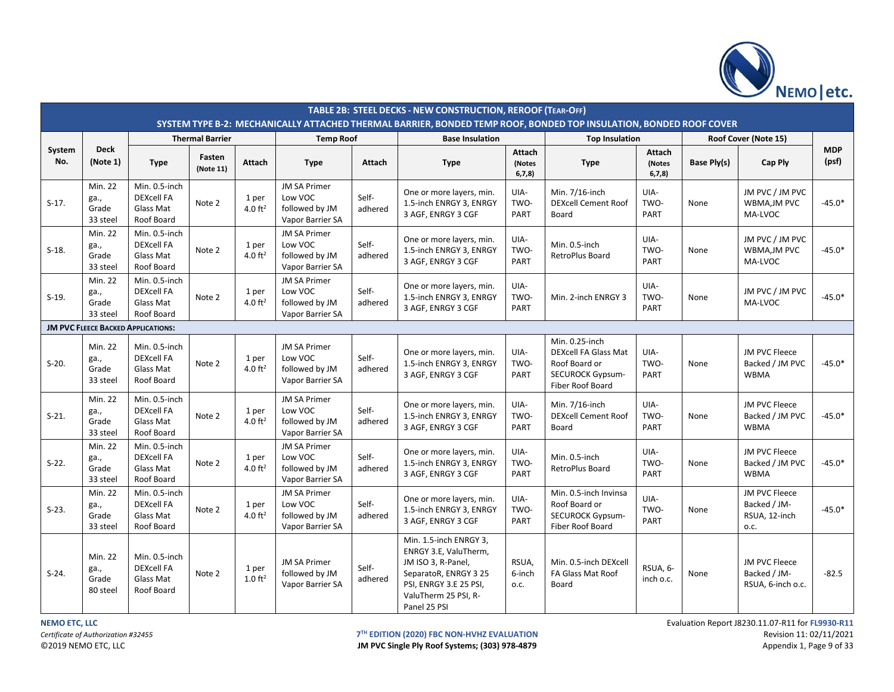**TABLE 2B: STEEL DECKS - NEW CONSTRUCTION, REROOF (TEAR-OFF)**

**SYSTEM TYPE B-2: MECHANICALLY ATTACHED THERMAL BARRIER, BONDED TEMP ROOF, BONDED TOP INSULATION, BONDED ROOF COVER**

| System No. | Deck (Note 1) | Thermal Barrier | | | Temp Roof | | Base Insulation | | Top Insulation | | Roof Cover (Note 15) | | MDP (psf) |
|---|---|---|---|---|---|---|---|---|---|---|---|---|---|
| | | Type | Fasten (Note 11) | Attach | Type | Attach | Type | Attach (Notes 6,7,8) | Type | Attach (Notes 6,7,8) | Base Ply(s) | Cap Ply | |
| S-17. | Min. 22 ga., Grade 33 steel | Min. 0.5-inch DEXcell FA Glass Mat Roof Board | Note 2 | 1 per 4.0 ft² | JM SA Primer Low VOC followed by JM Vapor Barrier SA | Self-adhered | One or more layers, min. 1.5-inch ENRGY 3, ENRGY 3 AGF, ENRGY 3 CGF | UIA-TWO-PART | Min. 7/16-inch DEXcell Cement Roof Board | UIA-TWO-PART | None | JM PVC / JM PVC WBMA,JM PVC MA-LVOC | -45.0* |
| S-18. | Min. 22 ga., Grade 33 steel | Min. 0.5-inch DEXcell FA Glass Mat Roof Board | Note 2 | 1 per 4.0 ft² | JM SA Primer Low VOC followed by JM Vapor Barrier SA | Self-adhered | One or more layers, min. 1.5-inch ENRGY 3, ENRGY 3 AGF, ENRGY 3 CGF | UIA-TWO-PART | Min. 0.5-inch RetroPlus Board | UIA-TWO-PART | None | JM PVC / JM PVC WBMA,JM PVC MA-LVOC | -45.0* |
| S-19. | Min. 22 ga., Grade 33 steel | Min. 0.5-inch DEXcell FA Glass Mat Roof Board | Note 2 | 1 per 4.0 ft² | JM SA Primer Low VOC followed by JM Vapor Barrier SA | Self-adhered | One or more layers, min. 1.5-inch ENRGY 3, ENRGY 3 AGF, ENRGY 3 CGF | UIA-TWO-PART | Min. 2-inch ENRGY 3 | UIA-TWO-PART | None | JM PVC / JM PVC MA-LVOC | -45.0* |
| **JM PVC FLEECE BACKED APPLICATIONS:** | | | | | | | | | | | | | |
| S-20. | Min. 22 ga., Grade 33 steel | Min. 0.5-inch DEXcell FA Glass Mat Roof Board | Note 2 | 1 per 4.0 ft² | JM SA Primer Low VOC followed by JM Vapor Barrier SA | Self-adhered | One or more layers, min. 1.5-inch ENRGY 3, ENRGY 3 AGF, ENRGY 3 CGF | UIA-TWO-PART | Min. 0.25-inch DEXcell FA Glass Mat Roof Board or SECUROCK Gypsum-Fiber Roof Board | UIA-TWO-PART | None | JM PVC Fleece Backed / JM PVC WBMA | -45.0* |
| S-21. | Min. 22 ga., Grade 33 steel | Min. 0.5-inch DEXcell FA Glass Mat Roof Board | Note 2 | 1 per 4.0 ft² | JM SA Primer Low VOC followed by JM Vapor Barrier SA | Self-adhered | One or more layers, min. 1.5-inch ENRGY 3, ENRGY 3 AGF, ENRGY 3 CGF | UIA-TWO-PART | Min. 7/16-inch DEXcell Cement Roof Board | UIA-TWO-PART | None | JM PVC Fleece Backed / JM PVC WBMA | -45.0* |
| S-22. | Min. 22 ga., Grade 33 steel | Min. 0.5-inch DEXcell FA Glass Mat Roof Board | Note 2 | 1 per 4.0 ft² | JM SA Primer Low VOC followed by JM Vapor Barrier SA | Self-adhered | One or more layers, min. 1.5-inch ENRGY 3, ENRGY 3 AGF, ENRGY 3 CGF | UIA-TWO-PART | Min. 0.5-inch RetroPlus Board | UIA-TWO-PART | None | JM PVC Fleece Backed / JM PVC WBMA | -45.0* |
| S-23. | Min. 22 ga., Grade 33 steel | Min. 0.5-inch DEXcell FA Glass Mat Roof Board | Note 2 | 1 per 4.0 ft² | JM SA Primer Low VOC followed by JM Vapor Barrier SA | Self-adhered | One or more layers, min. 1.5-inch ENRGY 3, ENRGY 3 AGF, ENRGY 3 CGF | UIA-TWO-PART | Min. 0.5-inch Invinsa Roof Board or SECUROCK Gypsum-Fiber Roof Board | UIA-TWO-PART | None | JM PVC Fleece Backed / JM-RSUA, 12-inch o.c. | -45.0* |
| S-24. | Min. 22 ga., Grade 80 steel | Min. 0.5-inch DEXcell FA Glass Mat Roof Board | Note 2 | 1 per 1.0 ft² | JM SA Primer followed by JM Vapor Barrier SA | Self-adhered | Min. 1.5-inch ENRGY 3, ENRGY 3.E, ValuTherm, JM ISO 3, R-Panel, SeparatoR, ENRGY 3 25 PSI, ENRGY 3.E 25 PSI, ValuTherm 25 PSI, R-Panel 25 PSI | RSUA, 6-inch o.c. | Min. 0.5-inch DEXcell FA Glass Mat Roof Board | RSUA, 6-inch o.c. | None | JM PVC Fleece Backed / JM-RSUA, 6-inch o.c. | -82.5 |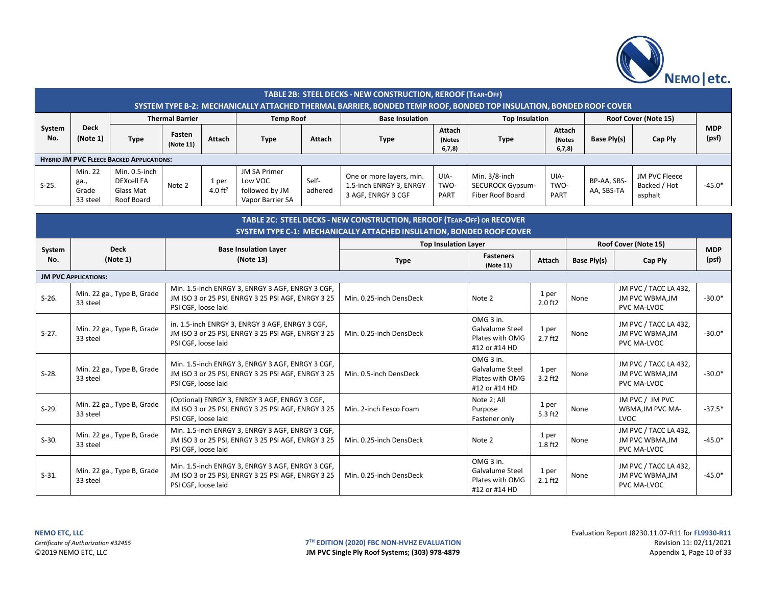**TABLE 2B: STEEL DECKS - NEW CONSTRUCTION, REROOF (TEAR-OFF)**

**SYSTEM TYPE B-2: MECHANICALLY ATTACHED THERMAL BARRIER, BONDED TEMP ROOF, BONDED TOP INSULATION, BONDED ROOF COVER**

| System No. | Deck (Note 1) | Thermal Barrier | | | Temp Roof | | Base Insulation | | Top Insulation | | Roof Cover (Note 15) | | MDP (psf) |
|---|---|---|---|---|---|---|---|---|---|---|---|---|---|
| | | Type | Fasten (Note 11) | Attach | Type | Attach | Type | Attach (Notes 6,7,8) | Type | Attach (Notes 6,7,8) | Base Ply(s) | Cap Ply | |
| **HYBRID JM PVC FLEECE BACKED APPLICATIONS:** | | | | | | | | | | | | | |
| S-25. | Min. 22 ga., Grade 33 steel | Min. 0.5-inch DEXcell FA Glass Mat Roof Board | Note 2 | 1 per 4.0 ft² | JM SA Primer Low VOC followed by JM Vapor Barrier SA | Self-adhered | One or more layers, min. 1.5-inch ENRGY 3, ENRGY 3 AGF, ENRGY 3 CGF | UIA-TWO-PART | Min. 3/8-inch SECUROCK Gypsum-Fiber Roof Board | UIA-TWO-PART | BP-AA, SBS-AA, SBS-TA | JM PVC Fleece Backed / Hot asphalt | -45.0* |

**TABLE 2C: STEEL DECKS - NEW CONSTRUCTION, REROOF (TEAR-OFF) OR RECOVER**

**SYSTEM TYPE C-1: MECHANICALLY ATTACHED INSULATION, BONDED ROOF COVER**

| System No. | Deck (Note 1) | Base Insulation Layer (Note 13) | Top Insulation Layer | | | Roof Cover (Note 15) | | MDP (psf) |
|---|---|---|---|---|---|---|---|---|
| | | | Type | Fasteners (Note 11) | Attach | Base Ply(s) | Cap Ply | |
| **JM PVC APPLICATIONS:** | | | | | | | | |
| S-26. | Min. 22 ga., Type B, Grade 33 steel | Min. 1.5-inch ENRGY 3, ENRGY 3 AGF, ENRGY 3 CGF, JM ISO 3 or 25 PSI, ENRGY 3 25 PSI AGF, ENRGY 3 25 PSI CGF, loose laid | Min. 0.25-inch DensDeck | Note 2 | 1 per 2.0 ft2 | None | JM PVC / TACC LA 432, JM PVC WBMA,JM PVC MA-LVOC | -30.0* |
| S-27. | Min. 22 ga., Type B, Grade 33 steel | in. 1.5-inch ENRGY 3, ENRGY 3 AGF, ENRGY 3 CGF, JM ISO 3 or 25 PSI, ENRGY 3 25 PSI AGF, ENRGY 3 25 PSI CGF, loose laid | Min. 0.25-inch DensDeck | OMG 3 in. Galvalume Steel Plates with OMG #12 or #14 HD | 1 per 2.7 ft2 | None | JM PVC / TACC LA 432, JM PVC WBMA,JM PVC MA-LVOC | -30.0* |
| S-28. | Min. 22 ga., Type B, Grade 33 steel | Min. 1.5-inch ENRGY 3, ENRGY 3 AGF, ENRGY 3 CGF, JM ISO 3 or 25 PSI, ENRGY 3 25 PSI AGF, ENRGY 3 25 PSI CGF, loose laid | Min. 0.5-inch DensDeck | OMG 3 in. Galvalume Steel Plates with OMG #12 or #14 HD | 1 per 3.2 ft2 | None | JM PVC / TACC LA 432, JM PVC WBMA,JM PVC MA-LVOC | -30.0* |
| S-29. | Min. 22 ga., Type B, Grade 33 steel | (Optional) ENRGY 3, ENRGY 3 AGF, ENRGY 3 CGF, JM ISO 3 or 25 PSI, ENRGY 3 25 PSI AGF, ENRGY 3 25 PSI CGF, loose laid | Min. 2-inch Fesco Foam | Note 2; All Purpose Fastener only | 1 per 5.3 ft2 | None | JM PVC / JM PVC WBMA,JM PVC MA-LVOC | -37.5* |
| S-30. | Min. 22 ga., Type B, Grade 33 steel | Min. 1.5-inch ENRGY 3, ENRGY 3 AGF, ENRGY 3 CGF, JM ISO 3 or 25 PSI, ENRGY 3 25 PSI AGF, ENRGY 3 25 PSI CGF, loose laid | Min. 0.25-inch DensDeck | Note 2 | 1 per 1.8 ft2 | None | JM PVC / TACC LA 432, JM PVC WBMA,JM PVC MA-LVOC | -45.0* |
| S-31. | Min. 22 ga., Type B, Grade 33 steel | Min. 1.5-inch ENRGY 3, ENRGY 3 AGF, ENRGY 3 CGF, JM ISO 3 or 25 PSI, ENRGY 3 25 PSI AGF, ENRGY 3 25 PSI CGF, loose laid | Min. 0.25-inch DensDeck | OMG 3 in. Galvalume Steel Plates with OMG #12 or #14 HD | 1 per 2.1 ft2 | None | JM PVC / TACC LA 432, JM PVC WBMA,JM PVC MA-LVOC | -45.0* |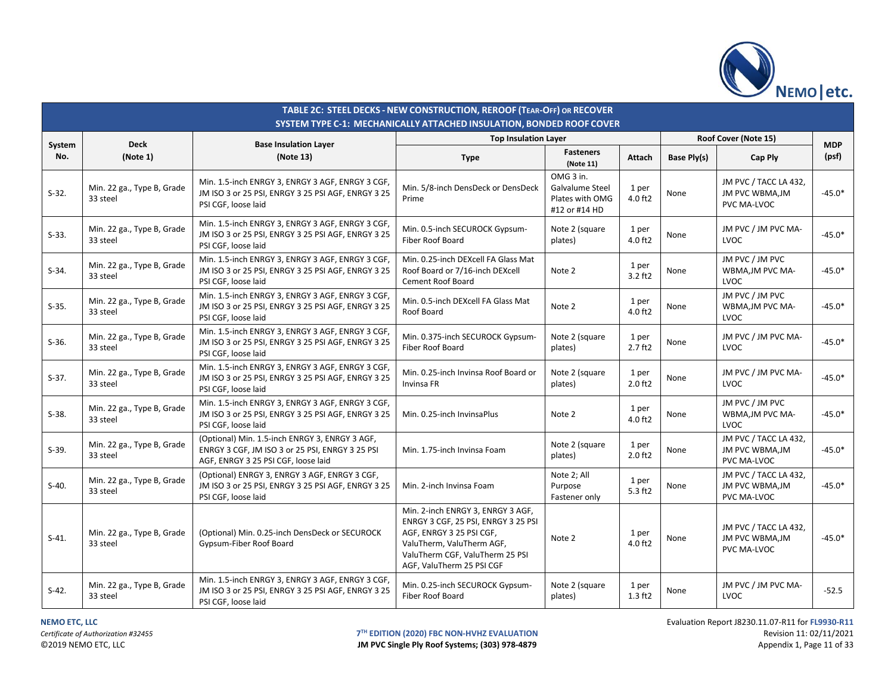## TABLE 2C: STEEL DECKS - NEW CONSTRUCTION, REROOF (TEAR-OFF) OR RECOVER

### SYSTEM TYPE C-1: MECHANICALLY ATTACHED INSULATION, BONDED ROOF COVER

| System No. | Deck (Note 1) | Base Insulation Layer (Note 13) | Top Insulation Layer | | | Roof Cover (Note 15) | | MDP (psf) |
|---|---|---|---|---|---|---|---|---|
| | | | Type | Fasteners (Note 11) | Attach | Base Ply(s) | Cap Ply | |
| S-32. | Min. 22 ga., Type B, Grade 33 steel | Min. 1.5-inch ENRGY 3, ENRGY 3 AGF, ENRGY 3 CGF, JM ISO 3 or 25 PSI, ENRGY 3 25 PSI AGF, ENRGY 3 25 PSI CGF, loose laid | Min. 5/8-inch DensDeck or DensDeck Prime | OMG 3 in. Galvalume Steel Plates with OMG #12 or #14 HD | 1 per 4.0 ft2 | None | JM PVC / TACC LA 432, JM PVC WBMA,JM PVC MA-LVOC | -45.0* |
| S-33. | Min. 22 ga., Type B, Grade 33 steel | Min. 1.5-inch ENRGY 3, ENRGY 3 AGF, ENRGY 3 CGF, JM ISO 3 or 25 PSI, ENRGY 3 25 PSI AGF, ENRGY 3 25 PSI CGF, loose laid | Min. 0.5-inch SECUROCK Gypsum-Fiber Roof Board | Note 2 (square plates) | 1 per 4.0 ft2 | None | JM PVC / JM PVC MA-LVOC | -45.0* |
| S-34. | Min. 22 ga., Type B, Grade 33 steel | Min. 1.5-inch ENRGY 3, ENRGY 3 AGF, ENRGY 3 CGF, JM ISO 3 or 25 PSI, ENRGY 3 25 PSI AGF, ENRGY 3 25 PSI CGF, loose laid | Min. 0.25-inch DEXcell FA Glass Mat Roof Board or 7/16-inch DEXcell Cement Roof Board | Note 2 | 1 per 3.2 ft2 | None | JM PVC / JM PVC WBMA,JM PVC MA-LVOC | -45.0* |
| S-35. | Min. 22 ga., Type B, Grade 33 steel | Min. 1.5-inch ENRGY 3, ENRGY 3 AGF, ENRGY 3 CGF, JM ISO 3 or 25 PSI, ENRGY 3 25 PSI AGF, ENRGY 3 25 PSI CGF, loose laid | Min. 0.5-inch DEXcell FA Glass Mat Roof Board | Note 2 | 1 per 4.0 ft2 | None | JM PVC / JM PVC WBMA,JM PVC MA-LVOC | -45.0* |
| S-36. | Min. 22 ga., Type B, Grade 33 steel | Min. 1.5-inch ENRGY 3, ENRGY 3 AGF, ENRGY 3 CGF, JM ISO 3 or 25 PSI, ENRGY 3 25 PSI AGF, ENRGY 3 25 PSI CGF, loose laid | Min. 0.375-inch SECUROCK Gypsum-Fiber Roof Board | Note 2 (square plates) | 1 per 2.7 ft2 | None | JM PVC / JM PVC MA-LVOC | -45.0* |
| S-37. | Min. 22 ga., Type B, Grade 33 steel | Min. 1.5-inch ENRGY 3, ENRGY 3 AGF, ENRGY 3 CGF, JM ISO 3 or 25 PSI, ENRGY 3 25 PSI AGF, ENRGY 3 25 PSI CGF, loose laid | Min. 0.25-inch Invinsa Roof Board or Invinsa FR | Note 2 (square plates) | 1 per 2.0 ft2 | None | JM PVC / JM PVC MA-LVOC | -45.0* |
| S-38. | Min. 22 ga., Type B, Grade 33 steel | Min. 1.5-inch ENRGY 3, ENRGY 3 AGF, ENRGY 3 CGF, JM ISO 3 or 25 PSI, ENRGY 3 25 PSI AGF, ENRGY 3 25 PSI CGF, loose laid | Min. 0.25-inch InvinsaPlus | Note 2 | 1 per 4.0 ft2 | None | JM PVC / JM PVC WBMA,JM PVC MA-LVOC | -45.0* |
| S-39. | Min. 22 ga., Type B, Grade 33 steel | (Optional) Min. 1.5-inch ENRGY 3, ENRGY 3 AGF, ENRGY 3 CGF, JM ISO 3 or 25 PSI, ENRGY 3 25 PSI AGF, ENRGY 3 25 PSI CGF, loose laid | Min. 1.75-inch Invinsa Foam | Note 2 (square plates) | 1 per 2.0 ft2 | None | JM PVC / TACC LA 432, JM PVC WBMA,JM PVC MA-LVOC | -45.0* |
| S-40. | Min. 22 ga., Type B, Grade 33 steel | (Optional) ENRGY 3, ENRGY 3 AGF, ENRGY 3 CGF, JM ISO 3 or 25 PSI, ENRGY 3 25 PSI AGF, ENRGY 3 25 PSI CGF, loose laid | Min. 2-inch Invinsa Foam | Note 2; All Purpose Fastener only | 1 per 5.3 ft2 | None | JM PVC / TACC LA 432, JM PVC WBMA,JM PVC MA-LVOC | -45.0* |
| S-41. | Min. 22 ga., Type B, Grade 33 steel | (Optional) Min. 0.25-inch DensDeck or SECUROCK Gypsum-Fiber Roof Board | Min. 2-inch ENRGY 3, ENRGY 3 AGF, ENRGY 3 CGF, 25 PSI, ENRGY 3 25 PSI AGF, ENRGY 3 25 PSI CGF, ValuTherm, ValuTherm AGF, ValuTherm CGF, ValuTherm 25 PSI AGF, ValuTherm 25 PSI CGF | Note 2 | 1 per 4.0 ft2 | None | JM PVC / TACC LA 432, JM PVC WBMA,JM PVC MA-LVOC | -45.0* |
| S-42. | Min. 22 ga., Type B, Grade 33 steel | Min. 1.5-inch ENRGY 3, ENRGY 3 AGF, ENRGY 3 CGF, JM ISO 3 or 25 PSI, ENRGY 3 25 PSI AGF, ENRGY 3 25 PSI CGF, loose laid | Min. 0.25-inch SECUROCK Gypsum-Fiber Roof Board | Note 2 (square plates) | 1 per 1.3 ft2 | None | JM PVC / JM PVC MA-LVOC | -52.5 |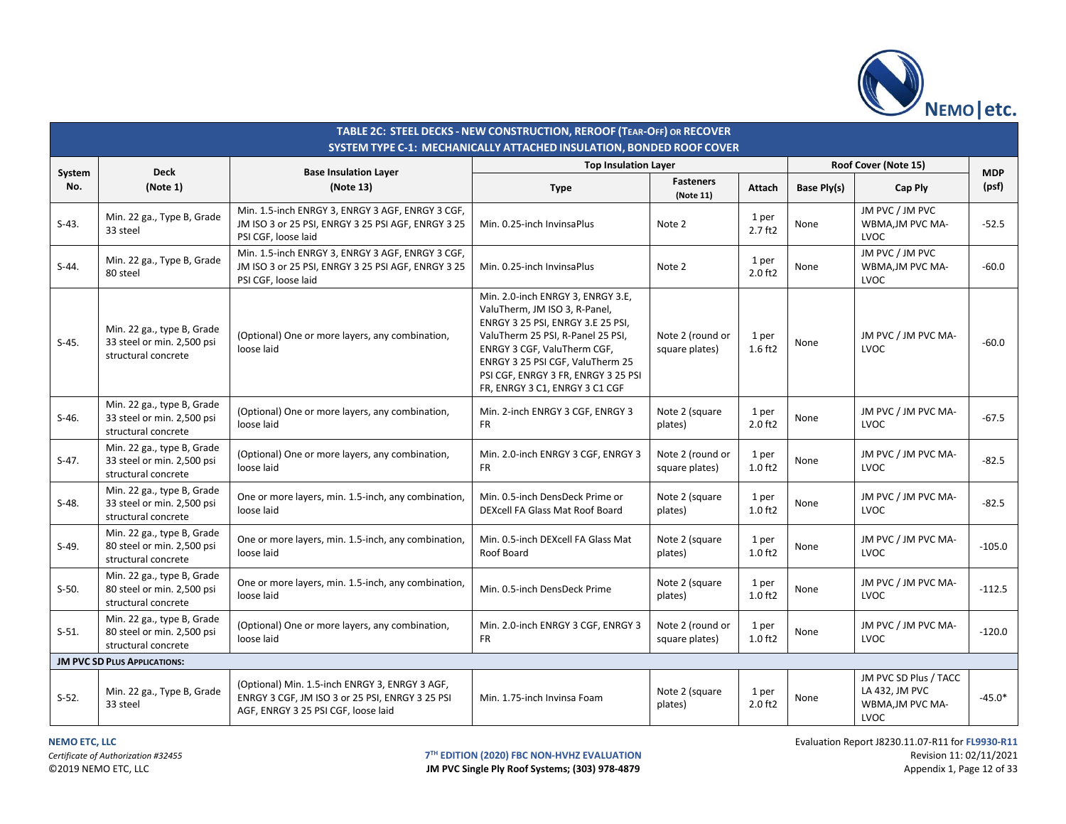**TABLE 2C: STEEL DECKS - NEW CONSTRUCTION, REROOF (TEAR-OFF) OR RECOVER**
**SYSTEM TYPE C-1: MECHANICALLY ATTACHED INSULATION, BONDED ROOF COVER**

| System No. | Deck (Note 1) | Base Insulation Layer (Note 13) | Top Insulation Layer | | | Roof Cover (Note 15) | | MDP (psf) |
|---|---|---|---|---|---|---|---|---|
| | | | Type | Fasteners (Note 11) | Attach | Base Ply(s) | Cap Ply | |
| S-43. | Min. 22 ga., Type B, Grade 33 steel | Min. 1.5-inch ENRGY 3, ENRGY 3 AGF, ENRGY 3 CGF, JM ISO 3 or 25 PSI, ENRGY 3 25 PSI AGF, ENRGY 3 25 PSI CGF, loose laid | Min. 0.25-inch InvinsaPlus | Note 2 | 1 per 2.7 ft2 | None | JM PVC / JM PVC WBMA,JM PVC MA-LVOC | -52.5 |
| S-44. | Min. 22 ga., Type B, Grade 80 steel | Min. 1.5-inch ENRGY 3, ENRGY 3 AGF, ENRGY 3 CGF, JM ISO 3 or 25 PSI, ENRGY 3 25 PSI AGF, ENRGY 3 25 PSI CGF, loose laid | Min. 0.25-inch InvinsaPlus | Note 2 | 1 per 2.0 ft2 | None | JM PVC / JM PVC WBMA,JM PVC MA-LVOC | -60.0 |
| S-45. | Min. 22 ga., type B, Grade 33 steel or min. 2,500 psi structural concrete | (Optional) One or more layers, any combination, loose laid | Min. 2.0-inch ENRGY 3, ENRGY 3.E, ValuTherm, JM ISO 3, R-Panel, ENRGY 3 25 PSI, ENRGY 3.E 25 PSI, ValuTherm 25 PSI, R-Panel 25 PSI, ENRGY 3 CGF, ValuTherm CGF, ENRGY 3 25 PSI CGF, ValuTherm 25 PSI CGF, ENRGY 3 FR, ENRGY 3 25 PSI FR, ENRGY 3 C1, ENRGY 3 C1 CGF | Note 2 (round or square plates) | 1 per 1.6 ft2 | None | JM PVC / JM PVC MA-LVOC | -60.0 |
| S-46. | Min. 22 ga., type B, Grade 33 steel or min. 2,500 psi structural concrete | (Optional) One or more layers, any combination, loose laid | Min. 2-inch ENRGY 3 CGF, ENRGY 3 FR | Note 2 (square plates) | 1 per 2.0 ft2 | None | JM PVC / JM PVC MA-LVOC | -67.5 |
| S-47. | Min. 22 ga., type B, Grade 33 steel or min. 2,500 psi structural concrete | (Optional) One or more layers, any combination, loose laid | Min. 2.0-inch ENRGY 3 CGF, ENRGY 3 FR | Note 2 (round or square plates) | 1 per 1.0 ft2 | None | JM PVC / JM PVC MA-LVOC | -82.5 |
| S-48. | Min. 22 ga., type B, Grade 33 steel or min. 2,500 psi structural concrete | One or more layers, min. 1.5-inch, any combination, loose laid | Min. 0.5-inch DensDeck Prime or DEXcell FA Glass Mat Roof Board | Note 2 (square plates) | 1 per 1.0 ft2 | None | JM PVC / JM PVC MA-LVOC | -82.5 |
| S-49. | Min. 22 ga., type B, Grade 80 steel or min. 2,500 psi structural concrete | One or more layers, min. 1.5-inch, any combination, loose laid | Min. 0.5-inch DEXcell FA Glass Mat Roof Board | Note 2 (square plates) | 1 per 1.0 ft2 | None | JM PVC / JM PVC MA-LVOC | -105.0 |
| S-50. | Min. 22 ga., type B, Grade 80 steel or min. 2,500 psi structural concrete | One or more layers, min. 1.5-inch, any combination, loose laid | Min. 0.5-inch DensDeck Prime | Note 2 (square plates) | 1 per 1.0 ft2 | None | JM PVC / JM PVC MA-LVOC | -112.5 |
| S-51. | Min. 22 ga., type B, Grade 80 steel or min. 2,500 psi structural concrete | (Optional) One or more layers, any combination, loose laid | Min. 2.0-inch ENRGY 3 CGF, ENRGY 3 FR | Note 2 (round or square plates) | 1 per 1.0 ft2 | None | JM PVC / JM PVC MA-LVOC | -120.0 |
| **JM PVC SD PLUS APPLICATIONS:** | | | | | | | | |
| S-52. | Min. 22 ga., Type B, Grade 33 steel | (Optional) Min. 1.5-inch ENRGY 3, ENRGY 3 AGF, ENRGY 3 CGF, JM ISO 3 or 25 PSI, ENRGY 3 25 PSI AGF, ENRGY 3 25 PSI CGF, loose laid | Min. 1.75-inch Invinsa Foam | Note 2 (square plates) | 1 per 2.0 ft2 | None | JM PVC SD Plus / TACC LA 432, JM PVC WBMA,JM PVC MA-LVOC | -45.0* |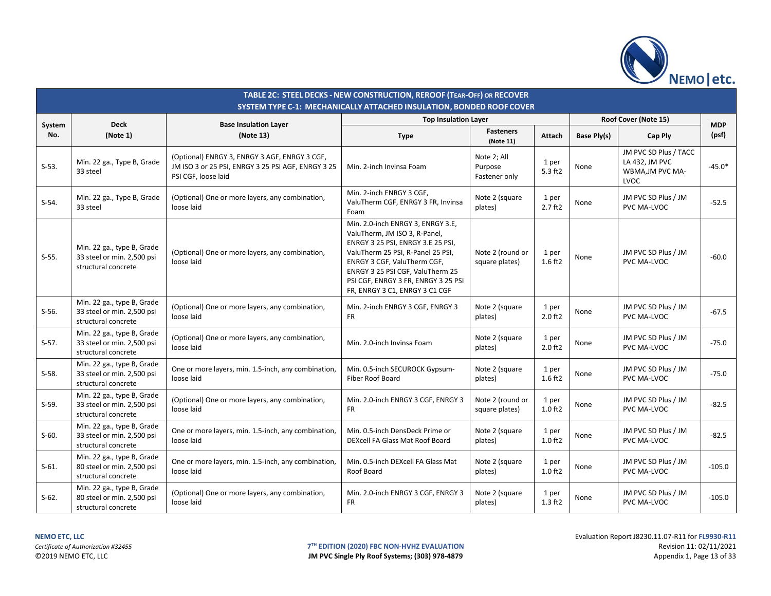**TABLE 2C: STEEL DECKS - NEW CONSTRUCTION, REROOF (TEAR-OFF) OR RECOVER**
**SYSTEM TYPE C-1: MECHANICALLY ATTACHED INSULATION, BONDED ROOF COVER**

| System No. | Deck (Note 1) | Base Insulation Layer (Note 13) | Top Insulation Layer | | | Roof Cover (Note 15) | | MDP (psf) |
|---|---|---|---|---|---|---|---|---|
| | | | Type | Fasteners (Note 11) | Attach | Base Ply(s) | Cap Ply | |
| S-53. | Min. 22 ga., Type B, Grade 33 steel | (Optional) ENRGY 3, ENRGY 3 AGF, ENRGY 3 CGF, JM ISO 3 or 25 PSI, ENRGY 3 25 PSI AGF, ENRGY 3 25 PSI CGF, loose laid | Min. 2-inch Invinsa Foam | Note 2; All Purpose Fastener only | 1 per 5.3 ft2 | None | JM PVC SD Plus / TACC LA 432, JM PVC WBMA,JM PVC MA-LVOC | -45.0* |
| S-54. | Min. 22 ga., Type B, Grade 33 steel | (Optional) One or more layers, any combination, loose laid | Min. 2-inch ENRGY 3 CGF, ValuTherm CGF, ENRGY 3 FR, Invinsa Foam | Note 2 (square plates) | 1 per 2.7 ft2 | None | JM PVC SD Plus / JM PVC MA-LVOC | -52.5 |
| S-55. | Min. 22 ga., type B, Grade 33 steel or min. 2,500 psi structural concrete | (Optional) One or more layers, any combination, loose laid | Min. 2.0-inch ENRGY 3, ENRGY 3.E, ValuTherm, JM ISO 3, R-Panel, ENRGY 3 25 PSI, ENRGY 3.E 25 PSI, ValuTherm 25 PSI, R-Panel 25 PSI, ENRGY 3 CGF, ValuTherm CGF, ENRGY 3 25 PSI CGF, ValuTherm 25 PSI CGF, ENRGY 3 FR, ENRGY 3 25 PSI FR, ENRGY 3 C1, ENRGY 3 C1 CGF | Note 2 (round or square plates) | 1 per 1.6 ft2 | None | JM PVC SD Plus / JM PVC MA-LVOC | -60.0 |
| S-56. | Min. 22 ga., type B, Grade 33 steel or min. 2,500 psi structural concrete | (Optional) One or more layers, any combination, loose laid | Min. 2-inch ENRGY 3 CGF, ENRGY 3 FR | Note 2 (square plates) | 1 per 2.0 ft2 | None | JM PVC SD Plus / JM PVC MA-LVOC | -67.5 |
| S-57. | Min. 22 ga., type B, Grade 33 steel or min. 2,500 psi structural concrete | (Optional) One or more layers, any combination, loose laid | Min. 2.0-inch Invinsa Foam | Note 2 (square plates) | 1 per 2.0 ft2 | None | JM PVC SD Plus / JM PVC MA-LVOC | -75.0 |
| S-58. | Min. 22 ga., type B, Grade 33 steel or min. 2,500 psi structural concrete | One or more layers, min. 1.5-inch, any combination, loose laid | Min. 0.5-inch SECUROCK Gypsum-Fiber Roof Board | Note 2 (square plates) | 1 per 1.6 ft2 | None | JM PVC SD Plus / JM PVC MA-LVOC | -75.0 |
| S-59. | Min. 22 ga., type B, Grade 33 steel or min. 2,500 psi structural concrete | (Optional) One or more layers, any combination, loose laid | Min. 2.0-inch ENRGY 3 CGF, ENRGY 3 FR | Note 2 (round or square plates) | 1 per 1.0 ft2 | None | JM PVC SD Plus / JM PVC MA-LVOC | -82.5 |
| S-60. | Min. 22 ga., type B, Grade 33 steel or min. 2,500 psi structural concrete | One or more layers, min. 1.5-inch, any combination, loose laid | Min. 0.5-inch DensDeck Prime or DEXcell FA Glass Mat Roof Board | Note 2 (square plates) | 1 per 1.0 ft2 | None | JM PVC SD Plus / JM PVC MA-LVOC | -82.5 |
| S-61. | Min. 22 ga., type B, Grade 80 steel or min. 2,500 psi structural concrete | One or more layers, min. 1.5-inch, any combination, loose laid | Min. 0.5-inch DEXcell FA Glass Mat Roof Board | Note 2 (square plates) | 1 per 1.0 ft2 | None | JM PVC SD Plus / JM PVC MA-LVOC | -105.0 |
| S-62. | Min. 22 ga., type B, Grade 80 steel or min. 2,500 psi structural concrete | (Optional) One or more layers, any combination, loose laid | Min. 2.0-inch ENRGY 3 CGF, ENRGY 3 FR | Note 2 (square plates) | 1 per 1.3 ft2 | None | JM PVC SD Plus / JM PVC MA-LVOC | -105.0 |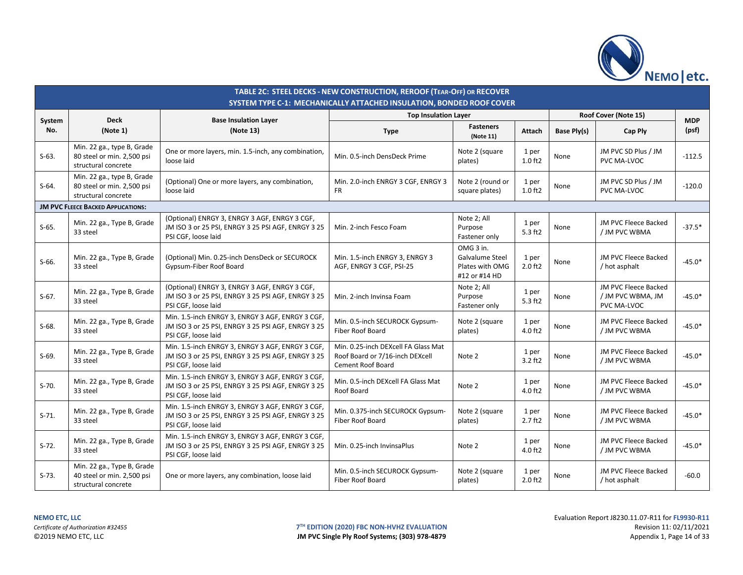**TABLE 2C: STEEL DECKS - NEW CONSTRUCTION, REROOF (TEAR-OFF) OR RECOVER**
**SYSTEM TYPE C-1: MECHANICALLY ATTACHED INSULATION, BONDED ROOF COVER**

| System No. | Deck (Note 1) | Base Insulation Layer (Note 13) | Top Insulation Layer | | | Roof Cover (Note 15) | | MDP (psf) |
|---|---|---|---|---|---|---|---|---|
| | | | Type | Fasteners (Note 11) | Attach | Base Ply(s) | Cap Ply | |
| S-63. | Min. 22 ga., type B, Grade 80 steel or min. 2,500 psi structural concrete | One or more layers, min. 1.5-inch, any combination, loose laid | Min. 0.5-inch DensDeck Prime | Note 2 (square plates) | 1 per 1.0 ft2 | None | JM PVC SD Plus / JM PVC MA-LVOC | -112.5 |
| S-64. | Min. 22 ga., type B, Grade 80 steel or min. 2,500 psi structural concrete | (Optional) One or more layers, any combination, loose laid | Min. 2.0-inch ENRGY 3 CGF, ENRGY 3 FR | Note 2 (round or square plates) | 1 per 1.0 ft2 | None | JM PVC SD Plus / JM PVC MA-LVOC | -120.0 |
| **JM PVC FLEECE BACKED APPLICATIONS:** | | | | | | | | |
| S-65. | Min. 22 ga., Type B, Grade 33 steel | (Optional) ENRGY 3, ENRGY 3 AGF, ENRGY 3 CGF, JM ISO 3 or 25 PSI, ENRGY 3 25 PSI AGF, ENRGY 3 25 PSI CGF, loose laid | Min. 2-inch Fesco Foam | Note 2; All Purpose Fastener only | 1 per 5.3 ft2 | None | JM PVC Fleece Backed / JM PVC WBMA | -37.5* |
| S-66. | Min. 22 ga., Type B, Grade 33 steel | (Optional) Min. 0.25-inch DensDeck or SECUROCK Gypsum-Fiber Roof Board | Min. 1.5-inch ENRGY 3, ENRGY 3 AGF, ENRGY 3 CGF, PSI-25 | OMG 3 in. Galvalume Steel Plates with OMG #12 or #14 HD | 1 per 2.0 ft2 | None | JM PVC Fleece Backed / hot asphalt | -45.0* |
| S-67. | Min. 22 ga., Type B, Grade 33 steel | (Optional) ENRGY 3, ENRGY 3 AGF, ENRGY 3 CGF, JM ISO 3 or 25 PSI, ENRGY 3 25 PSI AGF, ENRGY 3 25 PSI CGF, loose laid | Min. 2-inch Invinsa Foam | Note 2; All Purpose Fastener only | 1 per 5.3 ft2 | None | JM PVC Fleece Backed / JM PVC WBMA, JM PVC MA-LVOC | -45.0* |
| S-68. | Min. 22 ga., Type B, Grade 33 steel | Min. 1.5-inch ENRGY 3, ENRGY 3 AGF, ENRGY 3 CGF, JM ISO 3 or 25 PSI, ENRGY 3 25 PSI AGF, ENRGY 3 25 PSI CGF, loose laid | Min. 0.5-inch SECUROCK Gypsum-Fiber Roof Board | Note 2 (square plates) | 1 per 4.0 ft2 | None | JM PVC Fleece Backed / JM PVC WBMA | -45.0* |
| S-69. | Min. 22 ga., Type B, Grade 33 steel | Min. 1.5-inch ENRGY 3, ENRGY 3 AGF, ENRGY 3 CGF, JM ISO 3 or 25 PSI, ENRGY 3 25 PSI AGF, ENRGY 3 25 PSI CGF, loose laid | Min. 0.25-inch DEXcell FA Glass Mat Roof Board or 7/16-inch DEXcell Cement Roof Board | Note 2 | 1 per 3.2 ft2 | None | JM PVC Fleece Backed / JM PVC WBMA | -45.0* |
| S-70. | Min. 22 ga., Type B, Grade 33 steel | Min. 1.5-inch ENRGY 3, ENRGY 3 AGF, ENRGY 3 CGF, JM ISO 3 or 25 PSI, ENRGY 3 25 PSI AGF, ENRGY 3 25 PSI CGF, loose laid | Min. 0.5-inch DEXcell FA Glass Mat Roof Board | Note 2 | 1 per 4.0 ft2 | None | JM PVC Fleece Backed / JM PVC WBMA | -45.0* |
| S-71. | Min. 22 ga., Type B, Grade 33 steel | Min. 1.5-inch ENRGY 3, ENRGY 3 AGF, ENRGY 3 CGF, JM ISO 3 or 25 PSI, ENRGY 3 25 PSI AGF, ENRGY 3 25 PSI CGF, loose laid | Min. 0.375-inch SECUROCK Gypsum-Fiber Roof Board | Note 2 (square plates) | 1 per 2.7 ft2 | None | JM PVC Fleece Backed / JM PVC WBMA | -45.0* |
| S-72. | Min. 22 ga., Type B, Grade 33 steel | Min. 1.5-inch ENRGY 3, ENRGY 3 AGF, ENRGY 3 CGF, JM ISO 3 or 25 PSI, ENRGY 3 25 PSI AGF, ENRGY 3 25 PSI CGF, loose laid | Min. 0.25-inch InvinsaPlus | Note 2 | 1 per 4.0 ft2 | None | JM PVC Fleece Backed / JM PVC WBMA | -45.0* |
| S-73. | Min. 22 ga., Type B, Grade 40 steel or min. 2,500 psi structural concrete | One or more layers, any combination, loose laid | Min. 0.5-inch SECUROCK Gypsum-Fiber Roof Board | Note 2 (square plates) | 1 per 2.0 ft2 | None | JM PVC Fleece Backed / hot asphalt | -60.0 |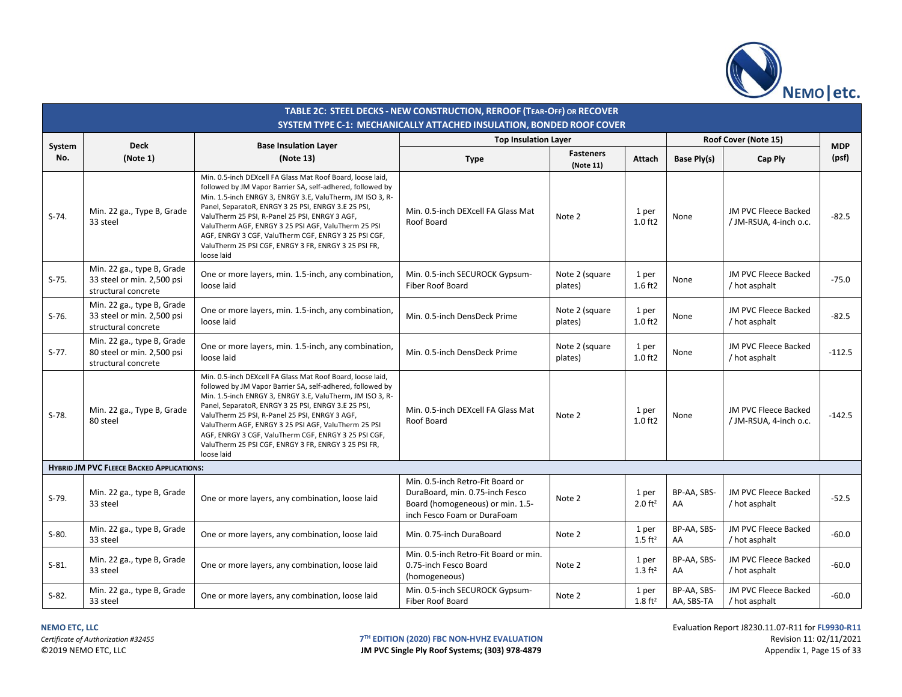**TABLE 2C: STEEL DECKS - NEW CONSTRUCTION, REROOF (TEAR-OFF) OR RECOVER**
**SYSTEM TYPE C-1: MECHANICALLY ATTACHED INSULATION, BONDED ROOF COVER**

| System No. | Deck (Note 1) | Base Insulation Layer (Note 13) | Top Insulation Layer | | | Roof Cover (Note 15) | | MDP (psf) |
|---|---|---|---|---|---|---|---|---|
| | | | Type | Fasteners (Note 11) | Attach | Base Ply(s) | Cap Ply | |
| S-74. | Min. 22 ga., Type B, Grade 33 steel | Min. 0.5-inch DEXcell FA Glass Mat Roof Board, loose laid, followed by JM Vapor Barrier SA, self-adhered, followed by Min. 1.5-inch ENRGY 3, ENRGY 3.E, ValuTherm, JM ISO 3, R-Panel, SeparatoR, ENRGY 3 25 PSI, ENRGY 3.E 25 PSI, ValuTherm 25 PSI, R-Panel 25 PSI, ENRGY 3 AGF, ValuTherm AGF, ENRGY 3 25 PSI AGF, ValuTherm 25 PSI AGF, ENRGY 3 CGF, ValuTherm CGF, ENRGY 3 25 PSI CGF, ValuTherm 25 PSI CGF, ENRGY 3 FR, ENRGY 3 25 PSI FR, loose laid | Min. 0.5-inch DEXcell FA Glass Mat Roof Board | Note 2 | 1 per 1.0 ft2 | None | JM PVC Fleece Backed / JM-RSUA, 4-inch o.c. | -82.5 |
| S-75. | Min. 22 ga., type B, Grade 33 steel or min. 2,500 psi structural concrete | One or more layers, min. 1.5-inch, any combination, loose laid | Min. 0.5-inch SECUROCK Gypsum-Fiber Roof Board | Note 2 (square plates) | 1 per 1.6 ft2 | None | JM PVC Fleece Backed / hot asphalt | -75.0 |
| S-76. | Min. 22 ga., type B, Grade 33 steel or min. 2,500 psi structural concrete | One or more layers, min. 1.5-inch, any combination, loose laid | Min. 0.5-inch DensDeck Prime | Note 2 (square plates) | 1 per 1.0 ft2 | None | JM PVC Fleece Backed / hot asphalt | -82.5 |
| S-77. | Min. 22 ga., type B, Grade 80 steel or min. 2,500 psi structural concrete | One or more layers, min. 1.5-inch, any combination, loose laid | Min. 0.5-inch DensDeck Prime | Note 2 (square plates) | 1 per 1.0 ft2 | None | JM PVC Fleece Backed / hot asphalt | -112.5 |
| S-78. | Min. 22 ga., Type B, Grade 80 steel | Min. 0.5-inch DEXcell FA Glass Mat Roof Board, loose laid, followed by JM Vapor Barrier SA, self-adhered, followed by Min. 1.5-inch ENRGY 3, ENRGY 3.E, ValuTherm, JM ISO 3, R-Panel, SeparatoR, ENRGY 3 25 PSI, ENRGY 3.E 25 PSI, ValuTherm 25 PSI, R-Panel 25 PSI, ENRGY 3 AGF, ValuTherm AGF, ENRGY 3 25 PSI AGF, ValuTherm 25 PSI AGF, ENRGY 3 CGF, ValuTherm CGF, ENRGY 3 25 PSI CGF, ValuTherm 25 PSI CGF, ENRGY 3 FR, ENRGY 3 25 PSI FR, loose laid | Min. 0.5-inch DEXcell FA Glass Mat Roof Board | Note 2 | 1 per 1.0 ft2 | None | JM PVC Fleece Backed / JM-RSUA, 4-inch o.c. | -142.5 |
| **HYBRID JM PVC FLEECE BACKED APPLICATIONS:** | | | | | | | | |
| S-79. | Min. 22 ga., type B, Grade 33 steel | One or more layers, any combination, loose laid | Min. 0.5-inch Retro-Fit Board or DuraBoard, min. 0.75-inch Fesco Board (homogeneous) or min. 1.5-inch Fesco Foam or DuraFoam | Note 2 | 1 per 2.0 ft² | BP-AA, SBS-AA | JM PVC Fleece Backed / hot asphalt | -52.5 |
| S-80. | Min. 22 ga., type B, Grade 33 steel | One or more layers, any combination, loose laid | Min. 0.75-inch DuraBoard | Note 2 | 1 per 1.5 ft² | BP-AA, SBS-AA | JM PVC Fleece Backed / hot asphalt | -60.0 |
| S-81. | Min. 22 ga., type B, Grade 33 steel | One or more layers, any combination, loose laid | Min. 0.5-inch Retro-Fit Board or min. 0.75-inch Fesco Board (homogeneous) | Note 2 | 1 per 1.3 ft² | BP-AA, SBS-AA | JM PVC Fleece Backed / hot asphalt | -60.0 |
| S-82. | Min. 22 ga., type B, Grade 33 steel | One or more layers, any combination, loose laid | Min. 0.5-inch SECUROCK Gypsum-Fiber Roof Board | Note 2 | 1 per 1.8 ft² | BP-AA, SBS-AA, SBS-TA | JM PVC Fleece Backed / hot asphalt | -60.0 |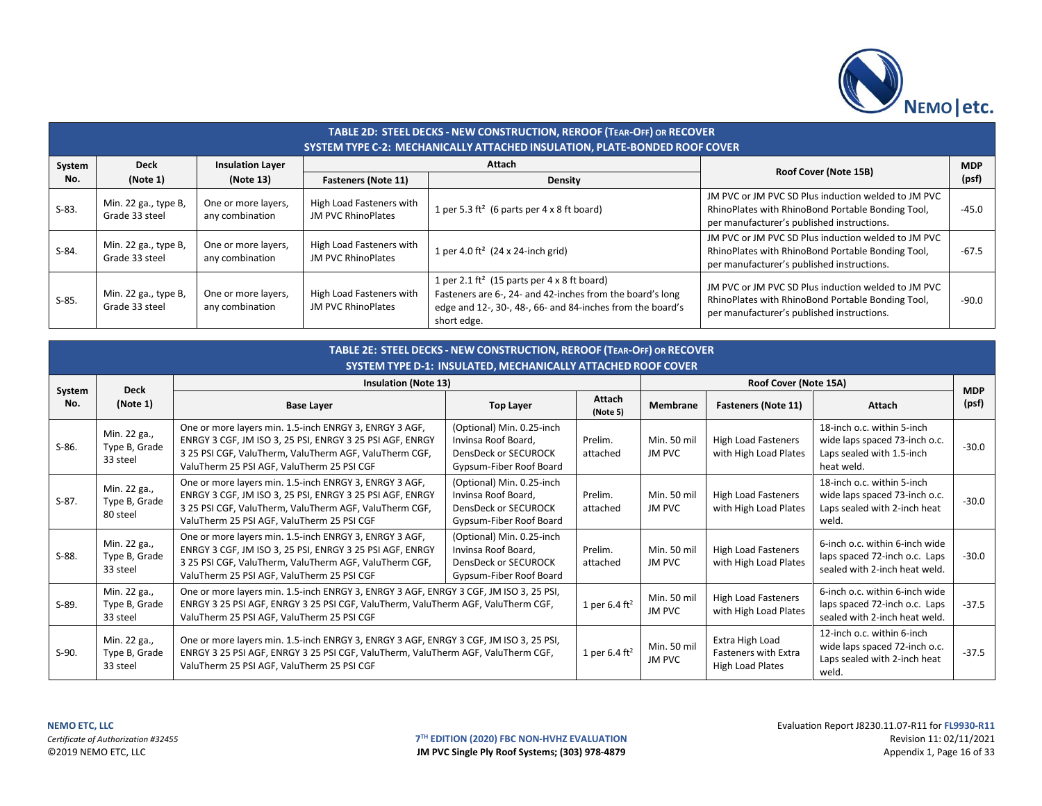**TABLE 2D: STEEL DECKS - NEW CONSTRUCTION, REROOF (TEAR-OFF) OR RECOVER**
**SYSTEM TYPE C-2: MECHANICALLY ATTACHED INSULATION, PLATE-BONDED ROOF COVER**

| System No. | Deck (Note 1) | Insulation Layer (Note 13) | Attach | | Roof Cover (Note 15B) | MDP (psf) |
|---|---|---|---|---|---|---|
| | | | Fasteners (Note 11) | Density | | |
| S-83. | Min. 22 ga., type B, Grade 33 steel | One or more layers, any combination | High Load Fasteners with JM PVC RhinoPlates | 1 per 5.3 ft² (6 parts per 4 x 8 ft board) | JM PVC or JM PVC SD Plus induction welded to JM PVC RhinoPlates with RhinoBond Portable Bonding Tool, per manufacturer's published instructions. | -45.0 |
| S-84. | Min. 22 ga., type B, Grade 33 steel | One or more layers, any combination | High Load Fasteners with JM PVC RhinoPlates | 1 per 4.0 ft² (24 x 24-inch grid) | JM PVC or JM PVC SD Plus induction welded to JM PVC RhinoPlates with RhinoBond Portable Bonding Tool, per manufacturer's published instructions. | -67.5 |
| S-85. | Min. 22 ga., type B, Grade 33 steel | One or more layers, any combination | High Load Fasteners with JM PVC RhinoPlates | 1 per 2.1 ft² (15 parts per 4 x 8 ft board) Fasteners are 6-, 24- and 42-inches from the board's long edge and 12-, 30-, 48-, 66- and 84-inches from the board's short edge. | JM PVC or JM PVC SD Plus induction welded to JM PVC RhinoPlates with RhinoBond Portable Bonding Tool, per manufacturer's published instructions. | -90.0 |

**TABLE 2E: STEEL DECKS - NEW CONSTRUCTION, REROOF (TEAR-OFF) OR RECOVER**
**SYSTEM TYPE D-1: INSULATED, MECHANICALLY ATTACHED ROOF COVER**

| System No. | Deck (Note 1) | Insulation (Note 13) | | | Roof Cover (Note 15A) | | | MDP (psf) |
|---|---|---|---|---|---|---|---|---|
| | | Base Layer | Top Layer | Attach (Note 5) | Membrane | Fasteners (Note 11) | Attach | |
| S-86. | Min. 22 ga., Type B, Grade 33 steel | One or more layers min. 1.5-inch ENRGY 3, ENRGY 3 AGF, ENRGY 3 CGF, JM ISO 3, 25 PSI, ENRGY 3 25 PSI AGF, ENRGY 3 25 PSI CGF, ValuTherm, ValuTherm AGF, ValuTherm CGF, ValuTherm 25 PSI AGF, ValuTherm 25 PSI CGF | (Optional) Min. 0.25-inch Invinsa Roof Board, DensDeck or SECUROCK Gypsum-Fiber Roof Board | Prelim. attached | Min. 50 mil JM PVC | High Load Fasteners with High Load Plates | 18-inch o.c. within 5-inch wide laps spaced 73-inch o.c. Laps sealed with 1.5-inch heat weld. | -30.0 |
| S-87. | Min. 22 ga., Type B, Grade 80 steel | One or more layers min. 1.5-inch ENRGY 3, ENRGY 3 AGF, ENRGY 3 CGF, JM ISO 3, 25 PSI, ENRGY 3 25 PSI AGF, ENRGY 3 25 PSI CGF, ValuTherm, ValuTherm AGF, ValuTherm CGF, ValuTherm 25 PSI AGF, ValuTherm 25 PSI CGF | (Optional) Min. 0.25-inch Invinsa Roof Board, DensDeck or SECUROCK Gypsum-Fiber Roof Board | Prelim. attached | Min. 50 mil JM PVC | High Load Fasteners with High Load Plates | 18-inch o.c. within 5-inch wide laps spaced 73-inch o.c. Laps sealed with 2-inch heat weld. | -30.0 |
| S-88. | Min. 22 ga., Type B, Grade 33 steel | One or more layers min. 1.5-inch ENRGY 3, ENRGY 3 AGF, ENRGY 3 CGF, JM ISO 3, 25 PSI, ENRGY 3 25 PSI AGF, ENRGY 3 25 PSI CGF, ValuTherm, ValuTherm AGF, ValuTherm CGF, ValuTherm 25 PSI AGF, ValuTherm 25 PSI CGF | (Optional) Min. 0.25-inch Invinsa Roof Board, DensDeck or SECUROCK Gypsum-Fiber Roof Board | Prelim. attached | Min. 50 mil JM PVC | High Load Fasteners with High Load Plates | 6-inch o.c. within 6-inch wide laps spaced 72-inch o.c. Laps sealed with 2-inch heat weld. | -30.0 |
| S-89. | Min. 22 ga., Type B, Grade 33 steel | One or more layers min. 1.5-inch ENRGY 3, ENRGY 3 AGF, ENRGY 3 CGF, JM ISO 3, 25 PSI, ENRGY 3 25 PSI AGF, ENRGY 3 25 PSI CGF, ValuTherm, ValuTherm AGF, ValuTherm CGF, ValuTherm 25 PSI AGF, ValuTherm 25 PSI CGF | | 1 per 6.4 ft² | Min. 50 mil JM PVC | High Load Fasteners with High Load Plates | 6-inch o.c. within 6-inch wide laps spaced 72-inch o.c. Laps sealed with 2-inch heat weld. | -37.5 |
| S-90. | Min. 22 ga., Type B, Grade 33 steel | One or more layers min. 1.5-inch ENRGY 3, ENRGY 3 AGF, ENRGY 3 CGF, JM ISO 3, 25 PSI, ENRGY 3 25 PSI AGF, ENRGY 3 25 PSI CGF, ValuTherm, ValuTherm AGF, ValuTherm CGF, ValuTherm 25 PSI AGF, ValuTherm 25 PSI CGF | | 1 per 6.4 ft² | Min. 50 mil JM PVC | Extra High Load Fasteners with Extra High Load Plates | 12-inch o.c. within 6-inch wide laps spaced 72-inch o.c. Laps sealed with 2-inch heat weld. | -37.5 |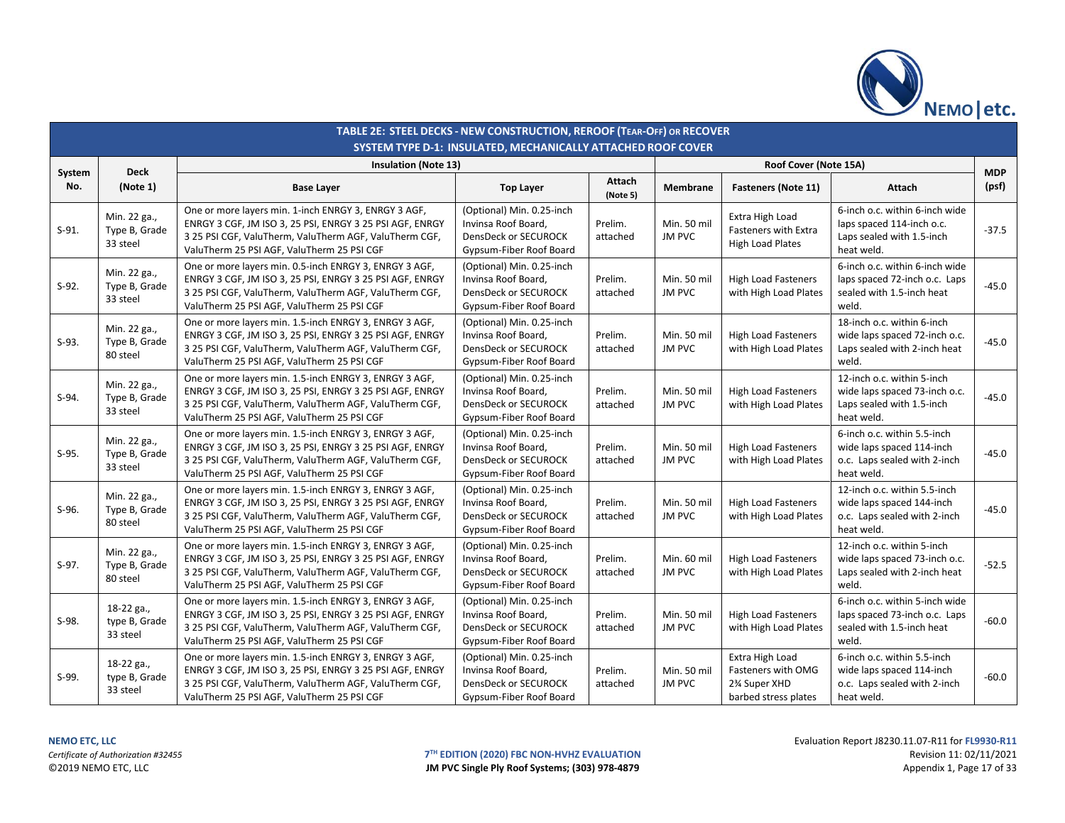| System No. | Deck (Note 1) | Insulation (Note 13) | | | Roof Cover (Note 15A) | | | MDP (psf) |
|---|---|---|---|---|---|---|---|---|
| | | Base Layer | Top Layer | Attach (Note 5) | Membrane | Fasteners (Note 11) | Attach | |
| S-91. | Min. 22 ga., Type B, Grade 33 steel | One or more layers min. 1-inch ENRGY 3, ENRGY 3 AGF, ENRGY 3 CGF, JM ISO 3, 25 PSI, ENRGY 3 25 PSI AGF, ENRGY 3 25 PSI CGF, ValuTherm, ValuTherm AGF, ValuTherm CGF, ValuTherm 25 PSI AGF, ValuTherm 25 PSI CGF | (Optional) Min. 0.25-inch Invinsa Roof Board, DensDeck or SECUROCK Gypsum-Fiber Roof Board | Prelim. attached | Min. 50 mil JM PVC | Extra High Load Fasteners with Extra High Load Plates | 6-inch o.c. within 6-inch wide laps spaced 114-inch o.c. Laps sealed with 1.5-inch heat weld. | -37.5 |
| S-92. | Min. 22 ga., Type B, Grade 33 steel | One or more layers min. 0.5-inch ENRGY 3, ENRGY 3 AGF, ENRGY 3 CGF, JM ISO 3, 25 PSI, ENRGY 3 25 PSI AGF, ENRGY 3 25 PSI CGF, ValuTherm, ValuTherm AGF, ValuTherm CGF, ValuTherm 25 PSI AGF, ValuTherm 25 PSI CGF | (Optional) Min. 0.25-inch Invinsa Roof Board, DensDeck or SECUROCK Gypsum-Fiber Roof Board | Prelim. attached | Min. 50 mil JM PVC | High Load Fasteners with High Load Plates | 6-inch o.c. within 6-inch wide laps spaced 72-inch o.c. Laps sealed with 1.5-inch heat weld. | -45.0 |
| S-93. | Min. 22 ga., Type B, Grade 80 steel | One or more layers min. 1.5-inch ENRGY 3, ENRGY 3 AGF, ENRGY 3 CGF, JM ISO 3, 25 PSI, ENRGY 3 25 PSI AGF, ENRGY 3 25 PSI CGF, ValuTherm, ValuTherm AGF, ValuTherm CGF, ValuTherm 25 PSI AGF, ValuTherm 25 PSI CGF | (Optional) Min. 0.25-inch Invinsa Roof Board, DensDeck or SECUROCK Gypsum-Fiber Roof Board | Prelim. attached | Min. 50 mil JM PVC | High Load Fasteners with High Load Plates | 18-inch o.c. within 6-inch wide laps spaced 72-inch o.c. Laps sealed with 2-inch heat weld. | -45.0 |
| S-94. | Min. 22 ga., Type B, Grade 33 steel | One or more layers min. 1.5-inch ENRGY 3, ENRGY 3 AGF, ENRGY 3 CGF, JM ISO 3, 25 PSI, ENRGY 3 25 PSI AGF, ENRGY 3 25 PSI CGF, ValuTherm, ValuTherm AGF, ValuTherm CGF, ValuTherm 25 PSI AGF, ValuTherm 25 PSI CGF | (Optional) Min. 0.25-inch Invinsa Roof Board, DensDeck or SECUROCK Gypsum-Fiber Roof Board | Prelim. attached | Min. 50 mil JM PVC | High Load Fasteners with High Load Plates | 12-inch o.c. within 5-inch wide laps spaced 73-inch o.c. Laps sealed with 1.5-inch heat weld. | -45.0 |
| S-95. | Min. 22 ga., Type B, Grade 33 steel | One or more layers min. 1.5-inch ENRGY 3, ENRGY 3 AGF, ENRGY 3 CGF, JM ISO 3, 25 PSI, ENRGY 3 25 PSI AGF, ENRGY 3 25 PSI CGF, ValuTherm, ValuTherm AGF, ValuTherm CGF, ValuTherm 25 PSI AGF, ValuTherm 25 PSI CGF | (Optional) Min. 0.25-inch Invinsa Roof Board, DensDeck or SECUROCK Gypsum-Fiber Roof Board | Prelim. attached | Min. 50 mil JM PVC | High Load Fasteners with High Load Plates | 6-inch o.c. within 5.5-inch wide laps spaced 114-inch o.c. Laps sealed with 2-inch heat weld. | -45.0 |
| S-96. | Min. 22 ga., Type B, Grade 80 steel | One or more layers min. 1.5-inch ENRGY 3, ENRGY 3 AGF, ENRGY 3 CGF, JM ISO 3, 25 PSI, ENRGY 3 25 PSI AGF, ENRGY 3 25 PSI CGF, ValuTherm, ValuTherm AGF, ValuTherm CGF, ValuTherm 25 PSI AGF, ValuTherm 25 PSI CGF | (Optional) Min. 0.25-inch Invinsa Roof Board, DensDeck or SECUROCK Gypsum-Fiber Roof Board | Prelim. attached | Min. 50 mil JM PVC | High Load Fasteners with High Load Plates | 12-inch o.c. within 5.5-inch wide laps spaced 144-inch o.c. Laps sealed with 2-inch heat weld. | -45.0 |
| S-97. | Min. 22 ga., Type B, Grade 80 steel | One or more layers min. 1.5-inch ENRGY 3, ENRGY 3 AGF, ENRGY 3 CGF, JM ISO 3, 25 PSI, ENRGY 3 25 PSI AGF, ENRGY 3 25 PSI CGF, ValuTherm, ValuTherm AGF, ValuTherm CGF, ValuTherm 25 PSI AGF, ValuTherm 25 PSI CGF | (Optional) Min. 0.25-inch Invinsa Roof Board, DensDeck or SECUROCK Gypsum-Fiber Roof Board | Prelim. attached | Min. 60 mil JM PVC | High Load Fasteners with High Load Plates | 12-inch o.c. within 5-inch wide laps spaced 73-inch o.c. Laps sealed with 2-inch heat weld. | -52.5 |
| S-98. | 18-22 ga., type B, Grade 33 steel | One or more layers min. 1.5-inch ENRGY 3, ENRGY 3 AGF, ENRGY 3 CGF, JM ISO 3, 25 PSI, ENRGY 3 25 PSI AGF, ENRGY 3 25 PSI CGF, ValuTherm, ValuTherm AGF, ValuTherm CGF, ValuTherm 25 PSI AGF, ValuTherm 25 PSI CGF | (Optional) Min. 0.25-inch Invinsa Roof Board, DensDeck or SECUROCK Gypsum-Fiber Roof Board | Prelim. attached | Min. 50 mil JM PVC | High Load Fasteners with High Load Plates | 6-inch o.c. within 5-inch wide laps spaced 73-inch o.c. Laps sealed with 1.5-inch heat weld. | -60.0 |
| S-99. | 18-22 ga., type B, Grade 33 steel | One or more layers min. 1.5-inch ENRGY 3, ENRGY 3 AGF, ENRGY 3 CGF, JM ISO 3, 25 PSI, ENRGY 3 25 PSI AGF, ENRGY 3 25 PSI CGF, ValuTherm, ValuTherm AGF, ValuTherm CGF, ValuTherm 25 PSI AGF, ValuTherm 25 PSI CGF | (Optional) Min. 0.25-inch Invinsa Roof Board, DensDeck or SECUROCK Gypsum-Fiber Roof Board | Prelim. attached | Min. 50 mil JM PVC | Extra High Load Fasteners with OMG 2¾ Super XHD barbed stress plates | 6-inch o.c. within 5.5-inch wide laps spaced 114-inch o.c. Laps sealed with 2-inch heat weld. | -60.0 |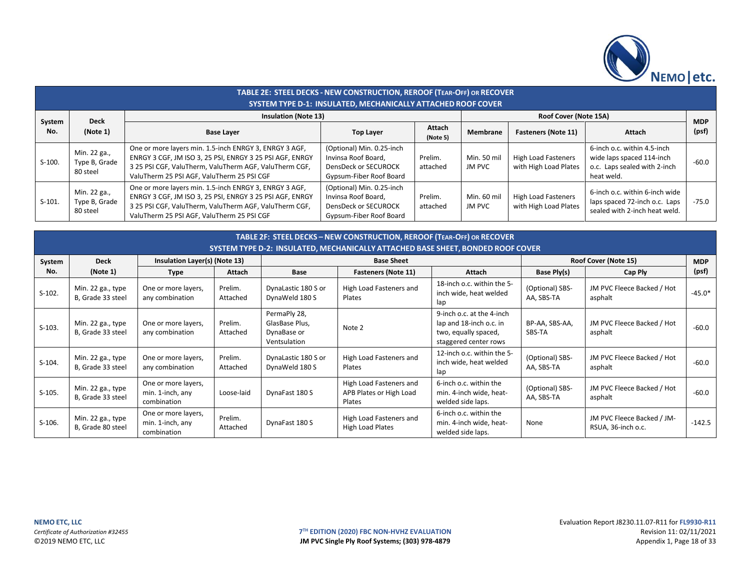## TABLE 2E: STEEL DECKS - NEW CONSTRUCTION, REROOF (TEAR-OFF) OR RECOVER
### SYSTEM TYPE D-1: INSULATED, MECHANICALLY ATTACHED ROOF COVER

| System No. | Deck (Note 1) | Insulation (Note 13) | | | Roof Cover (Note 15A) | | | MDP (psf) |
|---|---|---|---|---|---|---|---|---|
| | | Base Layer | Top Layer | Attach (Note 5) | Membrane | Fasteners (Note 11) | Attach | |
| S-100. | Min. 22 ga., Type B, Grade 80 steel | One or more layers min. 1.5-inch ENRGY 3, ENRGY 3 AGF, ENRGY 3 CGF, JM ISO 3, 25 PSI, ENRGY 3 25 PSI AGF, ENRGY 3 25 PSI CGF, ValuTherm, ValuTherm AGF, ValuTherm CGF, ValuTherm 25 PSI AGF, ValuTherm 25 PSI CGF | (Optional) Min. 0.25-inch Invinsa Roof Board, DensDeck or SECUROCK Gypsum-Fiber Roof Board | Prelim. attached | Min. 50 mil JM PVC | High Load Fasteners with High Load Plates | 6-inch o.c. within 4.5-inch wide laps spaced 114-inch o.c. Laps sealed with 2-inch heat weld. | -60.0 |
| S-101. | Min. 22 ga., Type B, Grade 80 steel | One or more layers min. 1.5-inch ENRGY 3, ENRGY 3 AGF, ENRGY 3 CGF, JM ISO 3, 25 PSI, ENRGY 3 25 PSI AGF, ENRGY 3 25 PSI CGF, ValuTherm, ValuTherm AGF, ValuTherm CGF, ValuTherm 25 PSI AGF, ValuTherm 25 PSI CGF | (Optional) Min. 0.25-inch Invinsa Roof Board, DensDeck or SECUROCK Gypsum-Fiber Roof Board | Prelim. attached | Min. 60 mil JM PVC | High Load Fasteners with High Load Plates | 6-inch o.c. within 6-inch wide laps spaced 72-inch o.c. Laps sealed with 2-inch heat weld. | -75.0 |

## TABLE 2F: STEEL DECKS – NEW CONSTRUCTION, REROOF (TEAR-OFF) OR RECOVER
### SYSTEM TYPE D-2: INSULATED, MECHANICALLY ATTACHED BASE SHEET, BONDED ROOF COVER

| System No. | Deck (Note 1) | Insulation Layer(s) (Note 13) | | Base Sheet | | | Roof Cover (Note 15) | | MDP (psf) |
|---|---|---|---|---|---|---|---|---|---|
| | | Type | Attach | Base | Fasteners (Note 11) | Attach | Base Ply(s) | Cap Ply | |
| S-102. | Min. 22 ga., type B, Grade 33 steel | One or more layers, any combination | Prelim. Attached | DynaLastic 180 S or DynaWeld 180 S | High Load Fasteners and Plates | 18-inch o.c. within the 5-inch wide, heat welded lap | (Optional) SBS-AA, SBS-TA | JM PVC Fleece Backed / Hot asphalt | -45.0* |
| S-103. | Min. 22 ga., type B, Grade 33 steel | One or more layers, any combination | Prelim. Attached | PermaPly 28, GlasBase Plus, DynaBase or Ventsulation | Note 2 | 9-inch o.c. at the 4-inch lap and 18-inch o.c. in two, equally spaced, staggered center rows | BP-AA, SBS-AA, SBS-TA | JM PVC Fleece Backed / Hot asphalt | -60.0 |
| S-104. | Min. 22 ga., type B, Grade 33 steel | One or more layers, any combination | Prelim. Attached | DynaLastic 180 S or DynaWeld 180 S | High Load Fasteners and Plates | 12-inch o.c. within the 5-inch wide, heat welded lap | (Optional) SBS-AA, SBS-TA | JM PVC Fleece Backed / Hot asphalt | -60.0 |
| S-105. | Min. 22 ga., type B, Grade 33 steel | One or more layers, min. 1-inch, any combination | Loose-laid | DynaFast 180 S | High Load Fasteners and APB Plates or High Load Plates | 6-inch o.c. within the min. 4-inch wide, heat-welded side laps. | (Optional) SBS-AA, SBS-TA | JM PVC Fleece Backed / Hot asphalt | -60.0 |
| S-106. | Min. 22 ga., type B, Grade 80 steel | One or more layers, min. 1-inch, any combination | Prelim. Attached | DynaFast 180 S | High Load Fasteners and High Load Plates | 6-inch o.c. within the min. 4-inch wide, heat-welded side laps. | None | JM PVC Fleece Backed / JM-RSUA, 36-inch o.c. | -142.5 |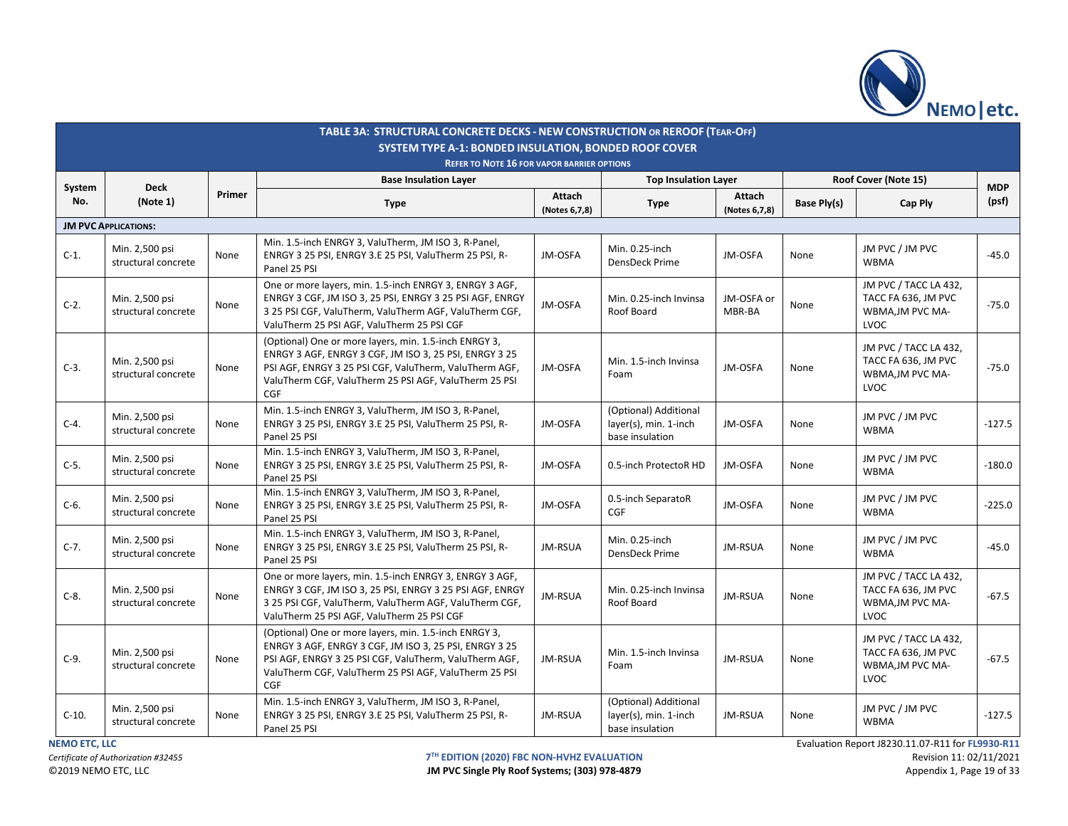**TABLE 3A: STRUCTURAL CONCRETE DECKS - NEW CONSTRUCTION OR REROOF (TEAR-OFF)**

**SYSTEM TYPE A-1: BONDED INSULATION, BONDED ROOF COVER**

**REFER TO NOTE 16 FOR VAPOR BARRIER OPTIONS**

| System No. | Deck (Note 1) | Primer | Base Insulation Layer | | Top Insulation Layer | | Roof Cover (Note 15) | | MDP (psf) |
|---|---|---|---|---|---|---|---|---|---|
| | | | Type | Attach (Notes 6,7,8) | Type | Attach (Notes 6,7,8) | Base Ply(s) | Cap Ply | |
| **JM PVC APPLICATIONS:** | | | | | | | | | |
| C-1. | Min. 2,500 psi structural concrete | None | Min. 1.5-inch ENRGY 3, ValuTherm, JM ISO 3, R-Panel, ENRGY 3 25 PSI, ENRGY 3.E 25 PSI, ValuTherm 25 PSI, R-Panel 25 PSI | JM-OSFA | Min. 0.25-inch DensDeck Prime | JM-OSFA | None | JM PVC / JM PVC WBMA | -45.0 |
| C-2. | Min. 2,500 psi structural concrete | None | One or more layers, min. 1.5-inch ENRGY 3, ENRGY 3 AGF, ENRGY 3 CGF, JM ISO 3, 25 PSI, ENRGY 3 25 PSI AGF, ENRGY 3 25 PSI CGF, ValuTherm, ValuTherm AGF, ValuTherm CGF, ValuTherm 25 PSI AGF, ValuTherm 25 PSI CGF | JM-OSFA | Min. 0.25-inch Invinsa Roof Board | JM-OSFA or MBR-BA | None | JM PVC / TACC LA 432, TACC FA 636, JM PVC WBMA,JM PVC MA-LVOC | -75.0 |
| C-3. | Min. 2,500 psi structural concrete | None | (Optional) One or more layers, min. 1.5-inch ENRGY 3, ENRGY 3 AGF, ENRGY 3 CGF, JM ISO 3, 25 PSI, ENRGY 3 25 PSI AGF, ENRGY 3 25 PSI CGF, ValuTherm, ValuTherm AGF, ValuTherm CGF, ValuTherm 25 PSI AGF, ValuTherm 25 PSI CGF | JM-OSFA | Min. 1.5-inch Invinsa Foam | JM-OSFA | None | JM PVC / TACC LA 432, TACC FA 636, JM PVC WBMA,JM PVC MA-LVOC | -75.0 |
| C-4. | Min. 2,500 psi structural concrete | None | Min. 1.5-inch ENRGY 3, ValuTherm, JM ISO 3, R-Panel, ENRGY 3 25 PSI, ENRGY 3.E 25 PSI, ValuTherm 25 PSI, R-Panel 25 PSI | JM-OSFA | (Optional) Additional layer(s), min. 1-inch base insulation | JM-OSFA | None | JM PVC / JM PVC WBMA | -127.5 |
| C-5. | Min. 2,500 psi structural concrete | None | Min. 1.5-inch ENRGY 3, ValuTherm, JM ISO 3, R-Panel, ENRGY 3 25 PSI, ENRGY 3.E 25 PSI, ValuTherm 25 PSI, R-Panel 25 PSI | JM-OSFA | 0.5-inch ProtectoR HD | JM-OSFA | None | JM PVC / JM PVC WBMA | -180.0 |
| C-6. | Min. 2,500 psi structural concrete | None | Min. 1.5-inch ENRGY 3, ValuTherm, JM ISO 3, R-Panel, ENRGY 3 25 PSI, ENRGY 3.E 25 PSI, ValuTherm 25 PSI, R-Panel 25 PSI | JM-OSFA | 0.5-inch SeparatoR CGF | JM-OSFA | None | JM PVC / JM PVC WBMA | -225.0 |
| C-7. | Min. 2,500 psi structural concrete | None | Min. 1.5-inch ENRGY 3, ValuTherm, JM ISO 3, R-Panel, ENRGY 3 25 PSI, ENRGY 3.E 25 PSI, ValuTherm 25 PSI, R-Panel 25 PSI | JM-RSUA | Min. 0.25-inch DensDeck Prime | JM-RSUA | None | JM PVC / JM PVC WBMA | -45.0 |
| C-8. | Min. 2,500 psi structural concrete | None | One or more layers, min. 1.5-inch ENRGY 3, ENRGY 3 AGF, ENRGY 3 CGF, JM ISO 3, 25 PSI, ENRGY 3 25 PSI AGF, ENRGY 3 25 PSI CGF, ValuTherm, ValuTherm AGF, ValuTherm CGF, ValuTherm 25 PSI AGF, ValuTherm 25 PSI CGF | JM-RSUA | Min. 0.25-inch Invinsa Roof Board | JM-RSUA | None | JM PVC / TACC LA 432, TACC FA 636, JM PVC WBMA,JM PVC MA-LVOC | -67.5 |
| C-9. | Min. 2,500 psi structural concrete | None | (Optional) One or more layers, min. 1.5-inch ENRGY 3, ENRGY 3 AGF, ENRGY 3 CGF, JM ISO 3, 25 PSI, ENRGY 3 25 PSI AGF, ENRGY 3 25 PSI CGF, ValuTherm, ValuTherm AGF, ValuTherm CGF, ValuTherm 25 PSI AGF, ValuTherm 25 PSI CGF | JM-RSUA | Min. 1.5-inch Invinsa Foam | JM-RSUA | None | JM PVC / TACC LA 432, TACC FA 636, JM PVC WBMA,JM PVC MA-LVOC | -67.5 |
| C-10. | Min. 2,500 psi structural concrete | None | Min. 1.5-inch ENRGY 3, ValuTherm, JM ISO 3, R-Panel, ENRGY 3 25 PSI, ENRGY 3.E 25 PSI, ValuTherm 25 PSI, R-Panel 25 PSI | JM-RSUA | (Optional) Additional layer(s), min. 1-inch base insulation | JM-RSUA | None | JM PVC / JM PVC WBMA | -127.5 |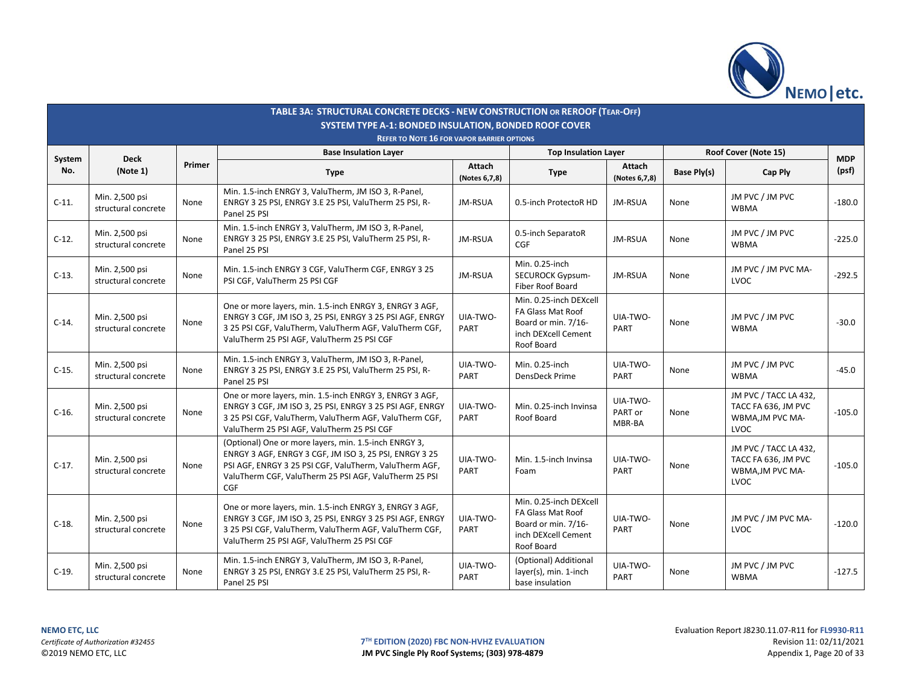## TABLE 3A: STRUCTURAL CONCRETE DECKS - NEW CONSTRUCTION OR REROOF (TEAR-OFF)

### SYSTEM TYPE A-1: BONDED INSULATION, BONDED ROOF COVER

**REFER TO NOTE 16 FOR VAPOR BARRIER OPTIONS**

| System No. | Deck (Note 1) | Primer | Base Insulation Layer | | Top Insulation Layer | | Roof Cover (Note 15) | | MDP (psf) |
|---|---|---|---|---|---|---|---|---|---|
| | | | Type | Attach (Notes 6,7,8) | Type | Attach (Notes 6,7,8) | Base Ply(s) | Cap Ply | |
| C-11. | Min. 2,500 psi structural concrete | None | Min. 1.5-inch ENRGY 3, ValuTherm, JM ISO 3, R-Panel, ENRGY 3 25 PSI, ENRGY 3.E 25 PSI, ValuTherm 25 PSI, R-Panel 25 PSI | JM-RSUA | 0.5-inch ProtectoR HD | JM-RSUA | None | JM PVC / JM PVC WBMA | -180.0 |
| C-12. | Min. 2,500 psi structural concrete | None | Min. 1.5-inch ENRGY 3, ValuTherm, JM ISO 3, R-Panel, ENRGY 3 25 PSI, ENRGY 3.E 25 PSI, ValuTherm 25 PSI, R-Panel 25 PSI | JM-RSUA | 0.5-inch SeparatoR CGF | JM-RSUA | None | JM PVC / JM PVC WBMA | -225.0 |
| C-13. | Min. 2,500 psi structural concrete | None | Min. 1.5-inch ENRGY 3 CGF, ValuTherm CGF, ENRGY 3 25 PSI CGF, ValuTherm 25 PSI CGF | JM-RSUA | Min. 0.25-inch SECUROCK Gypsum-Fiber Roof Board | JM-RSUA | None | JM PVC / JM PVC MA-LVOC | -292.5 |
| C-14. | Min. 2,500 psi structural concrete | None | One or more layers, min. 1.5-inch ENRGY 3, ENRGY 3 AGF, ENRGY 3 CGF, JM ISO 3, 25 PSI, ENRGY 3 25 PSI AGF, ENRGY 3 25 PSI CGF, ValuTherm, ValuTherm AGF, ValuTherm CGF, ValuTherm 25 PSI AGF, ValuTherm 25 PSI CGF | UIA-TWO-PART | Min. 0.25-inch DEXcell FA Glass Mat Roof Board or min. 7/16-inch DEXcell Cement Roof Board | UIA-TWO-PART | None | JM PVC / JM PVC WBMA | -30.0 |
| C-15. | Min. 2,500 psi structural concrete | None | Min. 1.5-inch ENRGY 3, ValuTherm, JM ISO 3, R-Panel, ENRGY 3 25 PSI, ENRGY 3.E 25 PSI, ValuTherm 25 PSI, R-Panel 25 PSI | UIA-TWO-PART | Min. 0.25-inch DensDeck Prime | UIA-TWO-PART | None | JM PVC / JM PVC WBMA | -45.0 |
| C-16. | Min. 2,500 psi structural concrete | None | One or more layers, min. 1.5-inch ENRGY 3, ENRGY 3 AGF, ENRGY 3 CGF, JM ISO 3, 25 PSI, ENRGY 3 25 PSI AGF, ENRGY 3 25 PSI CGF, ValuTherm, ValuTherm AGF, ValuTherm CGF, ValuTherm 25 PSI AGF, ValuTherm 25 PSI CGF | UIA-TWO-PART | Min. 0.25-inch Invinsa Roof Board | UIA-TWO-PART or MBR-BA | None | JM PVC / TACC LA 432, TACC FA 636, JM PVC WBMA,JM PVC MA-LVOC | -105.0 |
| C-17. | Min. 2,500 psi structural concrete | None | (Optional) One or more layers, min. 1.5-inch ENRGY 3, ENRGY 3 AGF, ENRGY 3 CGF, JM ISO 3, 25 PSI, ENRGY 3 25 PSI AGF, ENRGY 3 25 PSI CGF, ValuTherm, ValuTherm AGF, ValuTherm CGF, ValuTherm 25 PSI AGF, ValuTherm 25 PSI CGF | UIA-TWO-PART | Min. 1.5-inch Invinsa Foam | UIA-TWO-PART | None | JM PVC / TACC LA 432, TACC FA 636, JM PVC WBMA,JM PVC MA-LVOC | -105.0 |
| C-18. | Min. 2,500 psi structural concrete | None | One or more layers, min. 1.5-inch ENRGY 3, ENRGY 3 AGF, ENRGY 3 CGF, JM ISO 3, 25 PSI, ENRGY 3 25 PSI AGF, ENRGY 3 25 PSI CGF, ValuTherm, ValuTherm AGF, ValuTherm CGF, ValuTherm 25 PSI AGF, ValuTherm 25 PSI CGF | UIA-TWO-PART | Min. 0.25-inch DEXcell FA Glass Mat Roof Board or min. 7/16-inch DEXcell Cement Roof Board | UIA-TWO-PART | None | JM PVC / JM PVC MA-LVOC | -120.0 |
| C-19. | Min. 2,500 psi structural concrete | None | Min. 1.5-inch ENRGY 3, ValuTherm, JM ISO 3, R-Panel, ENRGY 3 25 PSI, ENRGY 3.E 25 PSI, ValuTherm 25 PSI, R-Panel 25 PSI | UIA-TWO-PART | (Optional) Additional layer(s), min. 1-inch base insulation | UIA-TWO-PART | None | JM PVC / JM PVC WBMA | -127.5 |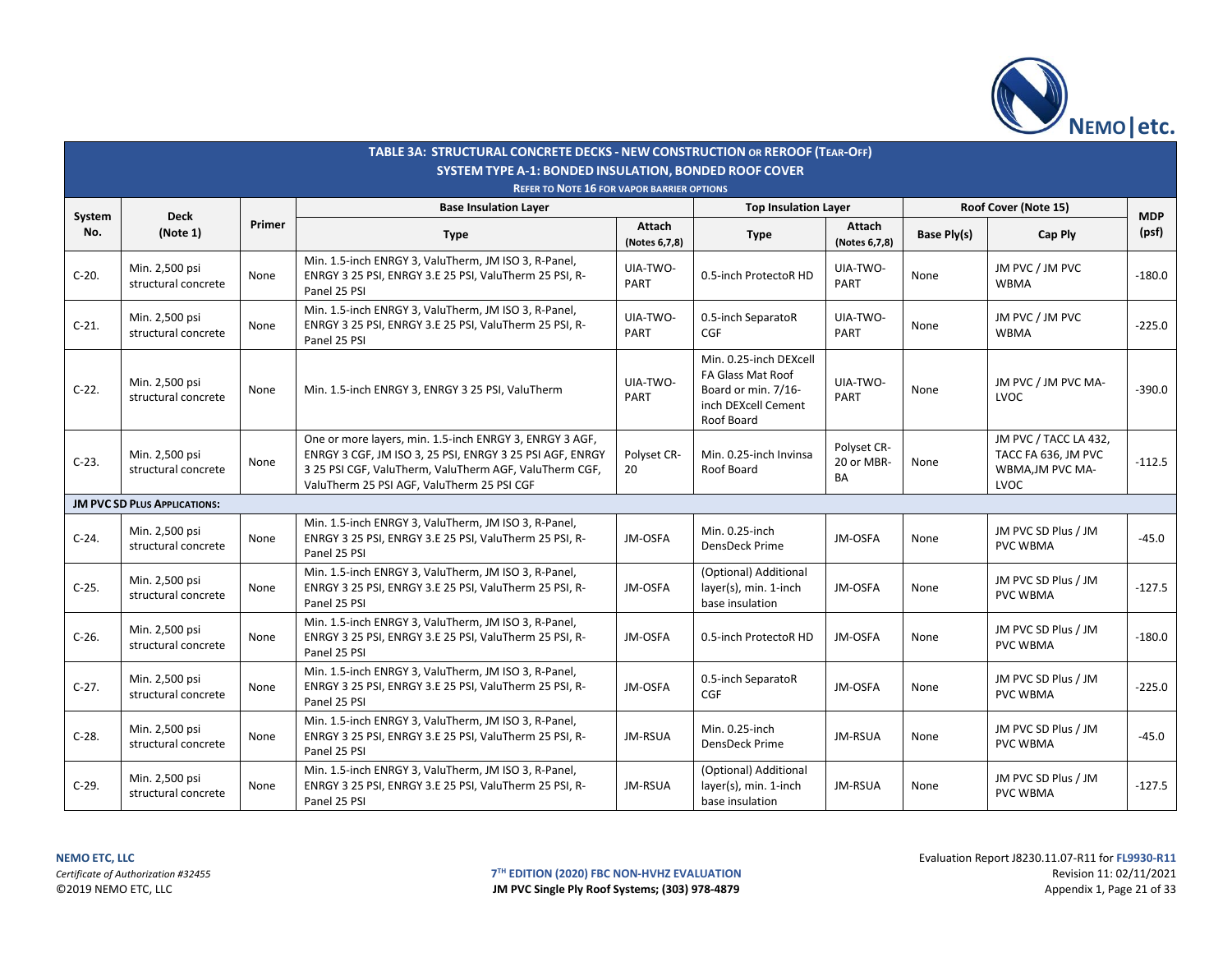## TABLE 3A: STRUCTURAL CONCRETE DECKS - NEW CONSTRUCTION OR REROOF (TEAR-OFF)

### SYSTEM TYPE A-1: BONDED INSULATION, BONDED ROOF COVER

**REFER TO NOTE 16 FOR VAPOR BARRIER OPTIONS**

| System No. | Deck (Note 1) | Primer | Base Insulation Layer | | Top Insulation Layer | | Roof Cover (Note 15) | | MDP (psf) |
|---|---|---|---|---|---|---|---|---|---|
| | | | Type | Attach (Notes 6,7,8) | Type | Attach (Notes 6,7,8) | Base Ply(s) | Cap Ply | |
| C-20. | Min. 2,500 psi structural concrete | None | Min. 1.5-inch ENRGY 3, ValuTherm, JM ISO 3, R-Panel, ENRGY 3 25 PSI, ENRGY 3.E 25 PSI, ValuTherm 25 PSI, R-Panel 25 PSI | UIA-TWO-PART | 0.5-inch ProtectoR HD | UIA-TWO-PART | None | JM PVC / JM PVC WBMA | -180.0 |
| C-21. | Min. 2,500 psi structural concrete | None | Min. 1.5-inch ENRGY 3, ValuTherm, JM ISO 3, R-Panel, ENRGY 3 25 PSI, ENRGY 3.E 25 PSI, ValuTherm 25 PSI, R-Panel 25 PSI | UIA-TWO-PART | 0.5-inch SeparatoR CGF | UIA-TWO-PART | None | JM PVC / JM PVC WBMA | -225.0 |
| C-22. | Min. 2,500 psi structural concrete | None | Min. 1.5-inch ENRGY 3, ENRGY 3 25 PSI, ValuTherm | UIA-TWO-PART | Min. 0.25-inch DEXcell FA Glass Mat Roof Board or min. 7/16-inch DEXcell Cement Roof Board | UIA-TWO-PART | None | JM PVC / JM PVC MA-LVOC | -390.0 |
| C-23. | Min. 2,500 psi structural concrete | None | One or more layers, min. 1.5-inch ENRGY 3, ENRGY 3 AGF, ENRGY 3 CGF, JM ISO 3, 25 PSI, ENRGY 3 25 PSI AGF, ENRGY 3 25 PSI CGF, ValuTherm, ValuTherm AGF, ValuTherm CGF, ValuTherm 25 PSI AGF, ValuTherm 25 PSI CGF | Polyset CR-20 | Min. 0.25-inch Invinsa Roof Board | Polyset CR-20 or MBR-BA | None | JM PVC / TACC LA 432, TACC FA 636, JM PVC WBMA,JM PVC MA-LVOC | -112.5 |
| **JM PVC SD PLUS APPLICATIONS:** | | | | | | | | | |
| C-24. | Min. 2,500 psi structural concrete | None | Min. 1.5-inch ENRGY 3, ValuTherm, JM ISO 3, R-Panel, ENRGY 3 25 PSI, ENRGY 3.E 25 PSI, ValuTherm 25 PSI, R-Panel 25 PSI | JM-OSFA | Min. 0.25-inch DensDeck Prime | JM-OSFA | None | JM PVC SD Plus / JM PVC WBMA | -45.0 |
| C-25. | Min. 2,500 psi structural concrete | None | Min. 1.5-inch ENRGY 3, ValuTherm, JM ISO 3, R-Panel, ENRGY 3 25 PSI, ENRGY 3.E 25 PSI, ValuTherm 25 PSI, R-Panel 25 PSI | JM-OSFA | (Optional) Additional layer(s), min. 1-inch base insulation | JM-OSFA | None | JM PVC SD Plus / JM PVC WBMA | -127.5 |
| C-26. | Min. 2,500 psi structural concrete | None | Min. 1.5-inch ENRGY 3, ValuTherm, JM ISO 3, R-Panel, ENRGY 3 25 PSI, ENRGY 3.E 25 PSI, ValuTherm 25 PSI, R-Panel 25 PSI | JM-OSFA | 0.5-inch ProtectoR HD | JM-OSFA | None | JM PVC SD Plus / JM PVC WBMA | -180.0 |
| C-27. | Min. 2,500 psi structural concrete | None | Min. 1.5-inch ENRGY 3, ValuTherm, JM ISO 3, R-Panel, ENRGY 3 25 PSI, ENRGY 3.E 25 PSI, ValuTherm 25 PSI, R-Panel 25 PSI | JM-OSFA | 0.5-inch SeparatoR CGF | JM-OSFA | None | JM PVC SD Plus / JM PVC WBMA | -225.0 |
| C-28. | Min. 2,500 psi structural concrete | None | Min. 1.5-inch ENRGY 3, ValuTherm, JM ISO 3, R-Panel, ENRGY 3 25 PSI, ENRGY 3.E 25 PSI, ValuTherm 25 PSI, R-Panel 25 PSI | JM-RSUA | Min. 0.25-inch DensDeck Prime | JM-RSUA | None | JM PVC SD Plus / JM PVC WBMA | -45.0 |
| C-29. | Min. 2,500 psi structural concrete | None | Min. 1.5-inch ENRGY 3, ValuTherm, JM ISO 3, R-Panel, ENRGY 3 25 PSI, ENRGY 3.E 25 PSI, ValuTherm 25 PSI, R-Panel 25 PSI | JM-RSUA | (Optional) Additional layer(s), min. 1-inch base insulation | JM-RSUA | None | JM PVC SD Plus / JM PVC WBMA | -127.5 |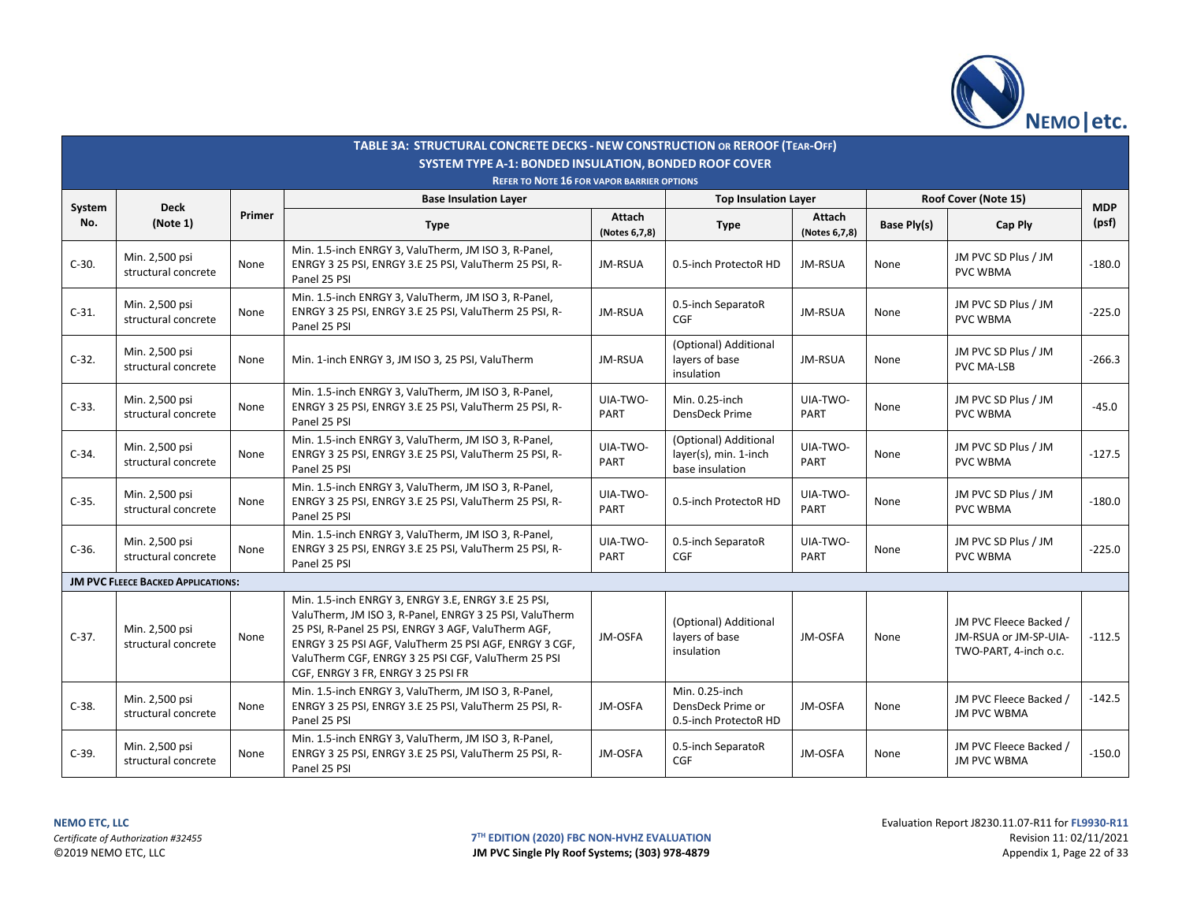## TABLE 3A: STRUCTURAL CONCRETE DECKS - NEW CONSTRUCTION OR REROOF (TEAR-OFF)

### SYSTEM TYPE A-1: BONDED INSULATION, BONDED ROOF COVER

**REFER TO NOTE 16 FOR VAPOR BARRIER OPTIONS**

| System No. | Deck (Note 1) | Primer | Base Insulation Layer | | Top Insulation Layer | | Roof Cover (Note 15) | | MDP (psf) |
|---|---|---|---|---|---|---|---|---|---|
| | | | Type | Attach (Notes 6,7,8) | Type | Attach (Notes 6,7,8) | Base Ply(s) | Cap Ply | |
| C-30. | Min. 2,500 psi structural concrete | None | Min. 1.5-inch ENRGY 3, ValuTherm, JM ISO 3, R-Panel, ENRGY 3 25 PSI, ENRGY 3.E 25 PSI, ValuTherm 25 PSI, R-Panel 25 PSI | JM-RSUA | 0.5-inch ProtectoR HD | JM-RSUA | None | JM PVC SD Plus / JM PVC WBMA | -180.0 |
| C-31. | Min. 2,500 psi structural concrete | None | Min. 1.5-inch ENRGY 3, ValuTherm, JM ISO 3, R-Panel, ENRGY 3 25 PSI, ENRGY 3.E 25 PSI, ValuTherm 25 PSI, R-Panel 25 PSI | JM-RSUA | 0.5-inch SeparatoR CGF | JM-RSUA | None | JM PVC SD Plus / JM PVC WBMA | -225.0 |
| C-32. | Min. 2,500 psi structural concrete | None | Min. 1-inch ENRGY 3, JM ISO 3, 25 PSI, ValuTherm | JM-RSUA | (Optional) Additional layers of base insulation | JM-RSUA | None | JM PVC SD Plus / JM PVC MA-LSB | -266.3 |
| C-33. | Min. 2,500 psi structural concrete | None | Min. 1.5-inch ENRGY 3, ValuTherm, JM ISO 3, R-Panel, ENRGY 3 25 PSI, ENRGY 3.E 25 PSI, ValuTherm 25 PSI, R-Panel 25 PSI | UIA-TWO-PART | Min. 0.25-inch DensDeck Prime | UIA-TWO-PART | None | JM PVC SD Plus / JM PVC WBMA | -45.0 |
| C-34. | Min. 2,500 psi structural concrete | None | Min. 1.5-inch ENRGY 3, ValuTherm, JM ISO 3, R-Panel, ENRGY 3 25 PSI, ENRGY 3.E 25 PSI, ValuTherm 25 PSI, R-Panel 25 PSI | UIA-TWO-PART | (Optional) Additional layer(s), min. 1-inch base insulation | UIA-TWO-PART | None | JM PVC SD Plus / JM PVC WBMA | -127.5 |
| C-35. | Min. 2,500 psi structural concrete | None | Min. 1.5-inch ENRGY 3, ValuTherm, JM ISO 3, R-Panel, ENRGY 3 25 PSI, ENRGY 3.E 25 PSI, ValuTherm 25 PSI, R-Panel 25 PSI | UIA-TWO-PART | 0.5-inch ProtectoR HD | UIA-TWO-PART | None | JM PVC SD Plus / JM PVC WBMA | -180.0 |
| C-36. | Min. 2,500 psi structural concrete | None | Min. 1.5-inch ENRGY 3, ValuTherm, JM ISO 3, R-Panel, ENRGY 3 25 PSI, ENRGY 3.E 25 PSI, ValuTherm 25 PSI, R-Panel 25 PSI | UIA-TWO-PART | 0.5-inch SeparatoR CGF | UIA-TWO-PART | None | JM PVC SD Plus / JM PVC WBMA | -225.0 |
| **JM PVC FLEECE BACKED APPLICATIONS:** | | | | | | | | | |
| C-37. | Min. 2,500 psi structural concrete | None | Min. 1.5-inch ENRGY 3, ENRGY 3.E, ENRGY 3.E 25 PSI, ValuTherm, JM ISO 3, R-Panel, ENRGY 3 25 PSI, ValuTherm 25 PSI, R-Panel 25 PSI, ENRGY 3 AGF, ValuTherm AGF, ENRGY 3 25 PSI AGF, ValuTherm 25 PSI AGF, ENRGY 3 CGF, ValuTherm CGF, ENRGY 3 25 PSI CGF, ValuTherm 25 PSI CGF, ENRGY 3 FR, ENRGY 3 25 PSI FR | JM-OSFA | (Optional) Additional layers of base insulation | JM-OSFA | None | JM PVC Fleece Backed / JM-RSUA or JM-SP-UIA-TWO-PART, 4-inch o.c. | -112.5 |
| C-38. | Min. 2,500 psi structural concrete | None | Min. 1.5-inch ENRGY 3, ValuTherm, JM ISO 3, R-Panel, ENRGY 3 25 PSI, ENRGY 3.E 25 PSI, ValuTherm 25 PSI, R-Panel 25 PSI | JM-OSFA | Min. 0.25-inch DensDeck Prime or 0.5-inch ProtectoR HD | JM-OSFA | None | JM PVC Fleece Backed / JM PVC WBMA | -142.5 |
| C-39. | Min. 2,500 psi structural concrete | None | Min. 1.5-inch ENRGY 3, ValuTherm, JM ISO 3, R-Panel, ENRGY 3 25 PSI, ENRGY 3.E 25 PSI, ValuTherm 25 PSI, R-Panel 25 PSI | JM-OSFA | 0.5-inch SeparatoR CGF | JM-OSFA | None | JM PVC Fleece Backed / JM PVC WBMA | -150.0 |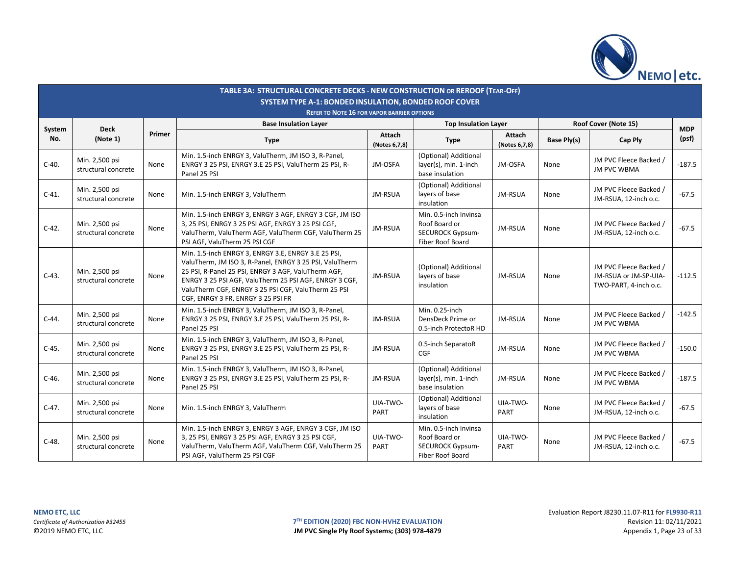## TABLE 3A: STRUCTURAL CONCRETE DECKS - NEW CONSTRUCTION OR REROOF (TEAR-OFF)
### SYSTEM TYPE A-1: BONDED INSULATION, BONDED ROOF COVER
**REFER TO NOTE 16 FOR VAPOR BARRIER OPTIONS**

| System No. | Deck (Note 1) | Primer | Base Insulation Layer | | Top Insulation Layer | | Roof Cover (Note 15) | | MDP (psf) |
|---|---|---|---|---|---|---|---|---|---|
| | | | Type | Attach (Notes 6,7,8) | Type | Attach (Notes 6,7,8) | Base Ply(s) | Cap Ply | |
| C-40. | Min. 2,500 psi structural concrete | None | Min. 1.5-inch ENRGY 3, ValuTherm, JM ISO 3, R-Panel, ENRGY 3 25 PSI, ENRGY 3.E 25 PSI, ValuTherm 25 PSI, R-Panel 25 PSI | JM-OSFA | (Optional) Additional layer(s), min. 1-inch base insulation | JM-OSFA | None | JM PVC Fleece Backed / JM PVC WBMA | -187.5 |
| C-41. | Min. 2,500 psi structural concrete | None | Min. 1.5-inch ENRGY 3, ValuTherm | JM-RSUA | (Optional) Additional layers of base insulation | JM-RSUA | None | JM PVC Fleece Backed / JM-RSUA, 12-inch o.c. | -67.5 |
| C-42. | Min. 2,500 psi structural concrete | None | Min. 1.5-inch ENRGY 3, ENRGY 3 AGF, ENRGY 3 CGF, JM ISO 3, 25 PSI, ENRGY 3 25 PSI AGF, ENRGY 3 25 PSI CGF, ValuTherm, ValuTherm AGF, ValuTherm CGF, ValuTherm 25 PSI AGF, ValuTherm 25 PSI CGF | JM-RSUA | Min. 0.5-inch Invinsa Roof Board or SECUROCK Gypsum-Fiber Roof Board | JM-RSUA | None | JM PVC Fleece Backed / JM-RSUA, 12-inch o.c. | -67.5 |
| C-43. | Min. 2,500 psi structural concrete | None | Min. 1.5-inch ENRGY 3, ENRGY 3.E, ENRGY 3.E 25 PSI, ValuTherm, JM ISO 3, R-Panel, ENRGY 3 25 PSI, ValuTherm 25 PSI, R-Panel 25 PSI, ENRGY 3 AGF, ValuTherm AGF, ENRGY 3 25 PSI AGF, ValuTherm 25 PSI AGF, ENRGY 3 CGF, ValuTherm CGF, ENRGY 3 25 PSI CGF, ValuTherm 25 PSI CGF, ENRGY 3 FR, ENRGY 3 25 PSI FR | JM-RSUA | (Optional) Additional layers of base insulation | JM-RSUA | None | JM PVC Fleece Backed / JM-RSUA or JM-SP-UIA-TWO-PART, 4-inch o.c. | -112.5 |
| C-44. | Min. 2,500 psi structural concrete | None | Min. 1.5-inch ENRGY 3, ValuTherm, JM ISO 3, R-Panel, ENRGY 3 25 PSI, ENRGY 3.E 25 PSI, ValuTherm 25 PSI, R-Panel 25 PSI | JM-RSUA | Min. 0.25-inch DensDeck Prime or 0.5-inch ProtectoR HD | JM-RSUA | None | JM PVC Fleece Backed / JM PVC WBMA | -142.5 |
| C-45. | Min. 2,500 psi structural concrete | None | Min. 1.5-inch ENRGY 3, ValuTherm, JM ISO 3, R-Panel, ENRGY 3 25 PSI, ENRGY 3.E 25 PSI, ValuTherm 25 PSI, R-Panel 25 PSI | JM-RSUA | 0.5-inch SeparatoR CGF | JM-RSUA | None | JM PVC Fleece Backed / JM PVC WBMA | -150.0 |
| C-46. | Min. 2,500 psi structural concrete | None | Min. 1.5-inch ENRGY 3, ValuTherm, JM ISO 3, R-Panel, ENRGY 3 25 PSI, ENRGY 3.E 25 PSI, ValuTherm 25 PSI, R-Panel 25 PSI | JM-RSUA | (Optional) Additional layer(s), min. 1-inch base insulation | JM-RSUA | None | JM PVC Fleece Backed / JM PVC WBMA | -187.5 |
| C-47. | Min. 2,500 psi structural concrete | None | Min. 1.5-inch ENRGY 3, ValuTherm | UIA-TWO-PART | (Optional) Additional layers of base insulation | UIA-TWO-PART | None | JM PVC Fleece Backed / JM-RSUA, 12-inch o.c. | -67.5 |
| C-48. | Min. 2,500 psi structural concrete | None | Min. 1.5-inch ENRGY 3, ENRGY 3 AGF, ENRGY 3 CGF, JM ISO 3, 25 PSI, ENRGY 3 25 PSI AGF, ENRGY 3 25 PSI CGF, ValuTherm, ValuTherm AGF, ValuTherm CGF, ValuTherm 25 PSI AGF, ValuTherm 25 PSI CGF | UIA-TWO-PART | Min. 0.5-inch Invinsa Roof Board or SECUROCK Gypsum-Fiber Roof Board | UIA-TWO-PART | None | JM PVC Fleece Backed / JM-RSUA, 12-inch o.c. | -67.5 |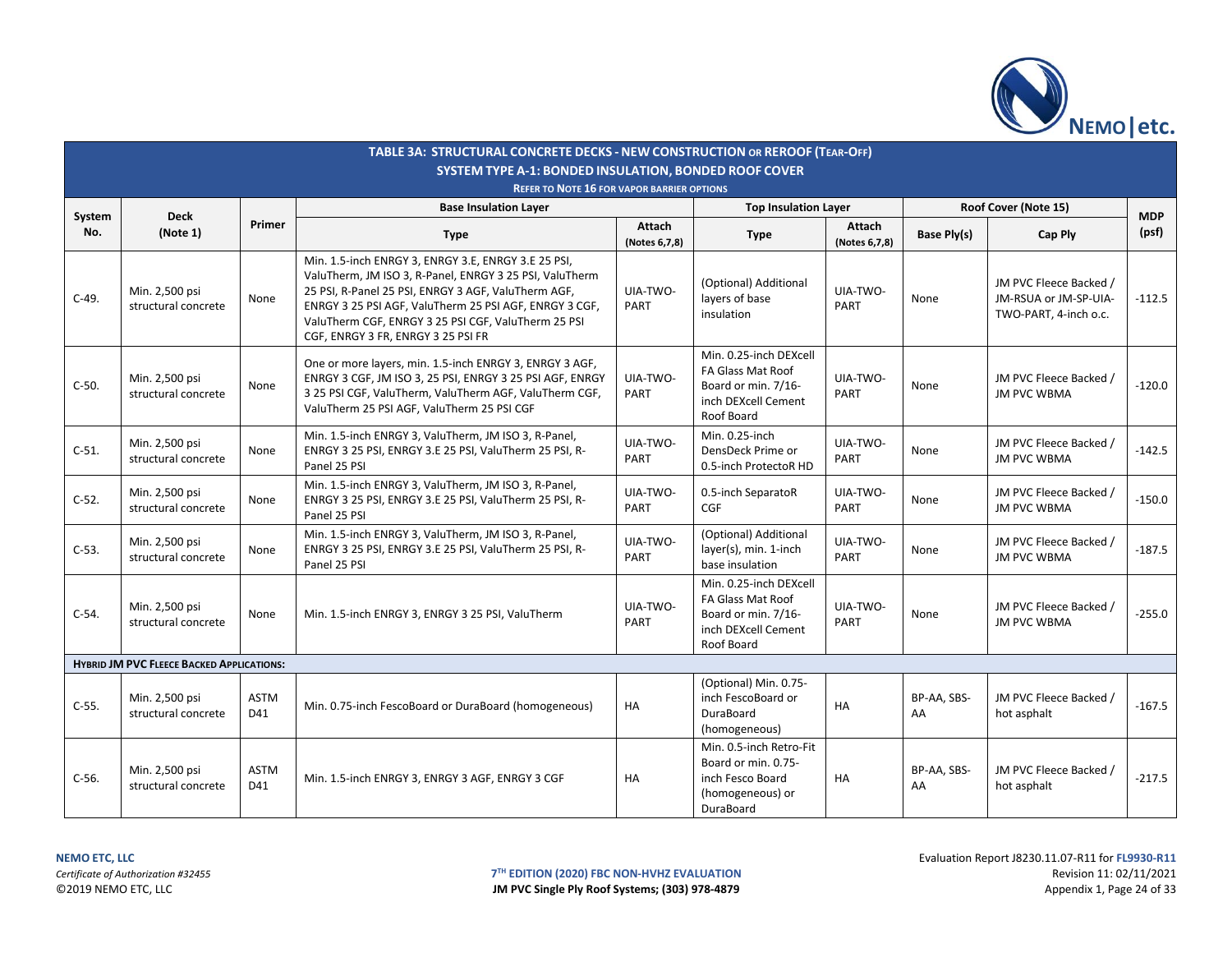## TABLE 3A: STRUCTURAL CONCRETE DECKS - NEW CONSTRUCTION OR REROOF (TEAR-OFF)

### SYSTEM TYPE A-1: BONDED INSULATION, BONDED ROOF COVER

REFER TO NOTE 16 FOR VAPOR BARRIER OPTIONS

| System No. | Deck (Note 1) | Primer | Base Insulation Layer | | Top Insulation Layer | | Roof Cover (Note 15) | | MDP (psf) |
|---|---|---|---|---|---|---|---|---|---|
| | | | Type | Attach (Notes 6,7,8) | Type | Attach (Notes 6,7,8) | Base Ply(s) | Cap Ply | |
| C-49. | Min. 2,500 psi structural concrete | None | Min. 1.5-inch ENRGY 3, ENRGY 3.E, ENRGY 3.E 25 PSI, ValuTherm, JM ISO 3, R-Panel, ENRGY 3 25 PSI, ValuTherm 25 PSI, R-Panel 25 PSI, ENRGY 3 AGF, ValuTherm AGF, ENRGY 3 25 PSI AGF, ValuTherm 25 PSI AGF, ENRGY 3 CGF, ValuTherm CGF, ENRGY 3 25 PSI CGF, ValuTherm 25 PSI CGF, ENRGY 3 FR, ENRGY 3 25 PSI FR | UIA-TWO-PART | (Optional) Additional layers of base insulation | UIA-TWO-PART | None | JM PVC Fleece Backed / JM-RSUA or JM-SP-UIA-TWO-PART, 4-inch o.c. | -112.5 |
| C-50. | Min. 2,500 psi structural concrete | None | One or more layers, min. 1.5-inch ENRGY 3, ENRGY 3 AGF, ENRGY 3 CGF, JM ISO 3, 25 PSI, ENRGY 3 25 PSI AGF, ENRGY 3 25 PSI CGF, ValuTherm, ValuTherm AGF, ValuTherm CGF, ValuTherm 25 PSI AGF, ValuTherm 25 PSI CGF | UIA-TWO-PART | Min. 0.25-inch DEXcell FA Glass Mat Roof Board or min. 7/16-inch DEXcell Cement Roof Board | UIA-TWO-PART | None | JM PVC Fleece Backed / JM PVC WBMA | -120.0 |
| C-51. | Min. 2,500 psi structural concrete | None | Min. 1.5-inch ENRGY 3, ValuTherm, JM ISO 3, R-Panel, ENRGY 3 25 PSI, ENRGY 3.E 25 PSI, ValuTherm 25 PSI, R-Panel 25 PSI | UIA-TWO-PART | Min. 0.25-inch DensDeck Prime or 0.5-inch ProtectoR HD | UIA-TWO-PART | None | JM PVC Fleece Backed / JM PVC WBMA | -142.5 |
| C-52. | Min. 2,500 psi structural concrete | None | Min. 1.5-inch ENRGY 3, ValuTherm, JM ISO 3, R-Panel, ENRGY 3 25 PSI, ENRGY 3.E 25 PSI, ValuTherm 25 PSI, R-Panel 25 PSI | UIA-TWO-PART | 0.5-inch SeparatoR CGF | UIA-TWO-PART | None | JM PVC Fleece Backed / JM PVC WBMA | -150.0 |
| C-53. | Min. 2,500 psi structural concrete | None | Min. 1.5-inch ENRGY 3, ValuTherm, JM ISO 3, R-Panel, ENRGY 3 25 PSI, ENRGY 3.E 25 PSI, ValuTherm 25 PSI, R-Panel 25 PSI | UIA-TWO-PART | (Optional) Additional layer(s), min. 1-inch base insulation | UIA-TWO-PART | None | JM PVC Fleece Backed / JM PVC WBMA | -187.5 |
| C-54. | Min. 2,500 psi structural concrete | None | Min. 1.5-inch ENRGY 3, ENRGY 3 25 PSI, ValuTherm | UIA-TWO-PART | Min. 0.25-inch DEXcell FA Glass Mat Roof Board or min. 7/16-inch DEXcell Cement Roof Board | UIA-TWO-PART | None | JM PVC Fleece Backed / JM PVC WBMA | -255.0 |
| **HYBRID JM PVC FLEECE BACKED APPLICATIONS:** | | | | | | | | | |
| C-55. | Min. 2,500 psi structural concrete | ASTM D41 | Min. 0.75-inch FescoBoard or DuraBoard (homogeneous) | HA | (Optional) Min. 0.75-inch FescoBoard or DuraBoard (homogeneous) | HA | BP-AA, SBS-AA | JM PVC Fleece Backed / hot asphalt | -167.5 |
| C-56. | Min. 2,500 psi structural concrete | ASTM D41 | Min. 1.5-inch ENRGY 3, ENRGY 3 AGF, ENRGY 3 CGF | HA | Min. 0.5-inch Retro-Fit Board or min. 0.75-inch Fesco Board (homogeneous) or DuraBoard | HA | BP-AA, SBS-AA | JM PVC Fleece Backed / hot asphalt | -217.5 |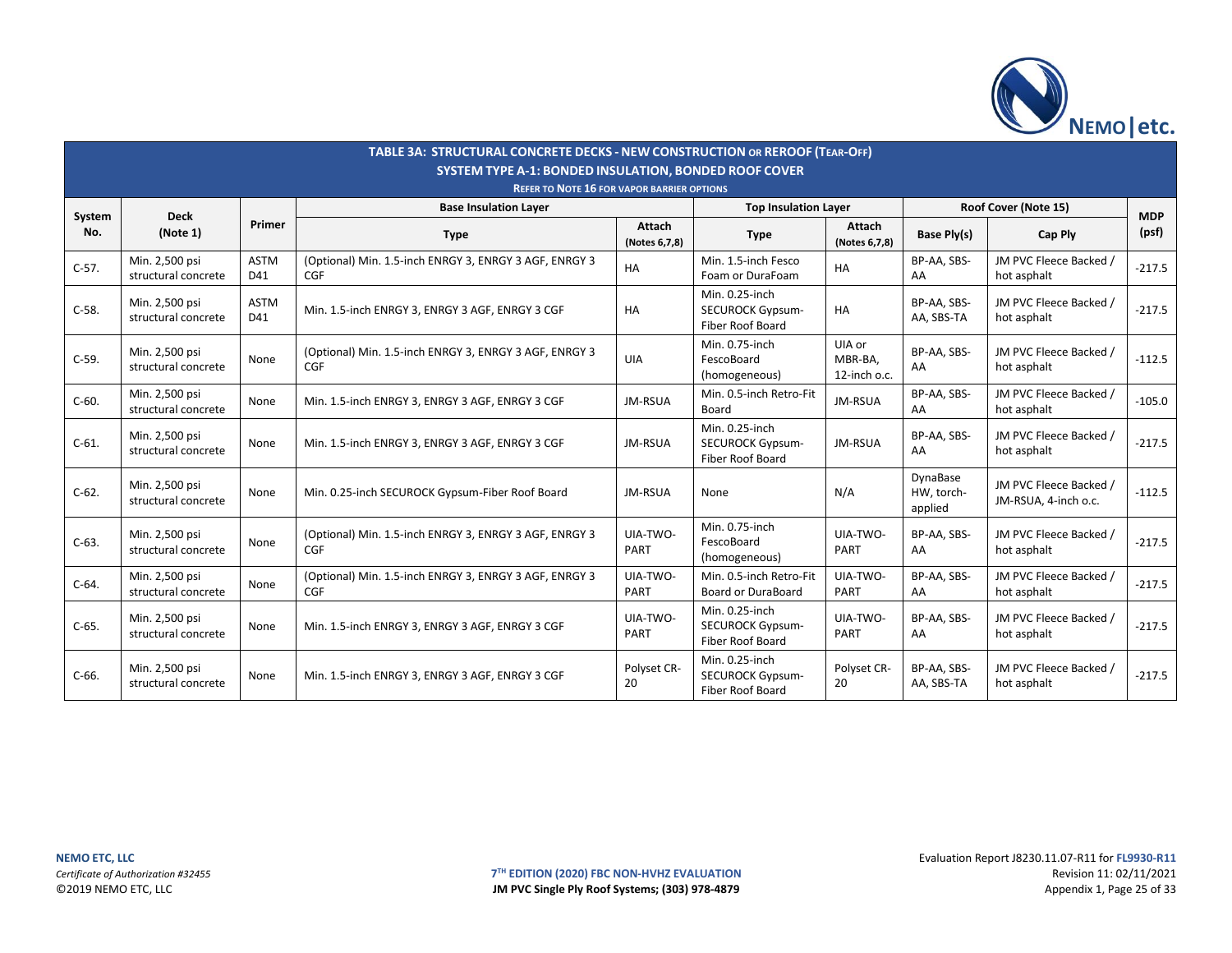## TABLE 3A: STRUCTURAL CONCRETE DECKS - NEW CONSTRUCTION OR REROOF (TEAR-OFF)

### SYSTEM TYPE A-1: BONDED INSULATION, BONDED ROOF COVER

**REFER TO NOTE 16 FOR VAPOR BARRIER OPTIONS**

| System No. | Deck (Note 1) | Primer | Base Insulation Layer | | Top Insulation Layer | | Roof Cover (Note 15) | | MDP (psf) |
|---|---|---|---|---|---|---|---|---|---|
| | | | Type | Attach (Notes 6,7,8) | Type | Attach (Notes 6,7,8) | Base Ply(s) | Cap Ply | |
| C-57. | Min. 2,500 psi structural concrete | ASTM D41 | (Optional) Min. 1.5-inch ENRGY 3, ENRGY 3 AGF, ENRGY 3 CGF | HA | Min. 1.5-inch Fesco Foam or DuraFoam | HA | BP-AA, SBS-AA | JM PVC Fleece Backed / hot asphalt | -217.5 |
| C-58. | Min. 2,500 psi structural concrete | ASTM D41 | Min. 1.5-inch ENRGY 3, ENRGY 3 AGF, ENRGY 3 CGF | HA | Min. 0.25-inch SECUROCK Gypsum-Fiber Roof Board | HA | BP-AA, SBS-AA, SBS-TA | JM PVC Fleece Backed / hot asphalt | -217.5 |
| C-59. | Min. 2,500 psi structural concrete | None | (Optional) Min. 1.5-inch ENRGY 3, ENRGY 3 AGF, ENRGY 3 CGF | UIA | Min. 0.75-inch FescoBoard (homogeneous) | UIA or MBR-BA, 12-inch o.c. | BP-AA, SBS-AA | JM PVC Fleece Backed / hot asphalt | -112.5 |
| C-60. | Min. 2,500 psi structural concrete | None | Min. 1.5-inch ENRGY 3, ENRGY 3 AGF, ENRGY 3 CGF | JM-RSUA | Min. 0.5-inch Retro-Fit Board | JM-RSUA | BP-AA, SBS-AA | JM PVC Fleece Backed / hot asphalt | -105.0 |
| C-61. | Min. 2,500 psi structural concrete | None | Min. 1.5-inch ENRGY 3, ENRGY 3 AGF, ENRGY 3 CGF | JM-RSUA | Min. 0.25-inch SECUROCK Gypsum-Fiber Roof Board | JM-RSUA | BP-AA, SBS-AA | JM PVC Fleece Backed / hot asphalt | -217.5 |
| C-62. | Min. 2,500 psi structural concrete | None | Min. 0.25-inch SECUROCK Gypsum-Fiber Roof Board | JM-RSUA | None | N/A | DynaBase HW, torch-applied | JM PVC Fleece Backed / JM-RSUA, 4-inch o.c. | -112.5 |
| C-63. | Min. 2,500 psi structural concrete | None | (Optional) Min. 1.5-inch ENRGY 3, ENRGY 3 AGF, ENRGY 3 CGF | UIA-TWO-PART | Min. 0.75-inch FescoBoard (homogeneous) | UIA-TWO-PART | BP-AA, SBS-AA | JM PVC Fleece Backed / hot asphalt | -217.5 |
| C-64. | Min. 2,500 psi structural concrete | None | (Optional) Min. 1.5-inch ENRGY 3, ENRGY 3 AGF, ENRGY 3 CGF | UIA-TWO-PART | Min. 0.5-inch Retro-Fit Board or DuraBoard | UIA-TWO-PART | BP-AA, SBS-AA | JM PVC Fleece Backed / hot asphalt | -217.5 |
| C-65. | Min. 2,500 psi structural concrete | None | Min. 1.5-inch ENRGY 3, ENRGY 3 AGF, ENRGY 3 CGF | UIA-TWO-PART | Min. 0.25-inch SECUROCK Gypsum-Fiber Roof Board | UIA-TWO-PART | BP-AA, SBS-AA | JM PVC Fleece Backed / hot asphalt | -217.5 |
| C-66. | Min. 2,500 psi structural concrete | None | Min. 1.5-inch ENRGY 3, ENRGY 3 AGF, ENRGY 3 CGF | Polyset CR-20 | Min. 0.25-inch SECUROCK Gypsum-Fiber Roof Board | Polyset CR-20 | BP-AA, SBS-AA, SBS-TA | JM PVC Fleece Backed / hot asphalt | -217.5 |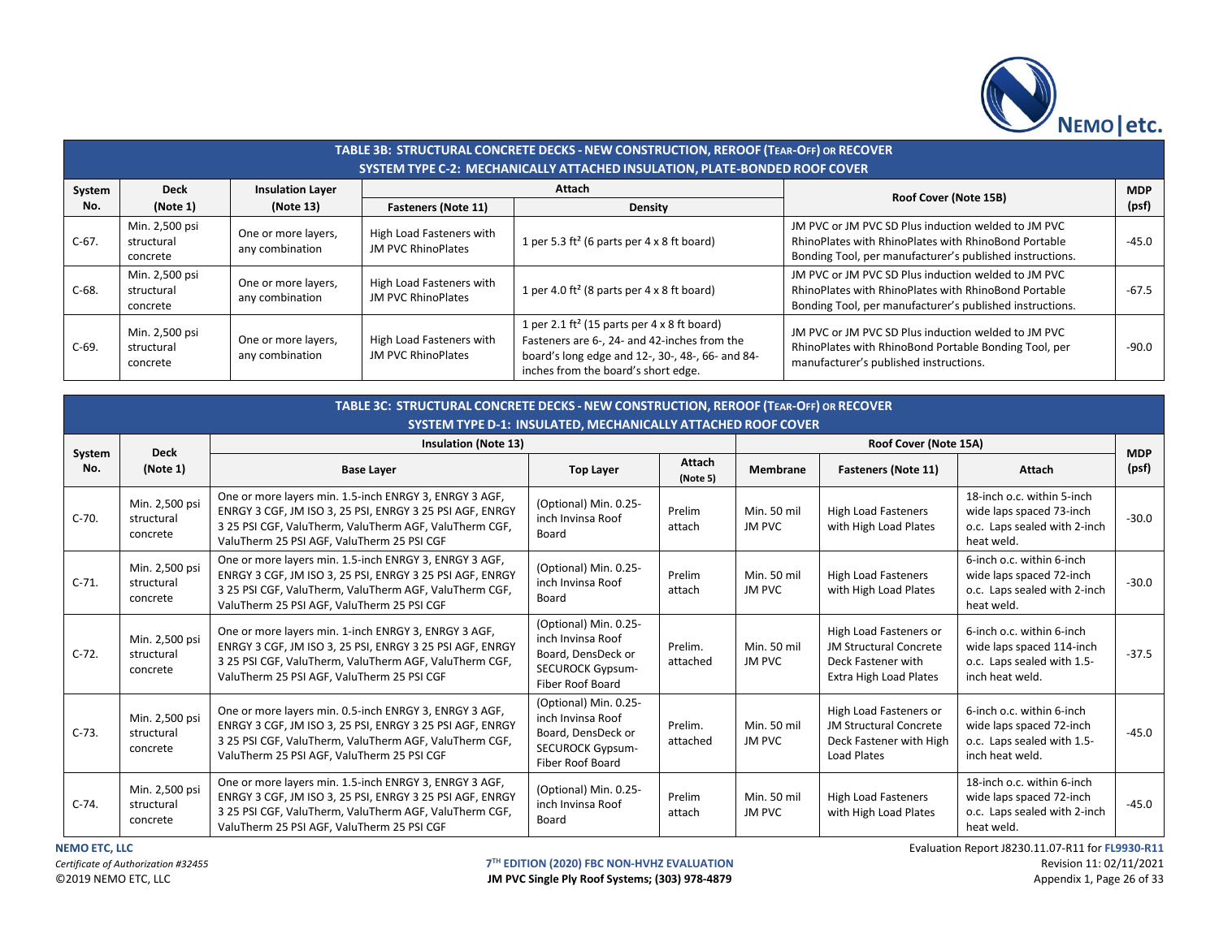## TABLE 3B: STRUCTURAL CONCRETE DECKS - NEW CONSTRUCTION, REROOF (TEAR-OFF) OR RECOVER
### SYSTEM TYPE C-2: MECHANICALLY ATTACHED INSULATION, PLATE-BONDED ROOF COVER

| System No. | Deck (Note 1) | Insulation Layer (Note 13) | Attach | | Roof Cover (Note 15B) | MDP (psf) |
|---|---|---|---|---|---|---|
| | | | Fasteners (Note 11) | Density | | |
| C-67. | Min. 2,500 psi structural concrete | One or more layers, any combination | High Load Fasteners with JM PVC RhinoPlates | 1 per 5.3 ft² (6 parts per 4 x 8 ft board) | JM PVC or JM PVC SD Plus induction welded to JM PVC RhinoPlates with RhinoPlates with RhinoBond Portable Bonding Tool, per manufacturer's published instructions. | -45.0 |
| C-68. | Min. 2,500 psi structural concrete | One or more layers, any combination | High Load Fasteners with JM PVC RhinoPlates | 1 per 4.0 ft² (8 parts per 4 x 8 ft board) | JM PVC or JM PVC SD Plus induction welded to JM PVC RhinoPlates with RhinoPlates with RhinoBond Portable Bonding Tool, per manufacturer's published instructions. | -67.5 |
| C-69. | Min. 2,500 psi structural concrete | One or more layers, any combination | High Load Fasteners with JM PVC RhinoPlates | 1 per 2.1 ft² (15 parts per 4 x 8 ft board) Fasteners are 6-, 24- and 42-inches from the board's long edge and 12-, 30-, 48-, 66- and 84-inches from the board's short edge. | JM PVC or JM PVC SD Plus induction welded to JM PVC RhinoPlates with RhinoBond Portable Bonding Tool, per manufacturer's published instructions. | -90.0 |

## TABLE 3C: STRUCTURAL CONCRETE DECKS - NEW CONSTRUCTION, REROOF (TEAR-OFF) OR RECOVER
### SYSTEM TYPE D-1: INSULATED, MECHANICALLY ATTACHED ROOF COVER

| System No. | Deck (Note 1) | Insulation (Note 13) | | | Roof Cover (Note 15A) | | | MDP (psf) |
|---|---|---|---|---|---|---|---|---|
| | | Base Layer | Top Layer | Attach (Note 5) | Membrane | Fasteners (Note 11) | Attach | |
| C-70. | Min. 2,500 psi structural concrete | One or more layers min. 1.5-inch ENRGY 3, ENRGY 3 AGF, ENRGY 3 CGF, JM ISO 3, 25 PSI, ENRGY 3 25 PSI AGF, ENRGY 3 25 PSI CGF, ValuTherm, ValuTherm AGF, ValuTherm CGF, ValuTherm 25 PSI AGF, ValuTherm 25 PSI CGF | (Optional) Min. 0.25-inch Invinsa Roof Board | Prelim attach | Min. 50 mil JM PVC | High Load Fasteners with High Load Plates | 18-inch o.c. within 5-inch wide laps spaced 73-inch o.c. Laps sealed with 2-inch heat weld. | -30.0 |
| C-71. | Min. 2,500 psi structural concrete | One or more layers min. 1.5-inch ENRGY 3, ENRGY 3 AGF, ENRGY 3 CGF, JM ISO 3, 25 PSI, ENRGY 3 25 PSI AGF, ENRGY 3 25 PSI CGF, ValuTherm, ValuTherm AGF, ValuTherm CGF, ValuTherm 25 PSI AGF, ValuTherm 25 PSI CGF | (Optional) Min. 0.25-inch Invinsa Roof Board | Prelim attach | Min. 50 mil JM PVC | High Load Fasteners with High Load Plates | 6-inch o.c. within 6-inch wide laps spaced 72-inch o.c. Laps sealed with 2-inch heat weld. | -30.0 |
| C-72. | Min. 2,500 psi structural concrete | One or more layers min. 1-inch ENRGY 3, ENRGY 3 AGF, ENRGY 3 CGF, JM ISO 3, 25 PSI, ENRGY 3 25 PSI AGF, ENRGY 3 25 PSI CGF, ValuTherm, ValuTherm AGF, ValuTherm CGF, ValuTherm 25 PSI AGF, ValuTherm 25 PSI CGF | (Optional) Min. 0.25-inch Invinsa Roof Board, DensDeck or SECUROCK Gypsum-Fiber Roof Board | Prelim. attached | Min. 50 mil JM PVC | High Load Fasteners or JM Structural Concrete Deck Fastener with Extra High Load Plates | 6-inch o.c. within 6-inch wide laps spaced 114-inch o.c. Laps sealed with 1.5-inch heat weld. | -37.5 |
| C-73. | Min. 2,500 psi structural concrete | One or more layers min. 0.5-inch ENRGY 3, ENRGY 3 AGF, ENRGY 3 CGF, JM ISO 3, 25 PSI, ENRGY 3 25 PSI AGF, ENRGY 3 25 PSI CGF, ValuTherm, ValuTherm AGF, ValuTherm CGF, ValuTherm 25 PSI AGF, ValuTherm 25 PSI CGF | (Optional) Min. 0.25-inch Invinsa Roof Board, DensDeck or SECUROCK Gypsum-Fiber Roof Board | Prelim. attached | Min. 50 mil JM PVC | High Load Fasteners or JM Structural Concrete Deck Fastener with High Load Plates | 6-inch o.c. within 6-inch wide laps spaced 72-inch o.c. Laps sealed with 1.5-inch heat weld. | -45.0 |
| C-74. | Min. 2,500 psi structural concrete | One or more layers min. 1.5-inch ENRGY 3, ENRGY 3 AGF, ENRGY 3 CGF, JM ISO 3, 25 PSI, ENRGY 3 25 PSI AGF, ENRGY 3 25 PSI CGF, ValuTherm, ValuTherm AGF, ValuTherm CGF, ValuTherm 25 PSI AGF, ValuTherm 25 PSI CGF | (Optional) Min. 0.25-inch Invinsa Roof Board | Prelim attach | Min. 50 mil JM PVC | High Load Fasteners with High Load Plates | 18-inch o.c. within 6-inch wide laps spaced 72-inch o.c. Laps sealed with 2-inch heat weld. | -45.0 |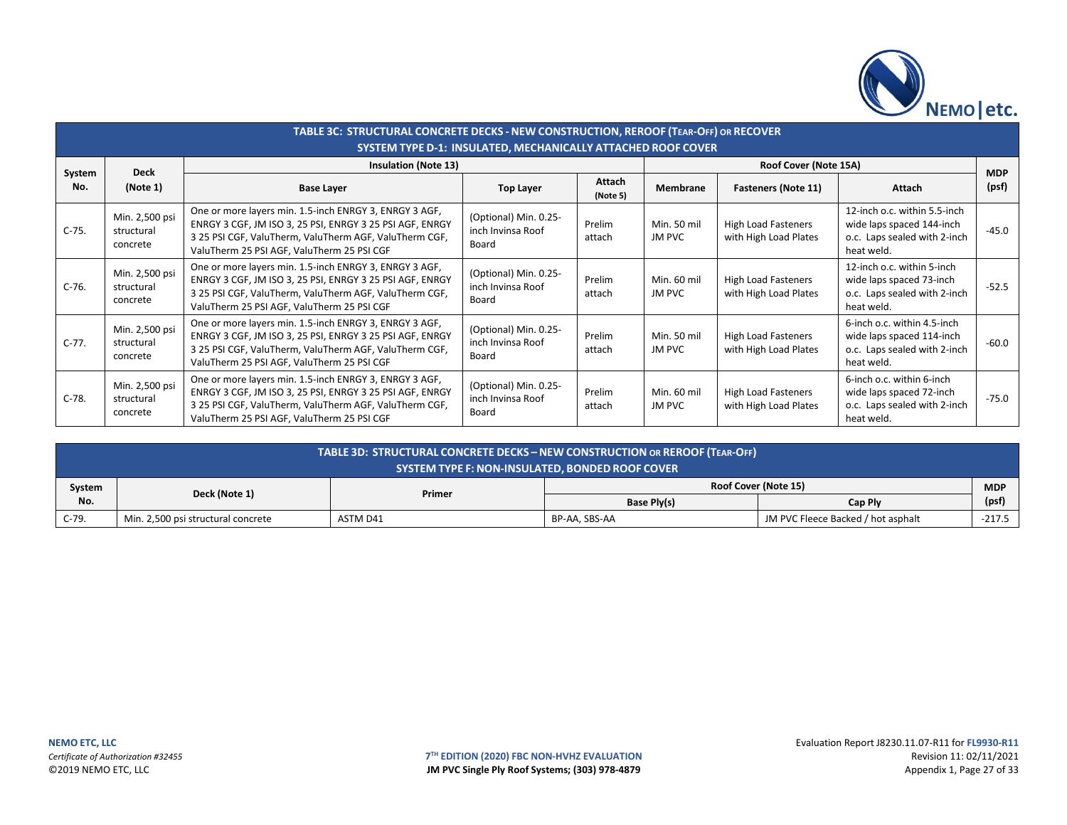| **TABLE 3C: STRUCTURAL CONCRETE DECKS - NEW CONSTRUCTION, REROOF (TEAR-OFF) OR RECOVER SYSTEM TYPE D-1: INSULATED, MECHANICALLY ATTACHED ROOF COVER** | | | | | | | | |
|---|---|---|---|---|---|---|---|---|
| **System No.** | **Deck (Note 1)** | **Insulation (Note 13)** | | | **Roof Cover (Note 15A)** | | | **MDP (psf)** |
| | | **Base Layer** | **Top Layer** | **Attach (Note 5)** | **Membrane** | **Fasteners (Note 11)** | **Attach** | |
| C-75. | Min. 2,500 psi structural concrete | One or more layers min. 1.5-inch ENRGY 3, ENRGY 3 AGF, ENRGY 3 CGF, JM ISO 3, 25 PSI, ENRGY 3 25 PSI AGF, ENRGY 3 25 PSI CGF, ValuTherm, ValuTherm AGF, ValuTherm CGF, ValuTherm 25 PSI AGF, ValuTherm 25 PSI CGF | (Optional) Min. 0.25-inch Invinsa Roof Board | Prelim attach | Min. 50 mil JM PVC | High Load Fasteners with High Load Plates | 12-inch o.c. within 5.5-inch wide laps spaced 144-inch o.c. Laps sealed with 2-inch heat weld. | -45.0 |
| C-76. | Min. 2,500 psi structural concrete | One or more layers min. 1.5-inch ENRGY 3, ENRGY 3 AGF, ENRGY 3 CGF, JM ISO 3, 25 PSI, ENRGY 3 25 PSI AGF, ENRGY 3 25 PSI CGF, ValuTherm, ValuTherm AGF, ValuTherm CGF, ValuTherm 25 PSI AGF, ValuTherm 25 PSI CGF | (Optional) Min. 0.25-inch Invinsa Roof Board | Prelim attach | Min. 60 mil JM PVC | High Load Fasteners with High Load Plates | 12-inch o.c. within 5-inch wide laps spaced 73-inch o.c. Laps sealed with 2-inch heat weld. | -52.5 |
| C-77. | Min. 2,500 psi structural concrete | One or more layers min. 1.5-inch ENRGY 3, ENRGY 3 AGF, ENRGY 3 CGF, JM ISO 3, 25 PSI, ENRGY 3 25 PSI AGF, ENRGY 3 25 PSI CGF, ValuTherm, ValuTherm AGF, ValuTherm CGF, ValuTherm 25 PSI AGF, ValuTherm 25 PSI CGF | (Optional) Min. 0.25-inch Invinsa Roof Board | Prelim attach | Min. 50 mil JM PVC | High Load Fasteners with High Load Plates | 6-inch o.c. within 4.5-inch wide laps spaced 114-inch o.c. Laps sealed with 2-inch heat weld. | -60.0 |
| C-78. | Min. 2,500 psi structural concrete | One or more layers min. 1.5-inch ENRGY 3, ENRGY 3 AGF, ENRGY 3 CGF, JM ISO 3, 25 PSI, ENRGY 3 25 PSI AGF, ENRGY 3 25 PSI CGF, ValuTherm, ValuTherm AGF, ValuTherm CGF, ValuTherm 25 PSI AGF, ValuTherm 25 PSI CGF | (Optional) Min. 0.25-inch Invinsa Roof Board | Prelim attach | Min. 60 mil JM PVC | High Load Fasteners with High Load Plates | 6-inch o.c. within 6-inch wide laps spaced 72-inch o.c. Laps sealed with 2-inch heat weld. | -75.0 |

| **TABLE 3D: STRUCTURAL CONCRETE DECKS – NEW CONSTRUCTION OR REROOF (TEAR-OFF) SYSTEM TYPE F: NON-INSULATED, BONDED ROOF COVER** | | | | | |
|---|---|---|---|---|---|
| **System No.** | **Deck (Note 1)** | **Primer** | **Roof Cover (Note 15)** | | **MDP (psf)** |
| | | | **Base Ply(s)** | **Cap Ply** | |
| C-79. | Min. 2,500 psi structural concrete | ASTM D41 | BP-AA, SBS-AA | JM PVC Fleece Backed / hot asphalt | -217.5 |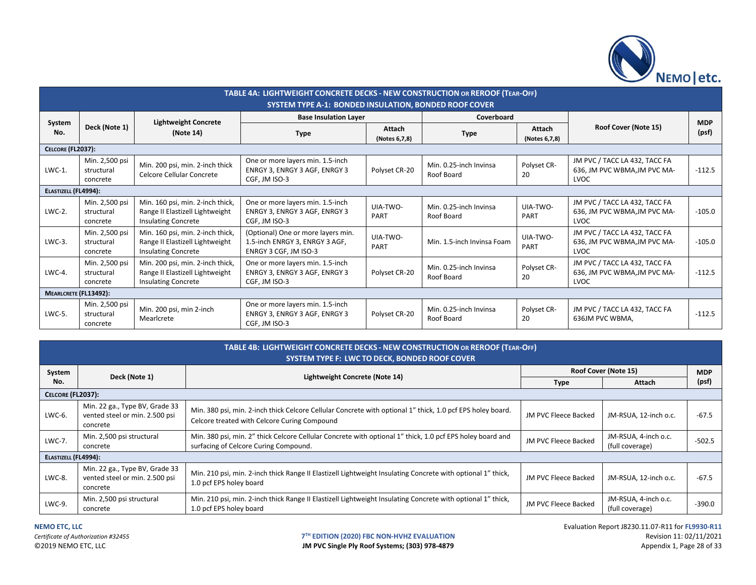| TABLE 4A: LIGHTWEIGHT CONCRETE DECKS - NEW CONSTRUCTION OR REROOF (TEAR-OFF) SYSTEM TYPE A-1: BONDED INSULATION, BONDED ROOF COVER | | | | | | | | |
|---|---|---|---|---|---|---|---|---|
| System No. | Deck (Note 1) | Lightweight Concrete (Note 14) | Base Insulation Layer | | Coverboard | | Roof Cover (Note 15) | MDP (psf) |
| | | | Type | Attach (Notes 6,7,8) | Type | Attach (Notes 6,7,8) | | |
| **CELCORE (FL2037):** | | | | | | | | |
| LWC-1. | Min. 2,500 psi structural concrete | Min. 200 psi, min. 2-inch thick Celcore Cellular Concrete | One or more layers min. 1.5-inch ENRGY 3, ENRGY 3 AGF, ENRGY 3 CGF, JM ISO-3 | Polyset CR-20 | Min. 0.25-inch Invinsa Roof Board | Polyset CR-20 | JM PVC / TACC LA 432, TACC FA 636, JM PVC WBMA,JM PVC MA-LVOC | -112.5 |
| **ELASTIZELL (FL4994):** | | | | | | | | |
| LWC-2. | Min. 2,500 psi structural concrete | Min. 160 psi, min. 2-inch thick, Range II Elastizell Lightweight Insulating Concrete | One or more layers min. 1.5-inch ENRGY 3, ENRGY 3 AGF, ENRGY 3 CGF, JM ISO-3 | UIA-TWO-PART | Min. 0.25-inch Invinsa Roof Board | UIA-TWO-PART | JM PVC / TACC LA 432, TACC FA 636, JM PVC WBMA,JM PVC MA-LVOC | -105.0 |
| LWC-3. | Min. 2,500 psi structural concrete | Min. 160 psi, min. 2-inch thick, Range II Elastizell Lightweight Insulating Concrete | (Optional) One or more layers min. 1.5-inch ENRGY 3, ENRGY 3 AGF, ENRGY 3 CGF, JM ISO-3 | UIA-TWO-PART | Min. 1.5-inch Invinsa Foam | UIA-TWO-PART | JM PVC / TACC LA 432, TACC FA 636, JM PVC WBMA,JM PVC MA-LVOC | -105.0 |
| LWC-4. | Min. 2,500 psi structural concrete | Min. 200 psi, min. 2-inch thick, Range II Elastizell Lightweight Insulating Concrete | One or more layers min. 1.5-inch ENRGY 3, ENRGY 3 AGF, ENRGY 3 CGF, JM ISO-3 | Polyset CR-20 | Min. 0.25-inch Invinsa Roof Board | Polyset CR-20 | JM PVC / TACC LA 432, TACC FA 636, JM PVC WBMA,JM PVC MA-LVOC | -112.5 |
| **MEARLCRETE (FL13492):** | | | | | | | | |
| LWC-5. | Min. 2,500 psi structural concrete | Min. 200 psi, min 2-inch Mearlcrete | One or more layers min. 1.5-inch ENRGY 3, ENRGY 3 AGF, ENRGY 3 CGF, JM ISO-3 | Polyset CR-20 | Min. 0.25-inch Invinsa Roof Board | Polyset CR-20 | JM PVC / TACC LA 432, TACC FA 636JM PVC WBMA, | -112.5 |

| TABLE 4B: LIGHTWEIGHT CONCRETE DECKS - NEW CONSTRUCTION OR REROOF (TEAR-OFF) SYSTEM TYPE F: LWC TO DECK, BONDED ROOF COVER | | | | | |
|---|---|---|---|---|---|
| System No. | Deck (Note 1) | Lightweight Concrete (Note 14) | Roof Cover (Note 15) | | MDP (psf) |
| | | | Type | Attach | |
| **CELCORE (FL2037):** | | | | | |
| LWC-6. | Min. 22 ga., Type BV, Grade 33 vented steel or min. 2.500 psi concrete | Min. 380 psi, min. 2-inch thick Celcore Cellular Concrete with optional 1" thick, 1.0 pcf EPS holey board. Celcore treated with Celcore Curing Compound | JM PVC Fleece Backed | JM-RSUA, 12-inch o.c. | -67.5 |
| LWC-7. | Min. 2,500 psi structural concrete | Min. 380 psi, min. 2" thick Celcore Cellular Concrete with optional 1" thick, 1.0 pcf EPS holey board and surfacing of Celcore Curing Compound. | JM PVC Fleece Backed | JM-RSUA, 4-inch o.c. (full coverage) | -502.5 |
| **ELASTIZELL (FL4994):** | | | | | |
| LWC-8. | Min. 22 ga., Type BV, Grade 33 vented steel or min. 2.500 psi concrete | Min. 210 psi, min. 2-inch thick Range II Elastizell Lightweight Insulating Concrete with optional 1" thick, 1.0 pcf EPS holey board | JM PVC Fleece Backed | JM-RSUA, 12-inch o.c. | -67.5 |
| LWC-9. | Min. 2,500 psi structural concrete | Min. 210 psi, min. 2-inch thick Range II Elastizell Lightweight Insulating Concrete with optional 1" thick, 1.0 pcf EPS holey board | JM PVC Fleece Backed | JM-RSUA, 4-inch o.c. (full coverage) | -390.0 |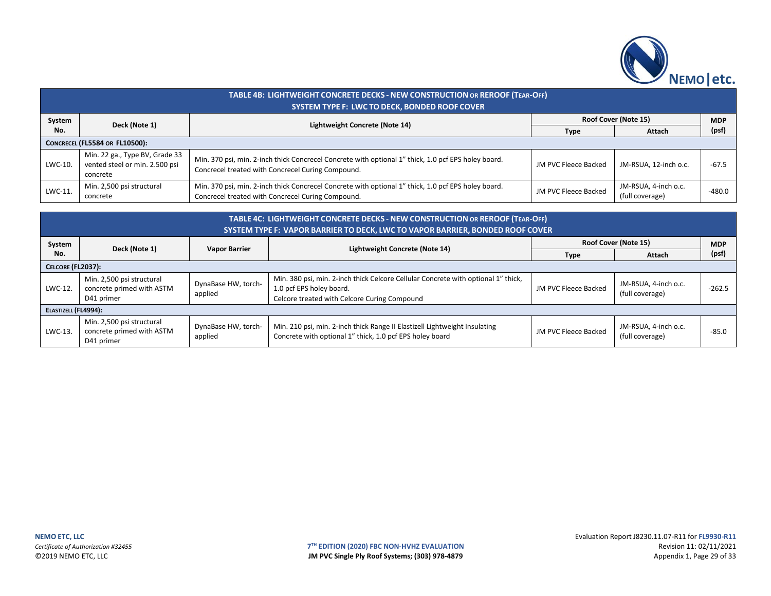| TABLE 4B: LIGHTWEIGHT CONCRETE DECKS - NEW CONSTRUCTION OR REROOF (TEAR-OFF) SYSTEM TYPE F: LWC TO DECK, BONDED ROOF COVER | | | | | |
|---|---|---|---|---|---|
| System No. | Deck (Note 1) | Lightweight Concrete (Note 14) | Roof Cover (Note 15) | | MDP (psf) |
| | | | Type | Attach | |
| **CONCRECEL (FL5584 OR FL10500):** | | | | | |
| LWC-10. | Min. 22 ga., Type BV, Grade 33 vented steel or min. 2.500 psi concrete | Min. 370 psi, min. 2-inch thick Concrecel Concrete with optional 1" thick, 1.0 pcf EPS holey board. Concrecel treated with Concrecel Curing Compound. | JM PVC Fleece Backed | JM-RSUA, 12-inch o.c. | -67.5 |
| LWC-11. | Min. 2,500 psi structural concrete | Min. 370 psi, min. 2-inch thick Concrecel Concrete with optional 1" thick, 1.0 pcf EPS holey board. Concrecel treated with Concrecel Curing Compound. | JM PVC Fleece Backed | JM-RSUA, 4-inch o.c. (full coverage) | -480.0 |

| TABLE 4C: LIGHTWEIGHT CONCRETE DECKS - NEW CONSTRUCTION OR REROOF (TEAR-OFF) SYSTEM TYPE F: VAPOR BARRIER TO DECK, LWC TO VAPOR BARRIER, BONDED ROOF COVER | | | | | | |
|---|---|---|---|---|---|---|
| System No. | Deck (Note 1) | Vapor Barrier | Lightweight Concrete (Note 14) | Roof Cover (Note 15) | | MDP (psf) |
| | | | | Type | Attach | |
| **CELCORE (FL2037):** | | | | | | |
| LWC-12. | Min. 2,500 psi structural concrete primed with ASTM D41 primer | DynaBase HW, torch-applied | Min. 380 psi, min. 2-inch thick Celcore Cellular Concrete with optional 1" thick, 1.0 pcf EPS holey board. Celcore treated with Celcore Curing Compound | JM PVC Fleece Backed | JM-RSUA, 4-inch o.c. (full coverage) | -262.5 |
| **ELASTIZELL (FL4994):** | | | | | | |
| LWC-13. | Min. 2,500 psi structural concrete primed with ASTM D41 primer | DynaBase HW, torch-applied | Min. 210 psi, min. 2-inch thick Range II Elastizell Lightweight Insulating Concrete with optional 1" thick, 1.0 pcf EPS holey board | JM PVC Fleece Backed | JM-RSUA, 4-inch o.c. (full coverage) | -85.0 |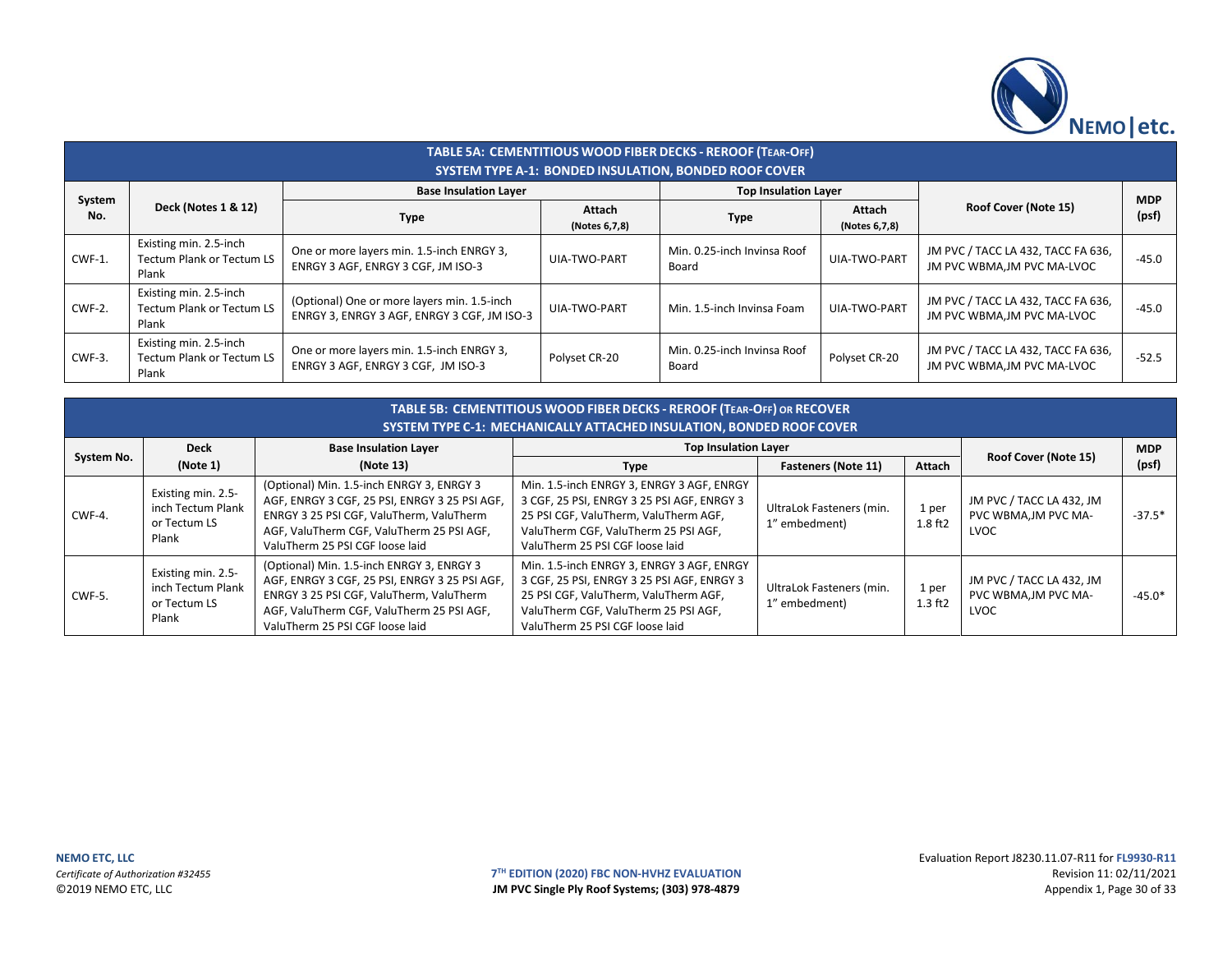| TABLE 5A: CEMENTITIOUS WOOD FIBER DECKS - REROOF (TEAR-OFF) SYSTEM TYPE A-1: BONDED INSULATION, BONDED ROOF COVER | | | | | | | |
|---|---|---|---|---|---|---|---|
| System No. | Deck (Notes 1 & 12) | Base Insulation Layer | | Top Insulation Layer | | Roof Cover (Note 15) | MDP (psf) |
| | | Type | Attach (Notes 6,7,8) | Type | Attach (Notes 6,7,8) | | |
| CWF-1. | Existing min. 2.5-inch Tectum Plank or Tectum LS Plank | One or more layers min. 1.5-inch ENRGY 3, ENRGY 3 AGF, ENRGY 3 CGF, JM ISO-3 | UIA-TWO-PART | Min. 0.25-inch Invinsa Roof Board | UIA-TWO-PART | JM PVC / TACC LA 432, TACC FA 636, JM PVC WBMA,JM PVC MA-LVOC | -45.0 |
| CWF-2. | Existing min. 2.5-inch Tectum Plank or Tectum LS Plank | (Optional) One or more layers min. 1.5-inch ENRGY 3, ENRGY 3 AGF, ENRGY 3 CGF, JM ISO-3 | UIA-TWO-PART | Min. 1.5-inch Invinsa Foam | UIA-TWO-PART | JM PVC / TACC LA 432, TACC FA 636, JM PVC WBMA,JM PVC MA-LVOC | -45.0 |
| CWF-3. | Existing min. 2.5-inch Tectum Plank or Tectum LS Plank | One or more layers min. 1.5-inch ENRGY 3, ENRGY 3 AGF, ENRGY 3 CGF, JM ISO-3 | Polyset CR-20 | Min. 0.25-inch Invinsa Roof Board | Polyset CR-20 | JM PVC / TACC LA 432, TACC FA 636, JM PVC WBMA,JM PVC MA-LVOC | -52.5 |

| TABLE 5B: CEMENTITIOUS WOOD FIBER DECKS - REROOF (TEAR-OFF) OR RECOVER SYSTEM TYPE C-1: MECHANICALLY ATTACHED INSULATION, BONDED ROOF COVER | | | | | | | |
|---|---|---|---|---|---|---|---|
| System No. | Deck (Note 1) | Base Insulation Layer (Note 13) | Top Insulation Layer | | | Roof Cover (Note 15) | MDP (psf) |
| | | | Type | Fasteners (Note 11) | Attach | | |
| CWF-4. | Existing min. 2.5-inch Tectum Plank or Tectum LS Plank | (Optional) Min. 1.5-inch ENRGY 3, ENRGY 3 AGF, ENRGY 3 CGF, 25 PSI, ENRGY 3 25 PSI AGF, ENRGY 3 25 PSI CGF, ValuTherm, ValuTherm AGF, ValuTherm CGF, ValuTherm 25 PSI AGF, ValuTherm 25 PSI CGF loose laid | Min. 1.5-inch ENRGY 3, ENRGY 3 AGF, ENRGY 3 CGF, 25 PSI, ENRGY 3 25 PSI AGF, ENRGY 3 25 PSI CGF, ValuTherm, ValuTherm AGF, ValuTherm CGF, ValuTherm 25 PSI AGF, ValuTherm 25 PSI CGF loose laid | UltraLok Fasteners (min. 1" embedment) | 1 per 1.8 ft2 | JM PVC / TACC LA 432, JM PVC WBMA,JM PVC MA-LVOC | -37.5* |
| CWF-5. | Existing min. 2.5-inch Tectum Plank or Tectum LS Plank | (Optional) Min. 1.5-inch ENRGY 3, ENRGY 3 AGF, ENRGY 3 CGF, 25 PSI, ENRGY 3 25 PSI AGF, ENRGY 3 25 PSI CGF, ValuTherm, ValuTherm AGF, ValuTherm CGF, ValuTherm 25 PSI AGF, ValuTherm 25 PSI CGF loose laid | Min. 1.5-inch ENRGY 3, ENRGY 3 AGF, ENRGY 3 CGF, 25 PSI, ENRGY 3 25 PSI AGF, ENRGY 3 25 PSI CGF, ValuTherm, ValuTherm AGF, ValuTherm CGF, ValuTherm 25 PSI AGF, ValuTherm 25 PSI CGF loose laid | UltraLok Fasteners (min. 1" embedment) | 1 per 1.3 ft2 | JM PVC / TACC LA 432, JM PVC WBMA,JM PVC MA-LVOC | -45.0* |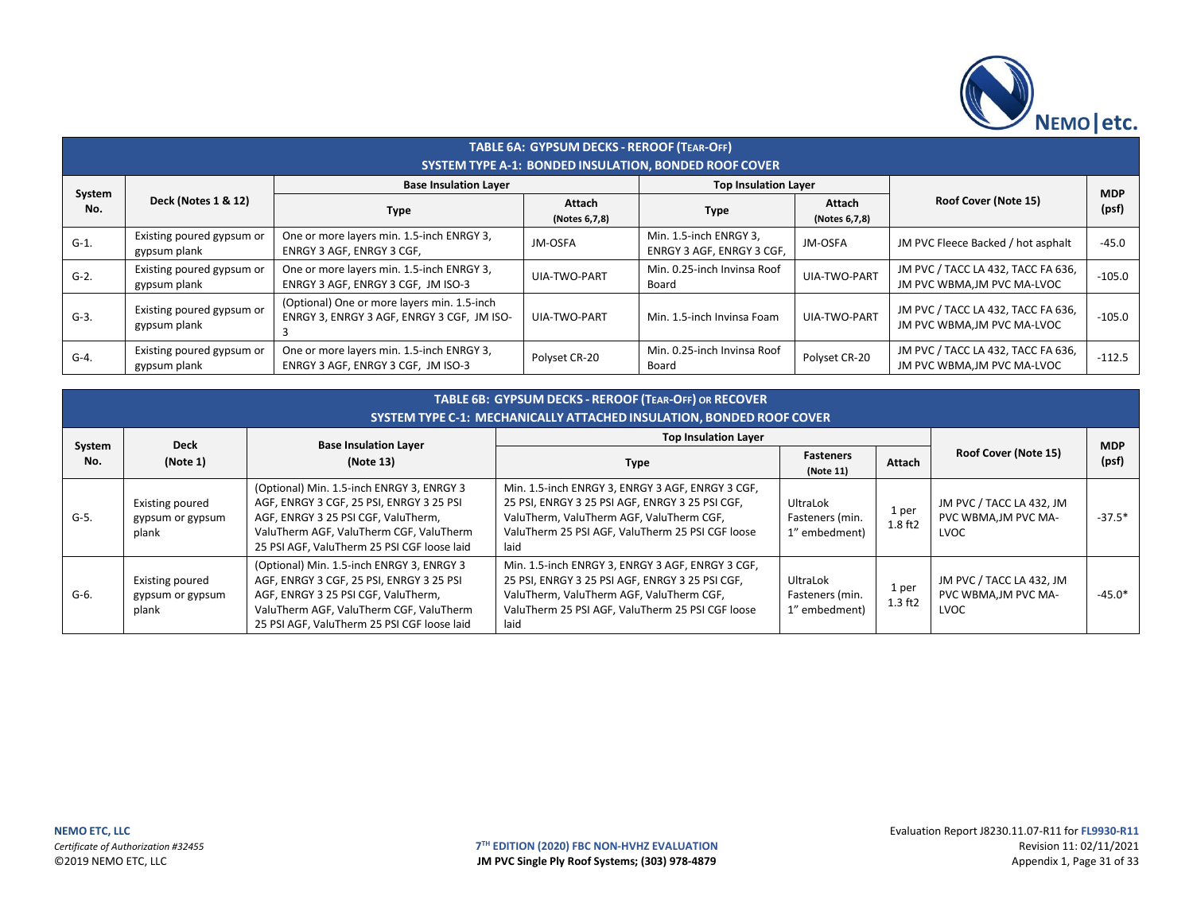## TABLE 6A: GYPSUM DECKS - REROOF (TEAR-OFF)
### SYSTEM TYPE A-1: BONDED INSULATION, BONDED ROOF COVER

| System No. | Deck (Notes 1 & 12) | Base Insulation Layer | | Top Insulation Layer | | Roof Cover (Note 15) | MDP (psf) |
|---|---|---|---|---|---|---|---|
| | | Type | Attach (Notes 6,7,8) | Type | Attach (Notes 6,7,8) | | |
| G-1. | Existing poured gypsum or gypsum plank | One or more layers min. 1.5-inch ENRGY 3, ENRGY 3 AGF, ENRGY 3 CGF, | JM-OSFA | Min. 1.5-inch ENRGY 3, ENRGY 3 AGF, ENRGY 3 CGF, | JM-OSFA | JM PVC Fleece Backed / hot asphalt | -45.0 |
| G-2. | Existing poured gypsum or gypsum plank | One or more layers min. 1.5-inch ENRGY 3, ENRGY 3 AGF, ENRGY 3 CGF, JM ISO-3 | UIA-TWO-PART | Min. 0.25-inch Invinsa Roof Board | UIA-TWO-PART | JM PVC / TACC LA 432, TACC FA 636, JM PVC WBMA,JM PVC MA-LVOC | -105.0 |
| G-3. | Existing poured gypsum or gypsum plank | (Optional) One or more layers min. 1.5-inch ENRGY 3, ENRGY 3 AGF, ENRGY 3 CGF, JM ISO-3 | UIA-TWO-PART | Min. 1.5-inch Invinsa Foam | UIA-TWO-PART | JM PVC / TACC LA 432, TACC FA 636, JM PVC WBMA,JM PVC MA-LVOC | -105.0 |
| G-4. | Existing poured gypsum or gypsum plank | One or more layers min. 1.5-inch ENRGY 3, ENRGY 3 AGF, ENRGY 3 CGF, JM ISO-3 | Polyset CR-20 | Min. 0.25-inch Invinsa Roof Board | Polyset CR-20 | JM PVC / TACC LA 432, TACC FA 636, JM PVC WBMA,JM PVC MA-LVOC | -112.5 |

## TABLE 6B: GYPSUM DECKS - REROOF (TEAR-OFF) OR RECOVER
### SYSTEM TYPE C-1: MECHANICALLY ATTACHED INSULATION, BONDED ROOF COVER

| System No. | Deck (Note 1) | Base Insulation Layer (Note 13) | Top Insulation Layer | | | Roof Cover (Note 15) | MDP (psf) |
|---|---|---|---|---|---|---|---|
| | | | Type | Fasteners (Note 11) | Attach | | |
| G-5. | Existing poured gypsum or gypsum plank | (Optional) Min. 1.5-inch ENRGY 3, ENRGY 3 AGF, ENRGY 3 CGF, 25 PSI, ENRGY 3 25 PSI AGF, ENRGY 3 25 PSI CGF, ValuTherm, ValuTherm AGF, ValuTherm CGF, ValuTherm 25 PSI AGF, ValuTherm 25 PSI CGF loose laid | Min. 1.5-inch ENRGY 3, ENRGY 3 AGF, ENRGY 3 CGF, 25 PSI, ENRGY 3 25 PSI AGF, ENRGY 3 25 PSI CGF, ValuTherm, ValuTherm AGF, ValuTherm CGF, ValuTherm 25 PSI AGF, ValuTherm 25 PSI CGF loose laid | UltraLok Fasteners (min. 1" embedment) | 1 per 1.8 ft2 | JM PVC / TACC LA 432, JM PVC WBMA,JM PVC MA-LVOC | -37.5* |
| G-6. | Existing poured gypsum or gypsum plank | (Optional) Min. 1.5-inch ENRGY 3, ENRGY 3 AGF, ENRGY 3 CGF, 25 PSI, ENRGY 3 25 PSI AGF, ENRGY 3 25 PSI CGF, ValuTherm, ValuTherm AGF, ValuTherm CGF, ValuTherm 25 PSI AGF, ValuTherm 25 PSI CGF loose laid | Min. 1.5-inch ENRGY 3, ENRGY 3 AGF, ENRGY 3 CGF, 25 PSI, ENRGY 3 25 PSI AGF, ENRGY 3 25 PSI CGF, ValuTherm, ValuTherm AGF, ValuTherm CGF, ValuTherm 25 PSI AGF, ValuTherm 25 PSI CGF loose laid | UltraLok Fasteners (min. 1" embedment) | 1 per 1.3 ft2 | JM PVC / TACC LA 432, JM PVC WBMA,JM PVC MA-LVOC | -45.0* |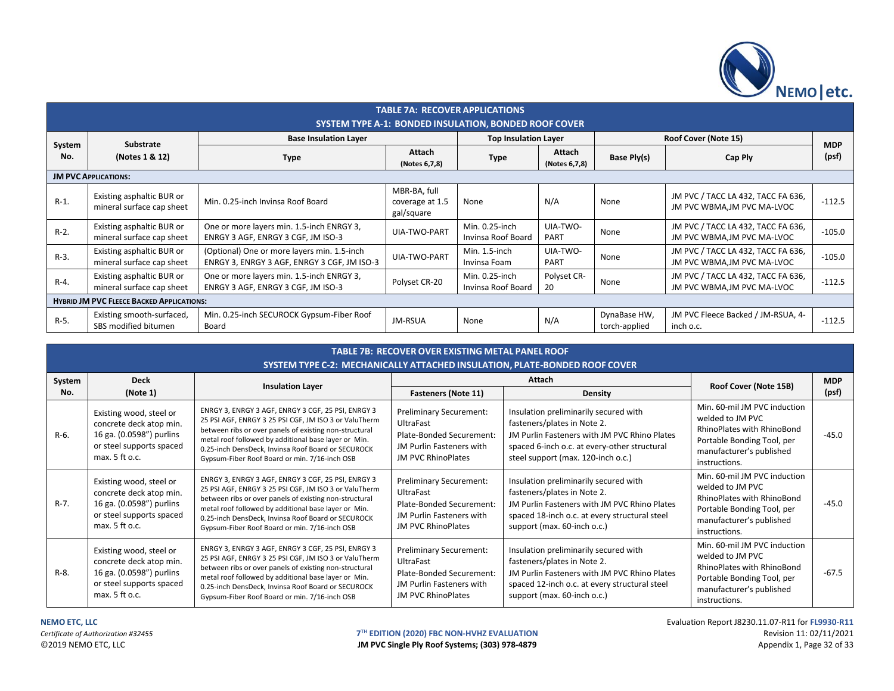## TABLE 7A: RECOVER APPLICATIONS
### SYSTEM TYPE A-1: BONDED INSULATION, BONDED ROOF COVER

| System No. | Substrate (Notes 1 & 12) | Base Insulation Layer | | Top Insulation Layer | | Roof Cover (Note 15) | | MDP (psf) |
|---|---|---|---|---|---|---|---|---|
| | | Type | Attach (Notes 6,7,8) | Type | Attach (Notes 6,7,8) | Base Ply(s) | Cap Ply | |
| **JM PVC Applications:** | | | | | | | | |
| R-1. | Existing asphaltic BUR or mineral surface cap sheet | Min. 0.25-inch Invinsa Roof Board | MBR-BA, full coverage at 1.5 gal/square | None | N/A | None | JM PVC / TACC LA 432, TACC FA 636, JM PVC WBMA,JM PVC MA-LVOC | -112.5 |
| R-2. | Existing asphaltic BUR or mineral surface cap sheet | One or more layers min. 1.5-inch ENRGY 3, ENRGY 3 AGF, ENRGY 3 CGF, JM ISO-3 | UIA-TWO-PART | Min. 0.25-inch Invinsa Roof Board | UIA-TWO-PART | None | JM PVC / TACC LA 432, TACC FA 636, JM PVC WBMA,JM PVC MA-LVOC | -105.0 |
| R-3. | Existing asphaltic BUR or mineral surface cap sheet | (Optional) One or more layers min. 1.5-inch ENRGY 3, ENRGY 3 AGF, ENRGY 3 CGF, JM ISO-3 | UIA-TWO-PART | Min. 1.5-inch Invinsa Foam | UIA-TWO-PART | None | JM PVC / TACC LA 432, TACC FA 636, JM PVC WBMA,JM PVC MA-LVOC | -105.0 |
| R-4. | Existing asphaltic BUR or mineral surface cap sheet | One or more layers min. 1.5-inch ENRGY 3, ENRGY 3 AGF, ENRGY 3 CGF, JM ISO-3 | Polyset CR-20 | Min. 0.25-inch Invinsa Roof Board | Polyset CR-20 | None | JM PVC / TACC LA 432, TACC FA 636, JM PVC WBMA,JM PVC MA-LVOC | -112.5 |
| **Hybrid JM PVC Fleece Backed Applications:** | | | | | | | | |
| R-5. | Existing smooth-surfaced, SBS modified bitumen | Min. 0.25-inch SECUROCK Gypsum-Fiber Roof Board | JM-RSUA | None | N/A | DynaBase HW, torch-applied | JM PVC Fleece Backed / JM-RSUA, 4-inch o.c. | -112.5 |

## TABLE 7B: RECOVER OVER EXISTING METAL PANEL ROOF
### SYSTEM TYPE C-2: MECHANICALLY ATTACHED INSULATION, PLATE-BONDED ROOF COVER

| System No. | Deck (Note 1) | Insulation Layer | Attach | | Roof Cover (Note 15B) | MDP (psf) |
|---|---|---|---|---|---|---|
| | | | Fasteners (Note 11) | Density | | |
| R-6. | Existing wood, steel or concrete deck atop min. 16 ga. (0.0598") purlins or steel supports spaced max. 5 ft o.c. | ENRGY 3, ENRGY 3 AGF, ENRGY 3 CGF, 25 PSI, ENRGY 3 25 PSI AGF, ENRGY 3 25 PSI CGF, JM ISO 3 or ValuTherm between ribs or over panels of existing non-structural metal roof followed by additional base layer or Min. 0.25-inch DensDeck, Invinsa Roof Board or SECUROCK Gypsum-Fiber Roof Board or min. 7/16-inch OSB | Preliminary Securement: UltraFast<br>Plate-Bonded Securement: JM Purlin Fasteners with JM PVC RhinoPlates | Insulation preliminarily secured with fasteners/plates in Note 2.<br>JM Purlin Fasteners with JM PVC Rhino Plates spaced 6-inch o.c. at every-other structural steel support (max. 120-inch o.c.) | Min. 60-mil JM PVC induction welded to JM PVC RhinoPlates with RhinoBond Portable Bonding Tool, per manufacturer's published instructions. | -45.0 |
| R-7. | Existing wood, steel or concrete deck atop min. 16 ga. (0.0598") purlins or steel supports spaced max. 5 ft o.c. | ENRGY 3, ENRGY 3 AGF, ENRGY 3 CGF, 25 PSI, ENRGY 3 25 PSI AGF, ENRGY 3 25 PSI CGF, JM ISO 3 or ValuTherm between ribs or over panels of existing non-structural metal roof followed by additional base layer or Min. 0.25-inch DensDeck, Invinsa Roof Board or SECUROCK Gypsum-Fiber Roof Board or min. 7/16-inch OSB | Preliminary Securement: UltraFast<br>Plate-Bonded Securement: JM Purlin Fasteners with JM PVC RhinoPlates | Insulation preliminarily secured with fasteners/plates in Note 2.<br>JM Purlin Fasteners with JM PVC Rhino Plates spaced 18-inch o.c. at every structural steel support (max. 60-inch o.c.) | Min. 60-mil JM PVC induction welded to JM PVC RhinoPlates with RhinoBond Portable Bonding Tool, per manufacturer's published instructions. | -45.0 |
| R-8. | Existing wood, steel or concrete deck atop min. 16 ga. (0.0598") purlins or steel supports spaced max. 5 ft o.c. | ENRGY 3, ENRGY 3 AGF, ENRGY 3 CGF, 25 PSI, ENRGY 3 25 PSI AGF, ENRGY 3 25 PSI CGF, JM ISO 3 or ValuTherm between ribs or over panels of existing non-structural metal roof followed by additional base layer or Min. 0.25-inch DensDeck, Invinsa Roof Board or SECUROCK Gypsum-Fiber Roof Board or min. 7/16-inch OSB | Preliminary Securement: UltraFast<br>Plate-Bonded Securement: JM Purlin Fasteners with JM PVC RhinoPlates | Insulation preliminarily secured with fasteners/plates in Note 2.<br>JM Purlin Fasteners with JM PVC Rhino Plates spaced 12-inch o.c. at every structural steel support (max. 60-inch o.c.) | Min. 60-mil JM PVC induction welded to JM PVC RhinoPlates with RhinoBond Portable Bonding Tool, per manufacturer's published instructions. | -67.5 |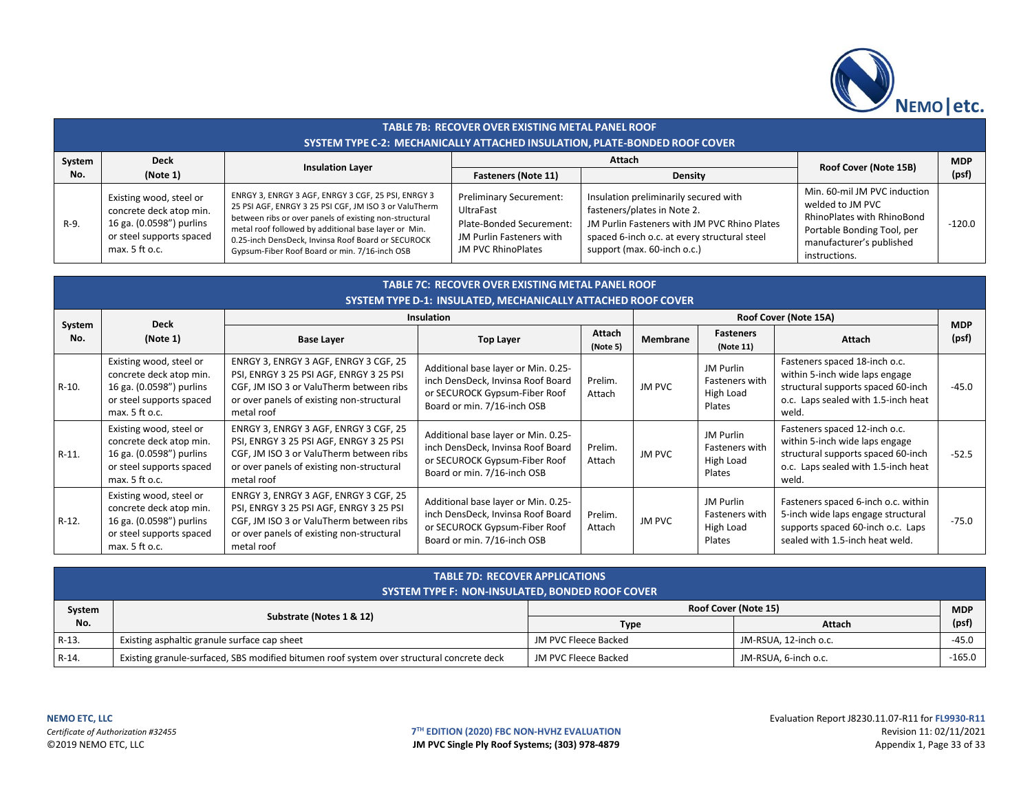| TABLE 7B: RECOVER OVER EXISTING METAL PANEL ROOF<br>SYSTEM TYPE C-2: MECHANICALLY ATTACHED INSULATION, PLATE-BONDED ROOF COVER | | | | | | |
|---|---|---|---|---|---|---|
| System No. | Deck (Note 1) | Insulation Layer | Attach | | Roof Cover (Note 15B) | MDP (psf) |
| | | | Fasteners (Note 11) | Density | | |
| R-9. | Existing wood, steel or concrete deck atop min. 16 ga. (0.0598") purlins or steel supports spaced max. 5 ft o.c. | ENRGY 3, ENRGY 3 AGF, ENRGY 3 CGF, 25 PSI, ENRGY 3 25 PSI AGF, ENRGY 3 25 PSI CGF, JM ISO 3 or ValuTherm between ribs or over panels of existing non-structural metal roof followed by additional base layer or Min. 0.25-inch DensDeck, Invinsa Roof Board or SECUROCK Gypsum-Fiber Roof Board or min. 7/16-inch OSB | Preliminary Securement: UltraFast<br>Plate-Bonded Securement: JM Purlin Fasteners with JM PVC RhinoPlates | Insulation preliminarily secured with fasteners/plates in Note 2.<br>JM Purlin Fasteners with JM PVC Rhino Plates spaced 6-inch o.c. at every structural steel support (max. 60-inch o.c.) | Min. 60-mil JM PVC induction welded to JM PVC RhinoPlates with RhinoBond Portable Bonding Tool, per manufacturer's published instructions. | -120.0 |

| TABLE 7C: RECOVER OVER EXISTING METAL PANEL ROOF<br>SYSTEM TYPE D-1: INSULATED, MECHANICALLY ATTACHED ROOF COVER | | | | | | | | |
|---|---|---|---|---|---|---|---|---|
| System No. | Deck (Note 1) | Insulation | | | Roof Cover (Note 15A) | | | MDP (psf) |
| | | Base Layer | Top Layer | Attach (Note 5) | Membrane | Fasteners (Note 11) | Attach | |
| R-10. | Existing wood, steel or concrete deck atop min. 16 ga. (0.0598") purlins or steel supports spaced max. 5 ft o.c. | ENRGY 3, ENRGY 3 AGF, ENRGY 3 CGF, 25 PSI, ENRGY 3 25 PSI AGF, ENRGY 3 25 PSI CGF, JM ISO 3 or ValuTherm between ribs or over panels of existing non-structural metal roof | Additional base layer or Min. 0.25-inch DensDeck, Invinsa Roof Board or SECUROCK Gypsum-Fiber Roof Board or min. 7/16-inch OSB | Prelim. Attach | JM PVC | JM Purlin Fasteners with High Load Plates | Fasteners spaced 18-inch o.c. within 5-inch wide laps engage structural supports spaced 60-inch o.c. Laps sealed with 1.5-inch heat weld. | -45.0 |
| R-11. | Existing wood, steel or concrete deck atop min. 16 ga. (0.0598") purlins or steel supports spaced max. 5 ft o.c. | ENRGY 3, ENRGY 3 AGF, ENRGY 3 CGF, 25 PSI, ENRGY 3 25 PSI AGF, ENRGY 3 25 PSI CGF, JM ISO 3 or ValuTherm between ribs or over panels of existing non-structural metal roof | Additional base layer or Min. 0.25-inch DensDeck, Invinsa Roof Board or SECUROCK Gypsum-Fiber Roof Board or min. 7/16-inch OSB | Prelim. Attach | JM PVC | JM Purlin Fasteners with High Load Plates | Fasteners spaced 12-inch o.c. within 5-inch wide laps engage structural supports spaced 60-inch o.c. Laps sealed with 1.5-inch heat weld. | -52.5 |
| R-12. | Existing wood, steel or concrete deck atop min. 16 ga. (0.0598") purlins or steel supports spaced max. 5 ft o.c. | ENRGY 3, ENRGY 3 AGF, ENRGY 3 CGF, 25 PSI, ENRGY 3 25 PSI AGF, ENRGY 3 25 PSI CGF, JM ISO 3 or ValuTherm between ribs or over panels of existing non-structural metal roof | Additional base layer or Min. 0.25-inch DensDeck, Invinsa Roof Board or SECUROCK Gypsum-Fiber Roof Board or min. 7/16-inch OSB | Prelim. Attach | JM PVC | JM Purlin Fasteners with High Load Plates | Fasteners spaced 6-inch o.c. within 5-inch wide laps engage structural supports spaced 60-inch o.c. Laps sealed with 1.5-inch heat weld. | -75.0 |

| TABLE 7D: RECOVER APPLICATIONS<br>SYSTEM TYPE F: NON-INSULATED, BONDED ROOF COVER | | | | |
|---|---|---|---|---|
| System No. | Substrate (Notes 1 & 12) | Roof Cover (Note 15) | | MDP (psf) |
| | | Type | Attach | |
| R-13. | Existing asphaltic granule surface cap sheet | JM PVC Fleece Backed | JM-RSUA, 12-inch o.c. | -45.0 |
| R-14. | Existing granule-surfaced, SBS modified bitumen roof system over structural concrete deck | JM PVC Fleece Backed | JM-RSUA, 6-inch o.c. | -165.0 |